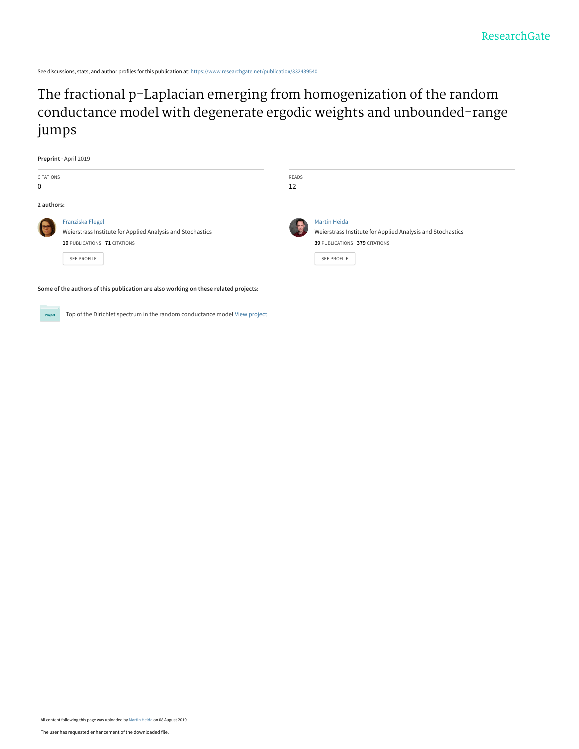ResearchGate

See discussions, stats, and author profiles for this publication at: https://www.researchgate.net/publication/332439540

# The fractional p-Laplacian emerging from homogenization of the random conductance model with degenerate ergodic weights and unbounded-range jumps

**Preprint** · April 2019

CITATIONS
0

READS
12

**2 authors:**

Franziska Flegel
Weierstrass Institute for Applied Analysis and Stochastics
**10** PUBLICATIONS **71** CITATIONS

SEE PROFILE

Martin Heida
Weierstrass Institute for Applied Analysis and Stochastics
**39** PUBLICATIONS **379** CITATIONS

SEE PROFILE

**Some of the authors of this publication are also working on these related projects:**

Top of the Dirichlet spectrum in the random conductance model View project

All content following this page was uploaded by Martin Heida on 08 August 2019.

The user has requested enhancement of the downloaded file.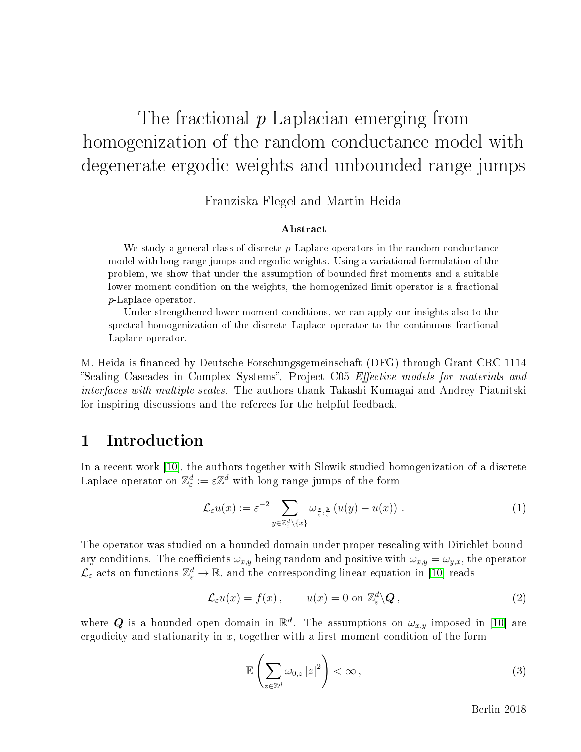# The fractional $p$-Laplacian emerging from homogenization of the random conductance model with degenerate ergodic weights and unbounded-range jumps

Franziska Flegel and Martin Heida

**Abstract**

We study a general class of discrete $p$-Laplace operators in the random conductance model with long-range jumps and ergodic weights. Using a variational formulation of the problem, we show that under the assumption of bounded first moments and a suitable lower moment condition on the weights, the homogenized limit operator is a fractional $p$-Laplace operator.

Under strengthened lower moment conditions, we can apply our insights also to the spectral homogenization of the discrete Laplace operator to the continuous fractional Laplace operator.

M. Heida is financed by Deutsche Forschungsgemeinschaft (DFG) through Grant CRC 1114 "Scaling Cascades in Complex Systems", Project C05 *Effective models for materials and interfaces with multiple scales*. The authors thank Takashi Kumagai and Andrey Piatnitski for inspiring discussions and the referees for the helpful feedback.

## 1 Introduction

In a recent work [10], the authors together with Slowik studied homogenization of a discrete Laplace operator on $\mathbb{Z}^d_\varepsilon := \varepsilon\mathbb{Z}^d$ with long range jumps of the form

$$\mathcal{L}_\varepsilon u(x) := \varepsilon^{-2} \sum_{y\in\mathbb{Z}^d_\varepsilon\setminus\{x\}} \omega_{\frac{x}{\varepsilon},\frac{y}{\varepsilon}} \left(u(y) - u(x)\right) . \tag{1}$$

The operator was studied on a bounded domain under proper rescaling with Dirichlet boundary conditions. The coefficients $\omega_{x,y}$ being random and positive with $\omega_{x,y} = \omega_{y,x}$, the operator $\mathcal{L}_\varepsilon$ acts on functions $\mathbb{Z}^d_\varepsilon \to \mathbb{R}$, and the corresponding linear equation in [10] reads

$$\mathcal{L}_\varepsilon u(x) = f(x) , \qquad u(x) = 0 \text{ on } \mathbb{Z}^d_\varepsilon\setminus\boldsymbol{Q} , \tag{2}$$

where $\boldsymbol{Q}$ is a bounded open domain in $\mathbb{R}^d$. The assumptions on $\omega_{x,y}$ imposed in [10] are ergodicity and stationarity in $x$, together with a first moment condition of the form

$$\mathbb{E}\left(\sum_{z\in\mathbb{Z}^d} \omega_{0,z} \left|z\right|^2\right) < \infty , \tag{3}$$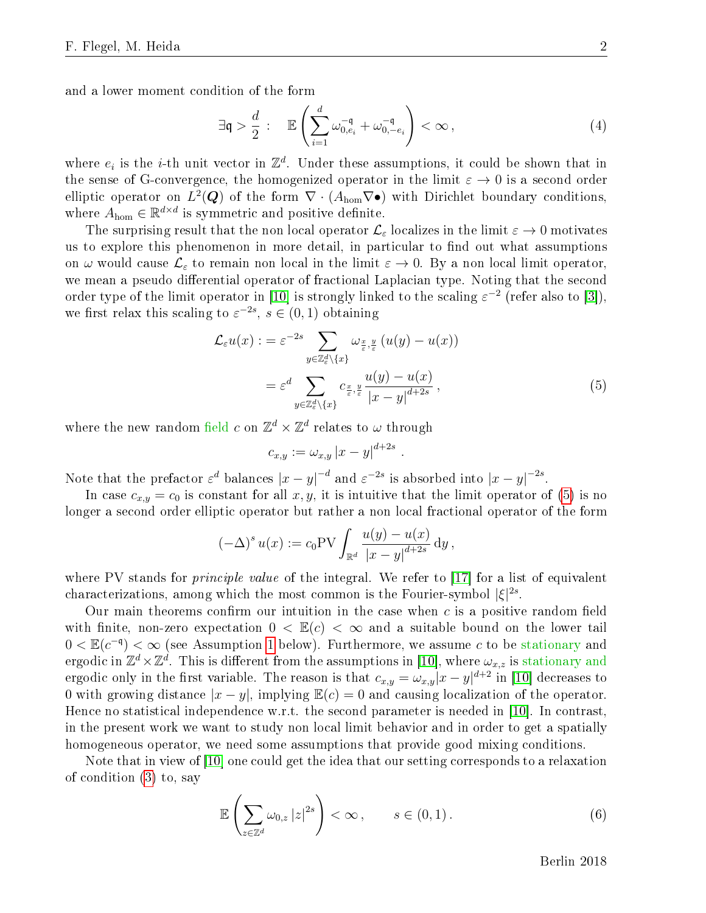and a lower moment condition of the form

$$\exists \mathfrak{q} > \frac{d}{2} : \quad \mathbb{E}\left(\sum_{i=1}^{d} \omega_{0,e_i}^{-\mathfrak{q}} + \omega_{0,-e_i}^{-\mathfrak{q}}\right) < \infty\,, \tag{4}$$

where $e_i$ is the $i$-th unit vector in $\mathbb{Z}^d$. Under these assumptions, it could be shown that in the sense of G-convergence, the homogenized operator in the limit $\varepsilon \to 0$ is a second order elliptic operator on $L^2(\boldsymbol{Q})$ of the form $\nabla \cdot (A_{\text{hom}} \nabla \bullet)$ with Dirichlet boundary conditions, where $A_{\text{hom}} \in \mathbb{R}^{d\times d}$ is symmetric and positive definite.

The surprising result that the non local operator $\mathcal{L}_\varepsilon$ localizes in the limit $\varepsilon \to 0$ motivates us to explore this phenomenon in more detail, in particular to find out what assumptions on $\omega$ would cause $\mathcal{L}_\varepsilon$ to remain non local in the limit $\varepsilon \to 0$. By a non local limit operator, we mean a pseudo differential operator of fractional Laplacian type. Noting that the second order type of the limit operator in [10] is strongly linked to the scaling $\varepsilon^{-2}$ (refer also to [3]), we first relax this scaling to $\varepsilon^{-2s}$, $s \in (0,1)$ obtaining

$$\begin{aligned}
\mathcal{L}_\varepsilon u(x) &:= \varepsilon^{-2s} \sum_{y \in \mathbb{Z}^d_\varepsilon \setminus \{x\}} \omega_{\frac{x}{\varepsilon},\frac{y}{\varepsilon}} \left(u(y) - u(x)\right) \\
&= \varepsilon^{d} \sum_{y \in \mathbb{Z}^d_\varepsilon \setminus \{x\}} c_{\frac{x}{\varepsilon},\frac{y}{\varepsilon}} \frac{u(y)-u(x)}{|x-y|^{d+2s}}\,,
\end{aligned} \tag{5}$$

where the new random field $c$ on $\mathbb{Z}^d \times \mathbb{Z}^d$ relates to $\omega$ through

$$c_{x,y} := \omega_{x,y} \left|x - y\right|^{d+2s}\,.$$

Note that the prefactor $\varepsilon^d$ balances $|x-y|^{-d}$ and $\varepsilon^{-2s}$ is absorbed into $|x-y|^{-2s}$.

In case $c_{x,y} = c_0$ is constant for all $x, y$, it is intuitive that the limit operator of (5) is no longer a second order elliptic operator but rather a non local fractional operator of the form

$$(-\Delta)^s u(x) := c_0 \mathrm{PV} \int_{\mathbb{R}^d} \frac{u(y)-u(x)}{|x-y|^{d+2s}}\,\mathrm{d}y\,,$$

where PV stands for *principle value* of the integral. We refer to [17] for a list of equivalent characterizations, among which the most common is the Fourier-symbol $|\xi|^{2s}$.

Our main theorems confirm our intuition in the case when $c$ is a positive random field with finite, non-zero expectation $0 < \mathbb{E}(c) < \infty$ and a suitable bound on the lower tail $0 < \mathbb{E}(c^{-\mathfrak{q}}) < \infty$ (see Assumption 1 below). Furthermore, we assume $c$ to be stationary and ergodic in $\mathbb{Z}^d \times \mathbb{Z}^d$. This is different from the assumptions in [10], where $\omega_{x,z}$ is stationary and ergodic only in the first variable. The reason is that $c_{x,y} = \omega_{x,y}|x-y|^{d+2}$ in [10] decreases to 0 with growing distance $|x-y|$, implying $\mathbb{E}(c) = 0$ and causing localization of the operator. Hence no statistical independence w.r.t. the second parameter is needed in [10]. In contrast, in the present work we want to study non local limit behavior and in order to get a spatially homogeneous operator, we need some assumptions that provide good mixing conditions.

Note that in view of [10] one could get the idea that our setting corresponds to a relaxation of condition (3) to, say

$$\mathbb{E}\left(\sum_{z\in\mathbb{Z}^d} \omega_{0,z} \left|z\right|^{2s}\right) < \infty\,, \qquad s \in (0,1)\,. \tag{6}$$

Berlin 2018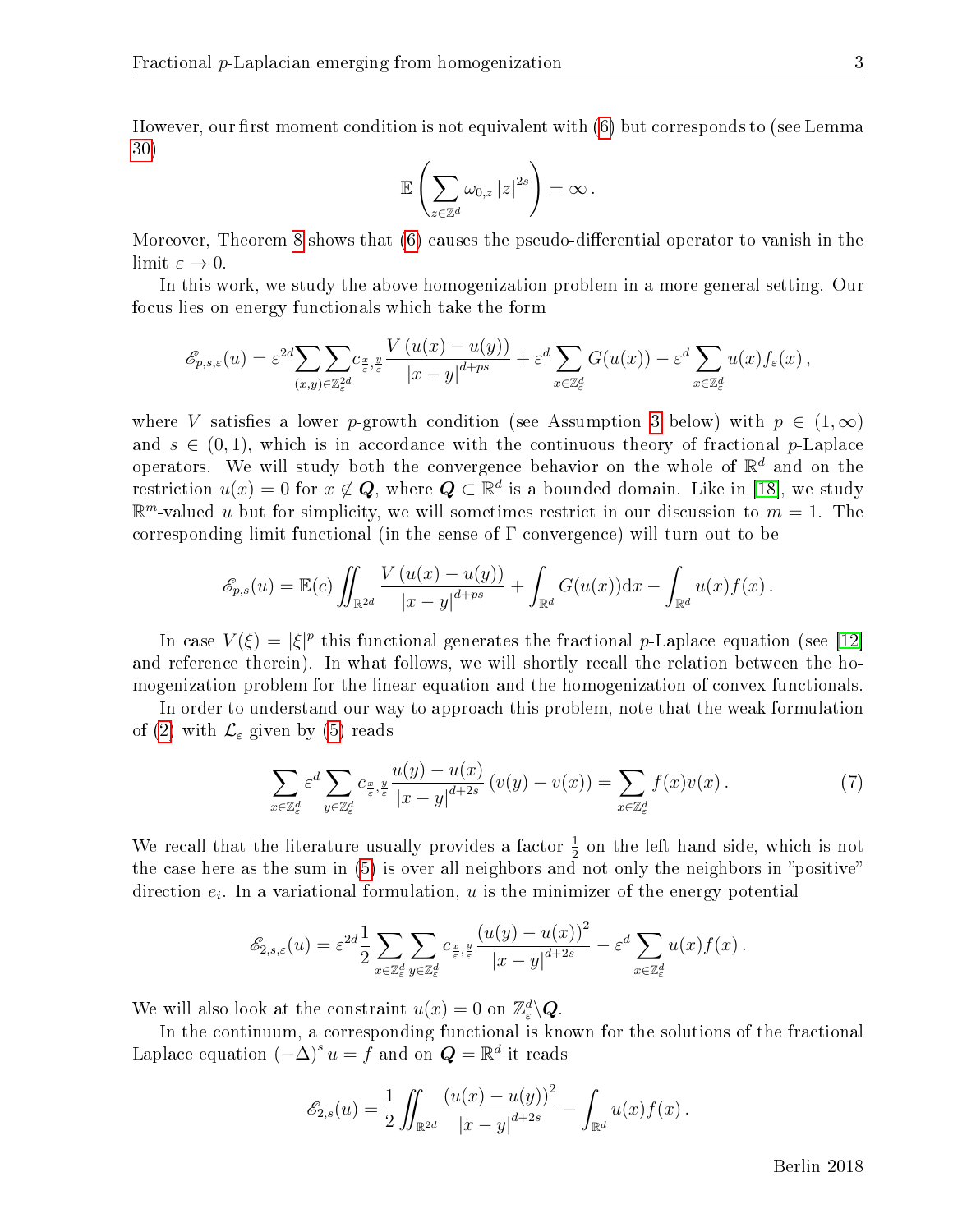However, our first moment condition is not equivalent with (6) but corresponds to (see Lemma 30)

$$\mathbb{E}\left(\sum_{z\in\mathbb{Z}^d}\omega_{0,z}\left|z\right|^{2s}\right)=\infty\,.$$

Moreover, Theorem 8 shows that (6) causes the pseudo-differential operator to vanish in the limit $\varepsilon\to 0$.

In this work, we study the above homogenization problem in a more general setting. Our focus lies on energy functionals which take the form

$$\mathscr{E}_{p,s,\varepsilon}(u)=\varepsilon^{2d}\sum_{(x,y)\in\mathbb{Z}_\varepsilon^{2d}}c_{\frac{x}{\varepsilon},\frac{y}{\varepsilon}}\frac{V\left(u(x)-u(y)\right)}{\left|x-y\right|^{d+ps}}+\varepsilon^d\sum_{x\in\mathbb{Z}_\varepsilon^d}G(u(x))-\varepsilon^d\sum_{x\in\mathbb{Z}_\varepsilon^d}u(x)f_\varepsilon(x)\,,$$

where $V$ satisfies a lower $p$-growth condition (see Assumption 3 below) with $p\in(1,\infty)$ and $s\in(0,1)$, which is in accordance with the continuous theory of fractional $p$-Laplace operators. We will study both the convergence behavior on the whole of $\mathbb{R}^d$ and on the restriction $u(x)=0$ for $x\notin\boldsymbol{Q}$, where $\boldsymbol{Q}\subset\mathbb{R}^d$ is a bounded domain. Like in [18], we study $\mathbb{R}^m$-valued $u$ but for simplicity, we will sometimes restrict in our discussion to $m=1$. The corresponding limit functional (in the sense of $\Gamma$-convergence) will turn out to be

$$\mathscr{E}_{p,s}(u)=\mathbb{E}(c)\iint_{\mathbb{R}^{2d}}\frac{V\left(u(x)-u(y)\right)}{\left|x-y\right|^{d+ps}}+\int_{\mathbb{R}^d}G(u(x))\mathrm{d}x-\int_{\mathbb{R}^d}u(x)f(x)\,.$$

In case $V(\xi)=|\xi|^p$ this functional generates the fractional $p$-Laplace equation (see [12] and reference therein). In what follows, we will shortly recall the relation between the homogenization problem for the linear equation and the homogenization of convex functionals.

In order to understand our way to approach this problem, note that the weak formulation of (2) with $\mathcal{L}_\varepsilon$ given by (5) reads

$$\sum_{x\in\mathbb{Z}_\varepsilon^d}\varepsilon^d\sum_{y\in\mathbb{Z}_\varepsilon^d}c_{\frac{x}{\varepsilon},\frac{y}{\varepsilon}}\frac{u(y)-u(x)}{\left|x-y\right|^{d+2s}}\left(v(y)-v(x)\right)=\sum_{x\in\mathbb{Z}_\varepsilon^d}f(x)v(x)\,. \tag{7}$$

We recall that the literature usually provides a factor $\frac{1}{2}$ on the left hand side, which is not the case here as the sum in (5) is over all neighbors and not only the neighbors in "positive" direction $e_i$. In a variational formulation, $u$ is the minimizer of the energy potential

$$\mathscr{E}_{2,s,\varepsilon}(u)=\varepsilon^{2d}\frac{1}{2}\sum_{x\in\mathbb{Z}_\varepsilon^d}\sum_{y\in\mathbb{Z}_\varepsilon^d}c_{\frac{x}{\varepsilon},\frac{y}{\varepsilon}}\frac{\left(u(y)-u(x)\right)^2}{\left|x-y\right|^{d+2s}}-\varepsilon^d\sum_{x\in\mathbb{Z}_\varepsilon^d}u(x)f(x)\,.$$

We will also look at the constraint $u(x)=0$ on $\mathbb{Z}_\varepsilon^d\backslash\boldsymbol{Q}$.

In the continuum, a corresponding functional is known for the solutions of the fractional Laplace equation $(-\Delta)^s u=f$ and on $\boldsymbol{Q}=\mathbb{R}^d$ it reads

$$\mathscr{E}_{2,s}(u)=\frac{1}{2}\iint_{\mathbb{R}^{2d}}\frac{\left(u(x)-u(y)\right)^2}{\left|x-y\right|^{d+2s}}-\int_{\mathbb{R}^d}u(x)f(x)\,.$$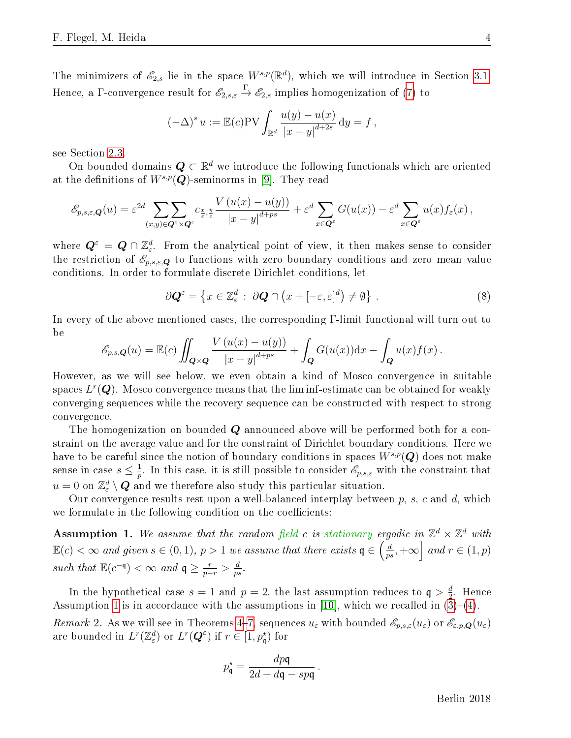The minimizers of $\mathscr{E}_{2,s}$ lie in the space $W^{s,p}(\mathbb{R}^d)$, which we will introduce in Section 3.1. Hence, a $\Gamma$-convergence result for $\mathscr{E}_{2,s,\varepsilon} \xrightarrow{\Gamma} \mathscr{E}_{2,s}$ implies homogenization of (7) to

$$
(-\Delta)^s u := \mathbb{E}(c)\mathrm{PV}\int_{\mathbb{R}^d} \frac{u(y)-u(x)}{|x-y|^{d+2s}}\,\mathrm{d}y = f\,,
$$

see Section 2.3.

On bounded domains $\boldsymbol{Q}\subset\mathbb{R}^d$ we introduce the following functionals which are oriented at the definitions of $W^{s,p}(\boldsymbol{Q})$-seminorms in [9]. They read

$$
\mathscr{E}_{p,s,\varepsilon,\boldsymbol{Q}}(u) = \varepsilon^{2d}\sum\sum_{(x,y)\in\boldsymbol{Q}^\varepsilon\times\boldsymbol{Q}^\varepsilon} c_{\frac{x}{\varepsilon},\frac{y}{\varepsilon}}\frac{V\left(u(x)-u(y)\right)}{|x-y|^{d+ps}} + \varepsilon^d\sum_{x\in\boldsymbol{Q}^\varepsilon} G(u(x)) - \varepsilon^d\sum_{x\in\boldsymbol{Q}^\varepsilon} u(x)f_\varepsilon(x)\,,
$$

where $\boldsymbol{Q}^\varepsilon = \boldsymbol{Q}\cap\mathbb{Z}^d_\varepsilon$. From the analytical point of view, it then makes sense to consider the restriction of $\mathscr{E}_{p,s,\varepsilon,\boldsymbol{Q}}$ to functions with zero boundary conditions and zero mean value conditions. In order to formulate discrete Dirichlet conditions, let

$$
\partial\boldsymbol{Q}^\varepsilon = \left\{x\in\mathbb{Z}^d_\varepsilon\,:\,\partial\boldsymbol{Q}\cap\left(x+[-\varepsilon,\varepsilon]^d\right)\neq\emptyset\right\}\,. \tag{8}
$$

In every of the above mentioned cases, the corresponding $\Gamma$-limit functional will turn out to be

$$
\mathscr{E}_{p,s,\boldsymbol{Q}}(u) = \mathbb{E}(c)\iint_{\boldsymbol{Q}\times\boldsymbol{Q}}\frac{V\left(u(x)-u(y)\right)}{|x-y|^{d+ps}} + \int_{\boldsymbol{Q}} G(u(x))\mathrm{d}x - \int_{\boldsymbol{Q}} u(x)f(x)\,.
$$

However, as we will see below, we even obtain a kind of Mosco convergence in suitable spaces $L^r(\boldsymbol{Q})$. Mosco convergence means that the lim inf-estimate can be obtained for weakly converging sequences while the recovery sequence can be constructed with respect to strong convergence.

The homogenization on bounded $\boldsymbol{Q}$ announced above will be performed both for a constraint on the average value and for the constraint of Dirichlet boundary conditions. Here we have to be careful since the notion of boundary conditions in spaces $W^{s,p}(\boldsymbol{Q})$ does not make sense in case $s\leq\frac{1}{p}$. In this case, it is still possible to consider $\mathscr{E}_{p,s,\varepsilon}$ with the constraint that $u=0$ on $\mathbb{Z}^d_\varepsilon\setminus\boldsymbol{Q}$ and we therefore also study this particular situation.

Our convergence results rest upon a well-balanced interplay between $p$, $s$, $c$ and $d$, which we formulate in the following condition on the coefficients:

**Assumption 1.** *We assume that the random field $c$ is stationary ergodic in $\mathbb{Z}^d\times\mathbb{Z}^d$ with $\mathbb{E}(c)<\infty$ and given $s\in(0,1)$, $p>1$ we assume that there exists $\mathfrak{q}\in\left(\frac{d}{ps},+\infty\right]$ and $r\in(1,p)$ such that $\mathbb{E}(c^{-\mathfrak{q}})<\infty$ and $\mathfrak{q}\geq\frac{r}{p-r}>\frac{d}{ps}$.*

In the hypothetical case $s=1$ and $p=2$, the last assumption reduces to $\mathfrak{q}>\frac{d}{2}$. Hence Assumption 1 is in accordance with the assumptions in [10], which we recalled in (3)–(4).

*Remark* 2. As we will see in Theorems 4–7, sequences $u_\varepsilon$ with bounded $\mathscr{E}_{p,s,\varepsilon}(u_\varepsilon)$ or $\mathscr{E}_{\varepsilon,p,\boldsymbol{Q}}(u_\varepsilon)$ are bounded in $L^r(\mathbb{Z}^d_\varepsilon)$ or $L^r(\boldsymbol{Q}^\varepsilon)$ if $r\in[1,p^\star_{\mathfrak{q}})$ for

$$
p^\star_{\mathfrak{q}} = \frac{dp\mathfrak{q}}{2d+d\mathfrak{q}-sp\mathfrak{q}}\,.
$$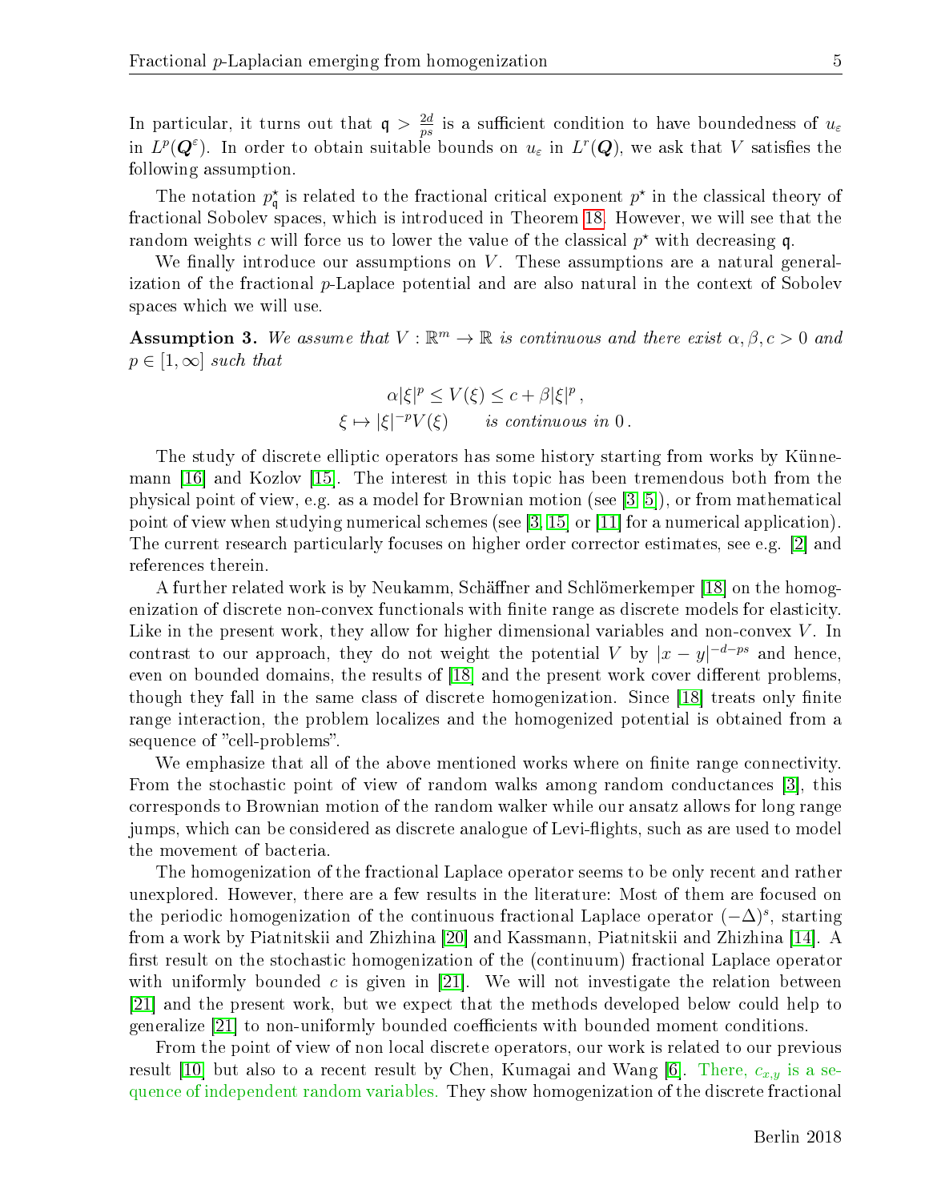In particular, it turns out that $\mathfrak{q} > \frac{2d}{ps}$ is a sufficient condition to have boundedness of $u_\varepsilon$ in $L^p(\boldsymbol{Q}^\varepsilon)$. In order to obtain suitable bounds on $u_\varepsilon$ in $L^r(\boldsymbol{Q})$, we ask that $V$ satisfies the following assumption.

The notation $p^\star_{\mathfrak{q}}$ is related to the fractional critical exponent $p^\star$ in the classical theory of fractional Sobolev spaces, which is introduced in Theorem 18. However, we will see that the random weights $c$ will force us to lower the value of the classical $p^\star$ with decreasing $\mathfrak{q}$.

We finally introduce our assumptions on $V$. These assumptions are a natural generalization of the fractional $p$-Laplace potential and are also natural in the context of Sobolev spaces which we will use.

**Assumption 3.** *We assume that $V : \mathbb{R}^m \to \mathbb{R}$ is continuous and there exist $\alpha, \beta, c > 0$ and $p \in [1, \infty]$ such that*

$$\alpha|\xi|^p \leq V(\xi) \leq c + \beta|\xi|^p \,,$$
$$\xi \mapsto |\xi|^{-p}V(\xi) \qquad \textit{is continuous in } 0 \,.$$

The study of discrete elliptic operators has some history starting from works by Künnemann [16] and Kozlov [15]. The interest in this topic has been tremendous both from the physical point of view, e.g. as a model for Brownian motion (see [3, 5]), or from mathematical point of view when studying numerical schemes (see [3, 15] or [11] for a numerical application). The current research particularly focuses on higher order corrector estimates, see e.g. [2] and references therein.

A further related work is by Neukamm, Schäffner and Schlömerkemper [18] on the homogenization of discrete non-convex functionals with finite range as discrete models for elasticity. Like in the present work, they allow for higher dimensional variables and non-convex $V$. In contrast to our approach, they do not weight the potential $V$ by $|x-y|^{-d-ps}$ and hence, even on bounded domains, the results of [18] and the present work cover different problems, though they fall in the same class of discrete homogenization. Since [18] treats only finite range interaction, the problem localizes and the homogenized potential is obtained from a sequence of "cell-problems".

We emphasize that all of the above mentioned works where on finite range connectivity. From the stochastic point of view of random walks among random conductances [3], this corresponds to Brownian motion of the random walker while our ansatz allows for long range jumps, which can be considered as discrete analogue of Levi-flights, such as are used to model the movement of bacteria.

The homogenization of the fractional Laplace operator seems to be only recent and rather unexplored. However, there are a few results in the literature: Most of them are focused on the periodic homogenization of the continuous fractional Laplace operator $(-\Delta)^s$, starting from a work by Piatnitskii and Zhizhina [20] and Kassmann, Piatnitskii and Zhizhina [14]. A first result on the stochastic homogenization of the (continuum) fractional Laplace operator with uniformly bounded $c$ is given in [21]. We will not investigate the relation between [21] and the present work, but we expect that the methods developed below could help to generalize [21] to non-uniformly bounded coefficients with bounded moment conditions.

From the point of view of non local discrete operators, our work is related to our previous result [10] but also to a recent result by Chen, Kumagai and Wang [6]. There, $c_{x,y}$ is a sequence of independent random variables. They show homogenization of the discrete fractional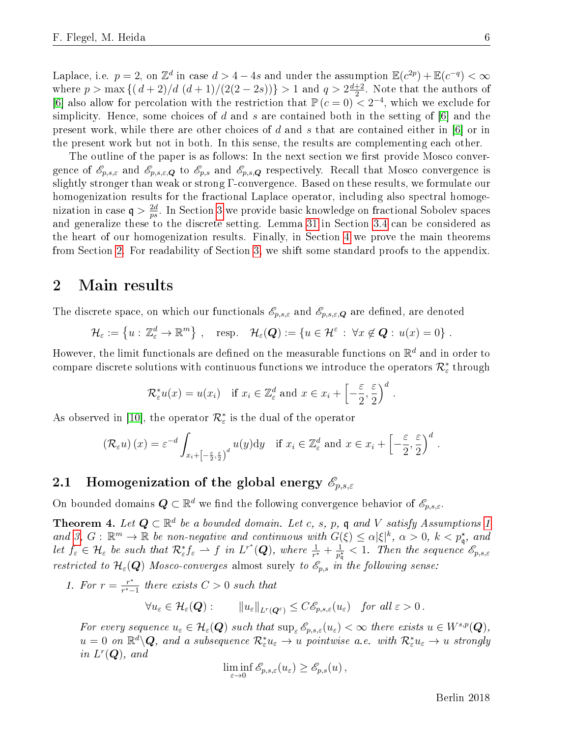Laplace, i.e. $p = 2$, on $\mathbb{Z}^d$ in case $d > 4 - 4s$ and under the assumption $\mathbb{E}(c^{2p}) + \mathbb{E}(c^{-q}) < \infty$ where $p > \max\{(d+2)/d\ (d+1)/(2(2-2s))\} > 1$ and $q > 2\frac{d+2}{2}$. Note that the authors of [6] also allow for percolation with the restriction that $\mathbb{P}(c = 0) < 2^{-4}$, which we exclude for simplicity. Hence, some choices of $d$ and $s$ are contained both in the setting of [6] and the present work, while there are other choices of $d$ and $s$ that are contained either in [6] or in the present work but not in both. In this sense, the results are complementing each other.

The outline of the paper is as follows: In the next section we first provide Mosco convergence of $\mathscr{E}_{p,s,\varepsilon}$ and $\mathscr{E}_{p,s,\varepsilon,\boldsymbol{Q}}$ to $\mathscr{E}_{p,s}$ and $\mathscr{E}_{p,s,\boldsymbol{Q}}$ respectively. Recall that Mosco convergence is slightly stronger than weak or strong Γ-convergence. Based on these results, we formulate our homogenization results for the fractional Laplace operator, including also spectral homogenization in case $\mathfrak{q} > \frac{2d}{ps}$. In Section 3 we provide basic knowledge on fractional Sobolev spaces and generalize these to the discrete setting. Lemma 31 in Section 3.4 can be considered as the heart of our homogenization results. Finally, in Section 4 we prove the main theorems from Section 2. For readability of Section 3, we shift some standard proofs to the appendix.

# 2 Main results

The discrete space, on which our functionals $\mathscr{E}_{p,s,\varepsilon}$ and $\mathscr{E}_{p,s,\varepsilon,\boldsymbol{Q}}$ are defined, are denoted

$$\mathcal{H}_\varepsilon := \left\{u : \mathbb{Z}^d_\varepsilon \to \mathbb{R}^m\right\}, \quad \text{resp.} \quad \mathcal{H}_\varepsilon(\boldsymbol{Q}) := \{u \in \mathcal{H}^\varepsilon \,:\, \forall x \notin \boldsymbol{Q} : \, u(x) = 0\}\,.$$

However, the limit functionals are defined on the measurable functions on $\mathbb{R}^d$ and in order to compare discrete solutions with continuous functions we introduce the operators $\mathcal{R}^*_\varepsilon$ through

$$\mathcal{R}^*_\varepsilon u(x) = u(x_i) \quad \text{if } x_i \in \mathbb{Z}^d_\varepsilon \text{ and } x \in x_i + \left[-\frac{\varepsilon}{2}, \frac{\varepsilon}{2}\right)^d.$$

As observed in [10], the operator $\mathcal{R}^*_\varepsilon$ is the dual of the operator

$$\left(\mathcal{R}_\varepsilon u\right)(x) = \varepsilon^{-d}\int_{x_i + \left[-\frac{\varepsilon}{2}, \frac{\varepsilon}{2}\right)^d} u(y)\mathrm{d}y \quad \text{if } x_i \in \mathbb{Z}^d_\varepsilon \text{ and } x \in x_i + \left[-\frac{\varepsilon}{2}, \frac{\varepsilon}{2}\right)^d.$$

## 2.1 Homogenization of the global energy $\mathscr{E}_{p,s,\varepsilon}$

On bounded domains $\boldsymbol{Q} \subset \mathbb{R}^d$ we find the following convergence behavior of $\mathscr{E}_{p,s,\varepsilon}$.

**Theorem 4.** *Let $\boldsymbol{Q} \subset \mathbb{R}^d$ be a bounded domain. Let $c$, $s$, $p$, $\mathfrak{q}$ and $V$ satisfy Assumptions 1 and 3, $G : \mathbb{R}^m \to \mathbb{R}$ be non-negative and continuous with $G(\xi) \leq \alpha|\xi|^k$, $\alpha > 0$, $k < p^\star_{\mathfrak{q}}$, and let $f_\varepsilon \in \mathcal{H}_\varepsilon$ be such that $\mathcal{R}^*_\varepsilon f_\varepsilon \rightharpoonup f$ in $L^{r^*}(\boldsymbol{Q})$, where $\frac{1}{r^*} + \frac{1}{p^\star_{\mathfrak{q}}} < 1$. Then the sequence $\mathscr{E}_{p,s,\varepsilon}$ restricted to $\mathcal{H}_\varepsilon(\boldsymbol{Q})$ Mosco-converges almost surely to $\mathscr{E}_{p,s}$ in the following sense:*

1. *For $r = \frac{r^*}{r^*-1}$ there exists $C > 0$ such that*

$$\forall u_\varepsilon \in \mathcal{H}_\varepsilon(\boldsymbol{Q}) : \qquad \|u_\varepsilon\|_{L^r(\boldsymbol{Q}^\varepsilon)} \leq C\mathscr{E}_{p,s,\varepsilon}(u_\varepsilon) \quad \text{for all } \varepsilon > 0\,.$$

*For every sequence $u_\varepsilon \in \mathcal{H}_\varepsilon(\boldsymbol{Q})$ such that $\sup_\varepsilon \mathscr{E}_{p,s,\varepsilon}(u_\varepsilon) < \infty$ there exists $u \in W^{s,p}(\boldsymbol{Q})$, $u = 0$ on $\mathbb{R}^d \backslash \boldsymbol{Q}$, and a subsequence $\mathcal{R}^*_\varepsilon u_\varepsilon \to u$ pointwise a.e. with $\mathcal{R}^*_\varepsilon u_\varepsilon \to u$ strongly in $L^r(\boldsymbol{Q})$, and*

$$\liminf_{\varepsilon\to 0} \mathscr{E}_{p,s,\varepsilon}(u_\varepsilon) \geq \mathscr{E}_{p,s}(u)\,,$$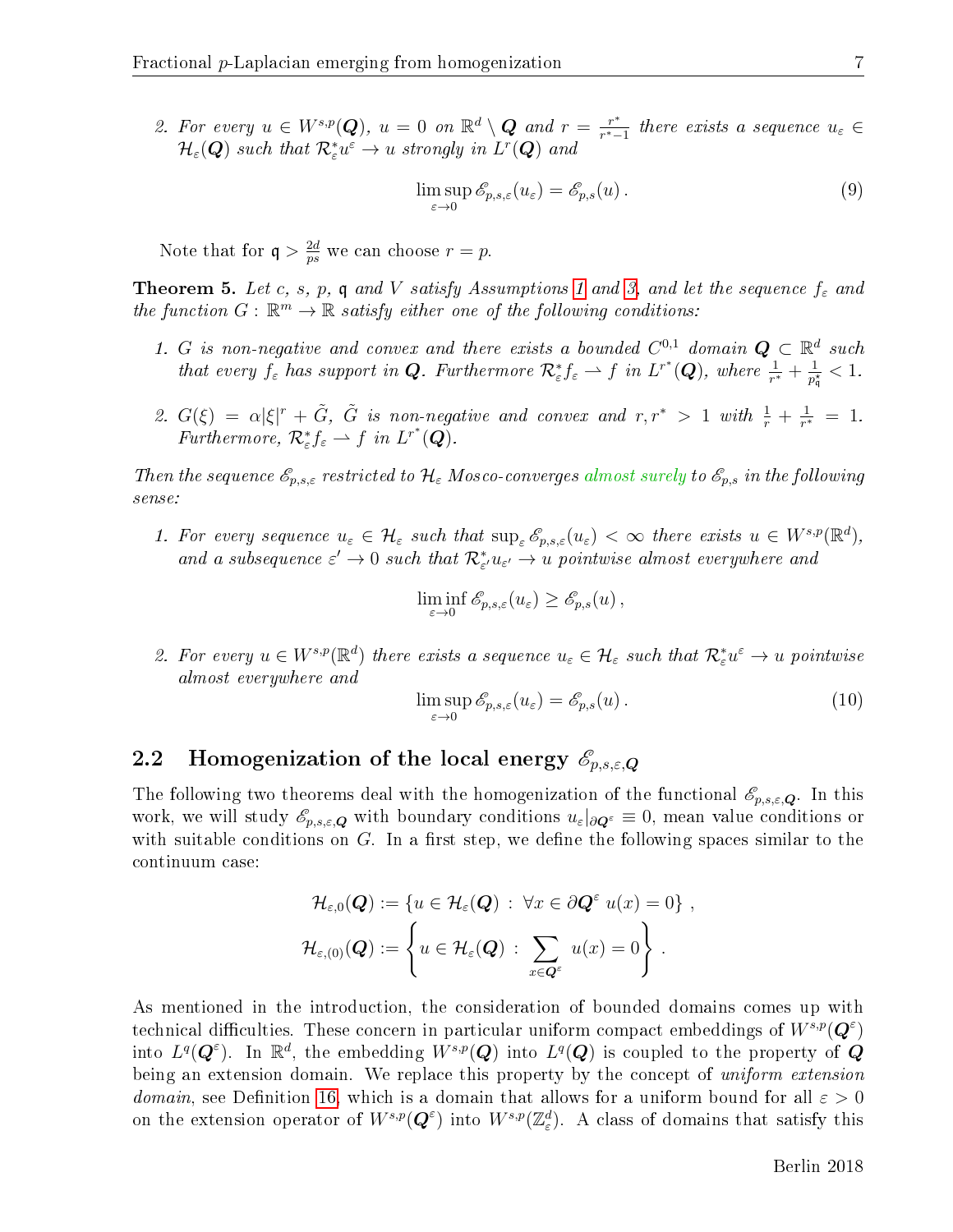2. *For every $u \in W^{s,p}(\boldsymbol{Q})$, $u = 0$ on $\mathbb{R}^d \setminus \boldsymbol{Q}$ and $r = \frac{r^*}{r^*-1}$ there exists a sequence $u_\varepsilon \in \mathcal{H}_\varepsilon(\boldsymbol{Q})$ such that $\mathcal{R}_\varepsilon^* u^\varepsilon \to u$ strongly in $L^r(\boldsymbol{Q})$ and*

$$\limsup_{\varepsilon\to 0} \mathscr{E}_{p,s,\varepsilon}(u_\varepsilon) = \mathscr{E}_{p,s}(u)\,. \tag{9}$$

Note that for $\mathfrak{q} > \frac{2d}{ps}$ we can choose $r = p$.

**Theorem 5.** *Let $c$, $s$, $p$, $\mathfrak{q}$ and $V$ satisfy Assumptions 1 and 3, and let the sequence $f_\varepsilon$ and the function $G : \mathbb{R}^m \to \mathbb{R}$ satisfy either one of the following conditions:*

1. *$G$ is non-negative and convex and there exists a bounded $C^{0,1}$ domain $\boldsymbol{Q} \subset \mathbb{R}^d$ such that every $f_\varepsilon$ has support in $\boldsymbol{Q}$. Furthermore $\mathcal{R}_\varepsilon^* f_\varepsilon \rightharpoonup f$ in $L^{r^*}(\boldsymbol{Q})$, where $\frac{1}{r^*} + \frac{1}{p_{\mathfrak{q}}^*} < 1$.*

2. *$G(\xi) = \alpha|\xi|^r + \tilde{G}$, $\tilde{G}$ is non-negative and convex and $r, r^* > 1$ with $\frac{1}{r} + \frac{1}{r^*} = 1$. Furthermore, $\mathcal{R}_\varepsilon^* f_\varepsilon \rightharpoonup f$ in $L^{r^*}(\boldsymbol{Q})$.*

*Then the sequence $\mathscr{E}_{p,s,\varepsilon}$ restricted to $\mathcal{H}_\varepsilon$ Mosco-converges almost surely to $\mathscr{E}_{p,s}$ in the following sense:*

1. *For every sequence $u_\varepsilon \in \mathcal{H}_\varepsilon$ such that $\sup_\varepsilon \mathscr{E}_{p,s,\varepsilon}(u_\varepsilon) < \infty$ there exists $u \in W^{s,p}(\mathbb{R}^d)$, and a subsequence $\varepsilon' \to 0$ such that $\mathcal{R}_{\varepsilon'}^* u_{\varepsilon'} \to u$ pointwise almost everywhere and*

$$\liminf_{\varepsilon\to 0} \mathscr{E}_{p,s,\varepsilon}(u_\varepsilon) \geq \mathscr{E}_{p,s}(u)\,,$$

2. *For every $u \in W^{s,p}(\mathbb{R}^d)$ there exists a sequence $u_\varepsilon \in \mathcal{H}_\varepsilon$ such that $\mathcal{R}_\varepsilon^* u^\varepsilon \to u$ pointwise almost everywhere and*

$$\limsup_{\varepsilon\to 0} \mathscr{E}_{p,s,\varepsilon}(u_\varepsilon) = \mathscr{E}_{p,s}(u)\,. \tag{10}$$

## 2.2 Homogenization of the local energy $\mathscr{E}_{p,s,\varepsilon,\boldsymbol{Q}}$

The following two theorems deal with the homogenization of the functional $\mathscr{E}_{p,s,\varepsilon,\boldsymbol{Q}}$. In this work, we will study $\mathscr{E}_{p,s,\varepsilon,\boldsymbol{Q}}$ with boundary conditions $u_\varepsilon|_{\partial\boldsymbol{Q}^\varepsilon} \equiv 0$, mean value conditions or with suitable conditions on $G$. In a first step, we define the following spaces similar to the continuum case:

$$\mathcal{H}_{\varepsilon,0}(\boldsymbol{Q}) := \{u \in \mathcal{H}_\varepsilon(\boldsymbol{Q}) \,:\, \forall x \in \partial\boldsymbol{Q}^\varepsilon\ u(x) = 0\}\ ,$$
$$\mathcal{H}_{\varepsilon,(0)}(\boldsymbol{Q}) := \left\{u \in \mathcal{H}_\varepsilon(\boldsymbol{Q}) \,:\, \sum_{x\in\boldsymbol{Q}^\varepsilon} u(x) = 0\right\}\,.$$

As mentioned in the introduction, the consideration of bounded domains comes up with technical difficulties. These concern in particular uniform compact embeddings of $W^{s,p}(\boldsymbol{Q}^\varepsilon)$ into $L^q(\boldsymbol{Q}^\varepsilon)$. In $\mathbb{R}^d$, the embedding $W^{s,p}(\boldsymbol{Q})$ into $L^q(\boldsymbol{Q})$ is coupled to the property of $\boldsymbol{Q}$ being an extension domain. We replace this property by the concept of *uniform extension domain*, see Definition 16, which is a domain that allows for a uniform bound for all $\varepsilon > 0$ on the extension operator of $W^{s,p}(\boldsymbol{Q}^\varepsilon)$ into $W^{s,p}(\mathbb{Z}_\varepsilon^d)$. A class of domains that satisfy this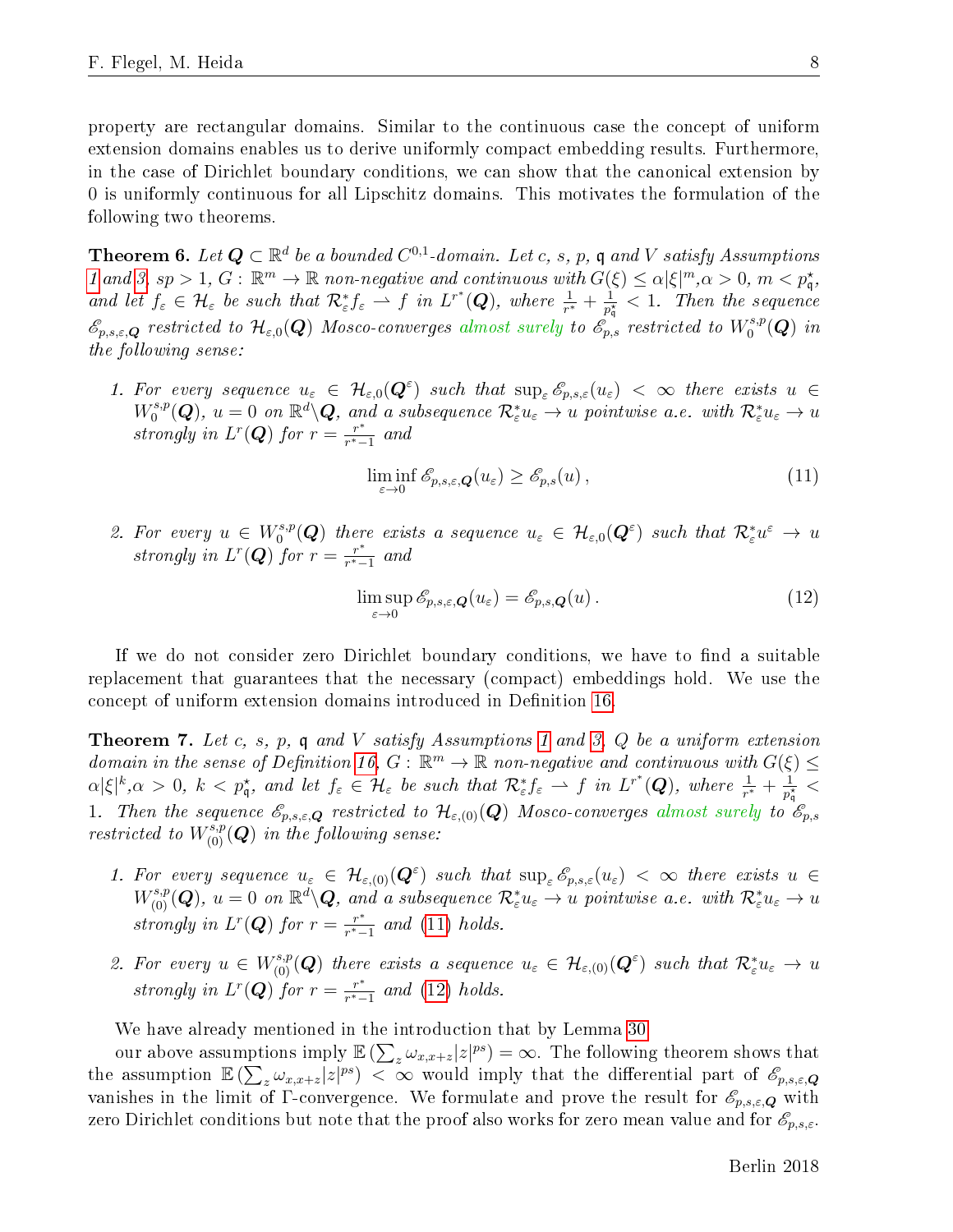property are rectangular domains. Similar to the continuous case the concept of uniform extension domains enables us to derive uniformly compact embedding results. Furthermore, in the case of Dirichlet boundary conditions, we can show that the canonical extension by 0 is uniformly continuous for all Lipschitz domains. This motivates the formulation of the following two theorems.

**Theorem 6.** *Let $\boldsymbol{Q} \subset \mathbb{R}^d$ be a bounded $C^{0,1}$-domain. Let $c$, $s$, $p$, $\mathfrak{q}$ and $V$ satisfy Assumptions 1 and 3, $sp > 1$, $G : \mathbb{R}^m \to \mathbb{R}$ non-negative and continuous with $G(\xi) \leq \alpha|\xi|^m$, $\alpha > 0$, $m < p^\star_{\mathfrak{q}}$, and let $f_\varepsilon \in \mathcal{H}_\varepsilon$ be such that $\mathcal{R}^*_\varepsilon f_\varepsilon \rightharpoonup f$ in $L^{r^*}(\boldsymbol{Q})$, where $\frac{1}{r^*} + \frac{1}{p^\star_{\mathfrak{q}}} < 1$. Then the sequence $\mathscr{E}_{p,s,\varepsilon,\boldsymbol{Q}}$ restricted to $\mathcal{H}_{\varepsilon,0}(\boldsymbol{Q})$ Mosco-converges almost surely to $\mathscr{E}_{p,s}$ restricted to $W^{s,p}_0(\boldsymbol{Q})$ in the following sense:*

1. *For every sequence $u_\varepsilon \in \mathcal{H}_{\varepsilon,0}(\boldsymbol{Q}^\varepsilon)$ such that $\sup_\varepsilon \mathscr{E}_{p,s,\varepsilon}(u_\varepsilon) < \infty$ there exists $u \in W^{s,p}_0(\boldsymbol{Q})$, $u = 0$ on $\mathbb{R}^d \backslash \boldsymbol{Q}$, and a subsequence $\mathcal{R}^*_\varepsilon u_\varepsilon \to u$ pointwise a.e. with $\mathcal{R}^*_\varepsilon u_\varepsilon \to u$ strongly in $L^r(\boldsymbol{Q})$ for $r = \frac{r^*}{r^*-1}$ and*
$$\liminf_{\varepsilon \to 0} \mathscr{E}_{p,s,\varepsilon,\boldsymbol{Q}}(u_\varepsilon) \geq \mathscr{E}_{p,s}(u)\,, \tag{11}$$

2. *For every $u \in W^{s,p}_0(\boldsymbol{Q})$ there exists a sequence $u_\varepsilon \in \mathcal{H}_{\varepsilon,0}(\boldsymbol{Q}^\varepsilon)$ such that $\mathcal{R}^*_\varepsilon u^\varepsilon \to u$ strongly in $L^r(\boldsymbol{Q})$ for $r = \frac{r^*}{r^*-1}$ and*
$$\limsup_{\varepsilon \to 0} \mathscr{E}_{p,s,\varepsilon,\boldsymbol{Q}}(u_\varepsilon) = \mathscr{E}_{p,s,\boldsymbol{Q}}(u)\,. \tag{12}$$

If we do not consider zero Dirichlet boundary conditions, we have to find a suitable replacement that guarantees that the necessary (compact) embeddings hold. We use the concept of uniform extension domains introduced in Definition 16.

**Theorem 7.** *Let $c$, $s$, $p$, $\mathfrak{q}$ and $V$ satisfy Assumptions 1 and 3, $Q$ be a uniform extension domain in the sense of Definition 16, $G : \mathbb{R}^m \to \mathbb{R}$ non-negative and continuous with $G(\xi) \leq \alpha|\xi|^k$, $\alpha > 0$, $k < p^\star_{\mathfrak{q}}$, and let $f_\varepsilon \in \mathcal{H}_\varepsilon$ be such that $\mathcal{R}^*_\varepsilon f_\varepsilon \rightharpoonup f$ in $L^{r^*}(\boldsymbol{Q})$, where $\frac{1}{r^*} + \frac{1}{p^\star_{\mathfrak{q}}} < 1$. Then the sequence $\mathscr{E}_{p,s,\varepsilon,\boldsymbol{Q}}$ restricted to $\mathcal{H}_{\varepsilon,(0)}(\boldsymbol{Q})$ Mosco-converges almost surely to $\mathscr{E}_{p,s}$ restricted to $W^{s,p}_{(0)}(\boldsymbol{Q})$ in the following sense:*

1. *For every sequence $u_\varepsilon \in \mathcal{H}_{\varepsilon,(0)}(\boldsymbol{Q}^\varepsilon)$ such that $\sup_\varepsilon \mathscr{E}_{p,s,\varepsilon}(u_\varepsilon) < \infty$ there exists $u \in W^{s,p}_{(0)}(\boldsymbol{Q})$, $u = 0$ on $\mathbb{R}^d \backslash \boldsymbol{Q}$, and a subsequence $\mathcal{R}^*_\varepsilon u_\varepsilon \to u$ pointwise a.e. with $\mathcal{R}^*_\varepsilon u_\varepsilon \to u$ strongly in $L^r(\boldsymbol{Q})$ for $r = \frac{r^*}{r^*-1}$ and (11) holds.*

2. *For every $u \in W^{s,p}_{(0)}(\boldsymbol{Q})$ there exists a sequence $u_\varepsilon \in \mathcal{H}_{\varepsilon,(0)}(\boldsymbol{Q}^\varepsilon)$ such that $\mathcal{R}^*_\varepsilon u_\varepsilon \to u$ strongly in $L^r(\boldsymbol{Q})$ for $r = \frac{r^*}{r^*-1}$ and (12) holds.*

We have already mentioned in the introduction that by Lemma 30

our above assumptions imply $\mathbb{E}\left(\sum_z \omega_{x,x+z}|z|^{ps}\right) = \infty$. The following theorem shows that the assumption $\mathbb{E}\left(\sum_z \omega_{x,x+z}|z|^{ps}\right) < \infty$ would imply that the differential part of $\mathscr{E}_{p,s,\varepsilon,\boldsymbol{Q}}$ vanishes in the limit of $\Gamma$-convergence. We formulate and prove the result for $\mathscr{E}_{p,s,\varepsilon,\boldsymbol{Q}}$ with zero Dirichlet conditions but note that the proof also works for zero mean value and for $\mathscr{E}_{p,s,\varepsilon}$.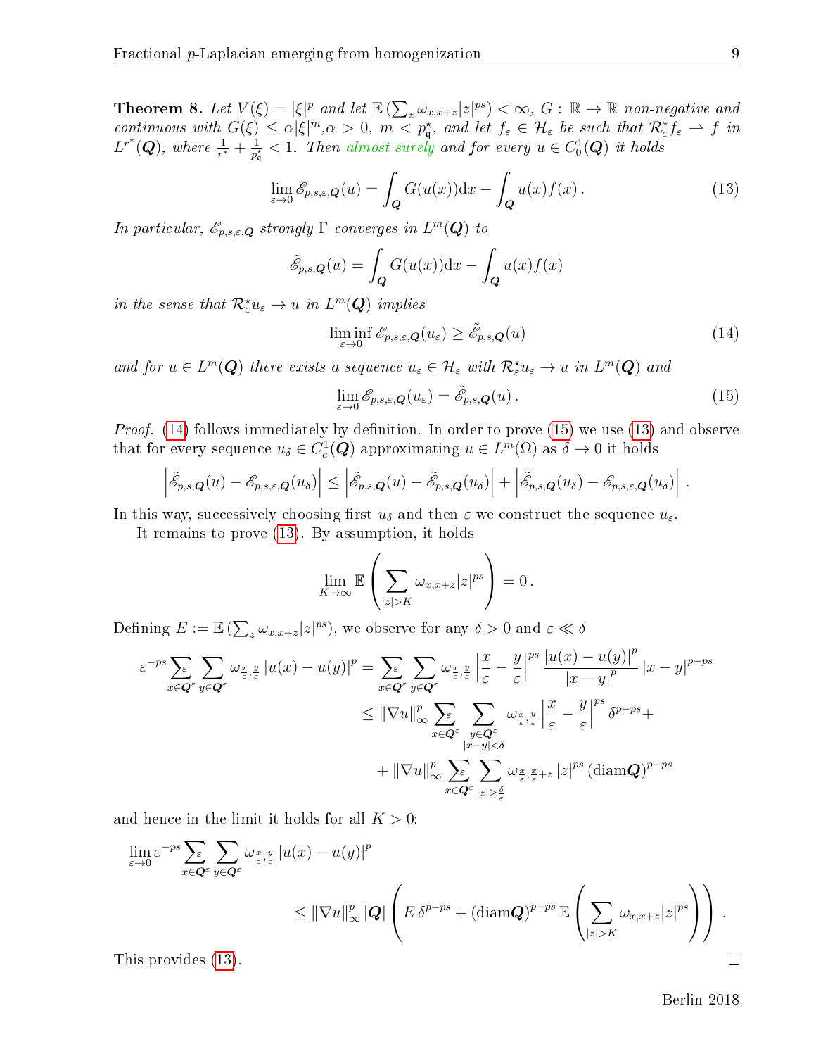**Theorem 8.** *Let $V(\xi) = |\xi|^p$ and let $\mathbb{E}\left(\sum_z \omega_{x,x+z}|z|^{ps}\right) < \infty$, $G : \mathbb{R} \to \mathbb{R}$ non-negative and continuous with $G(\xi) \leq \alpha|\xi|^m$, $\alpha > 0$, $m < p^\star_{\mathfrak{q}}$, and let $f_\varepsilon \in \mathcal{H}_\varepsilon$ be such that $\mathcal{R}^*_\varepsilon f_\varepsilon \rightharpoonup f$ in $L^{r^*}(\boldsymbol{Q})$, where $\frac{1}{r^*} + \frac{1}{p^\star_{\mathfrak{q}}} < 1$. Then almost surely and for every $u \in C^1_0(\boldsymbol{Q})$ it holds*

$$\lim_{\varepsilon \to 0} \mathscr{E}_{p,s,\varepsilon,\boldsymbol{Q}}(u) = \int_{\boldsymbol{Q}} G(u(x))\mathrm{d}x - \int_{\boldsymbol{Q}} u(x)f(x)\,. \tag{13}$$

*In particular, $\mathscr{E}_{p,s,\varepsilon,\boldsymbol{Q}}$ strongly $\Gamma$-converges in $L^m(\boldsymbol{Q})$ to*

$$\tilde{\mathscr{E}}_{p,s,\boldsymbol{Q}}(u) = \int_{\boldsymbol{Q}} G(u(x))\mathrm{d}x - \int_{\boldsymbol{Q}} u(x)f(x)$$

*in the sense that $\mathcal{R}^\star_\varepsilon u_\varepsilon \to u$ in $L^m(\boldsymbol{Q})$ implies*

$$\liminf_{\varepsilon \to 0} \mathscr{E}_{p,s,\varepsilon,\boldsymbol{Q}}(u_\varepsilon) \geq \tilde{\mathscr{E}}_{p,s,\boldsymbol{Q}}(u) \tag{14}$$

*and for $u \in L^m(\boldsymbol{Q})$ there exists a sequence $u_\varepsilon \in \mathcal{H}_\varepsilon$ with $\mathcal{R}^\star_\varepsilon u_\varepsilon \to u$ in $L^m(\boldsymbol{Q})$ and*

$$\lim_{\varepsilon \to 0} \mathscr{E}_{p,s,\varepsilon,\boldsymbol{Q}}(u_\varepsilon) = \tilde{\mathscr{E}}_{p,s,\boldsymbol{Q}}(u)\,. \tag{15}$$

*Proof.* (14) follows immediately by definition. In order to prove (15) we use (13) and observe that for every sequence $u_\delta \in C^1_c(\boldsymbol{Q})$ approximating $u \in L^m(\Omega)$ as $\delta \to 0$ it holds

$$\left|\tilde{\mathscr{E}}_{p,s,\boldsymbol{Q}}(u) - \mathscr{E}_{p,s,\varepsilon,\boldsymbol{Q}}(u_\delta)\right| \leq \left|\tilde{\mathscr{E}}_{p,s,\boldsymbol{Q}}(u) - \tilde{\mathscr{E}}_{p,s,\boldsymbol{Q}}(u_\delta)\right| + \left|\tilde{\mathscr{E}}_{p,s,\boldsymbol{Q}}(u_\delta) - \mathscr{E}_{p,s,\varepsilon,\boldsymbol{Q}}(u_\delta)\right|\,.$$

In this way, successively choosing first $u_\delta$ and then $\varepsilon$ we construct the sequence $u_\varepsilon$.

It remains to prove (13). By assumption, it holds

$$\lim_{K \to \infty} \mathbb{E}\left(\sum_{|z|>K} \omega_{x,x+z}|z|^{ps}\right) = 0\,.$$

Defining $E := \mathbb{E}\left(\sum_z \omega_{x,x+z}|z|^{ps}\right)$, we observe for any $\delta > 0$ and $\varepsilon \ll \delta$

$$\begin{aligned}
\varepsilon^{-ps} \sum_{x \in \boldsymbol{Q}^\varepsilon}^{\varepsilon} \sum_{y \in \boldsymbol{Q}^\varepsilon} \omega_{\frac{x}{\varepsilon},\frac{y}{\varepsilon}} |u(x) - u(y)|^p &= \sum_{x \in \boldsymbol{Q}^\varepsilon}^{\varepsilon} \sum_{y \in \boldsymbol{Q}^\varepsilon} \omega_{\frac{x}{\varepsilon},\frac{y}{\varepsilon}} \left|\frac{x}{\varepsilon} - \frac{y}{\varepsilon}\right|^{ps} \frac{|u(x) - u(y)|^p}{|x-y|^p} |x-y|^{p-ps} \\
&\leq \|\nabla u\|^p_\infty \sum_{x \in \boldsymbol{Q}^\varepsilon}^{\varepsilon} \sum_{\substack{y \in \boldsymbol{Q}^\varepsilon \\ |x-y|<\delta}} \omega_{\frac{x}{\varepsilon},\frac{y}{\varepsilon}} \left|\frac{x}{\varepsilon} - \frac{y}{\varepsilon}\right|^{ps} \delta^{p-ps} + \\
&\quad + \|\nabla u\|^p_\infty \sum_{x \in \boldsymbol{Q}^\varepsilon}^{\varepsilon} \sum_{|z| \geq \frac{\delta}{\varepsilon}} \omega_{\frac{x}{\varepsilon},\frac{x}{\varepsilon}+z} |z|^{ps} (\mathrm{diam}\boldsymbol{Q})^{p-ps}
\end{aligned}$$

and hence in the limit it holds for all $K > 0$:

$$\begin{aligned}
\lim_{\varepsilon \to 0} \varepsilon^{-ps} &\sum_{x \in \boldsymbol{Q}^\varepsilon}^{\varepsilon} \sum_{y \in \boldsymbol{Q}^\varepsilon} \omega_{\frac{x}{\varepsilon},\frac{y}{\varepsilon}} |u(x) - u(y)|^p \\
&\leq \|\nabla u\|^p_\infty |\boldsymbol{Q}| \left(E\,\delta^{p-ps} + (\mathrm{diam}\boldsymbol{Q})^{p-ps}\, \mathbb{E}\left(\sum_{|z|>K} \omega_{x,x+z}|z|^{ps}\right)\right)\,.
\end{aligned}$$

This provides (13). $\square$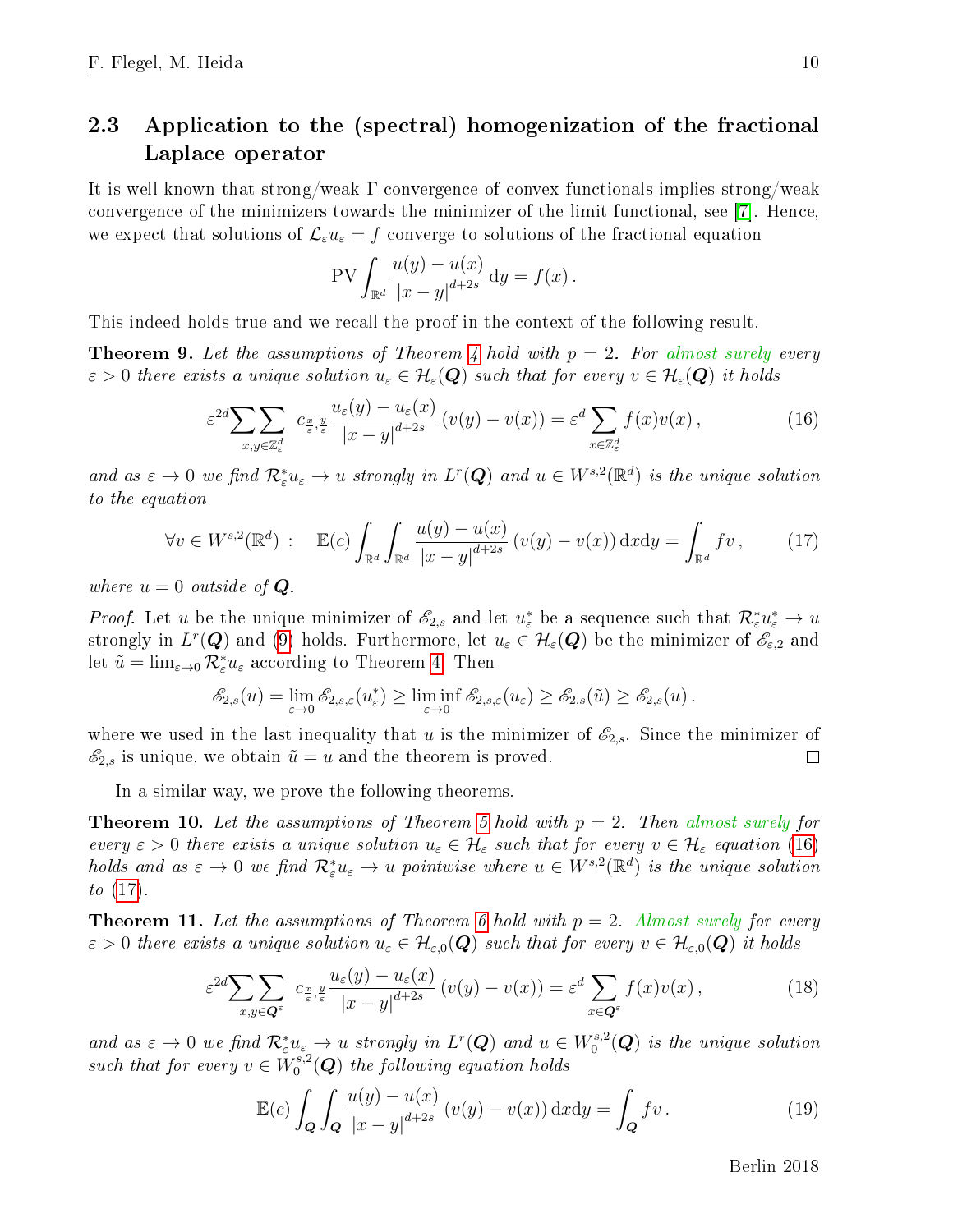### 2.3 Application to the (spectral) homogenization of the fractional Laplace operator

It is well-known that strong/weak Γ-convergence of convex functionals implies strong/weak convergence of the minimizers towards the minimizer of the limit functional, see [7]. Hence, we expect that solutions of $\mathcal{L}_\varepsilon u_\varepsilon = f$ converge to solutions of the fractional equation

$$\mathrm{PV}\int_{\mathbb{R}^d} \frac{u(y)-u(x)}{|x-y|^{d+2s}}\,\mathrm{d}y = f(x)\,.$$

This indeed holds true and we recall the proof in the context of the following result.

**Theorem 9.** *Let the assumptions of Theorem 4 hold with $p=2$. For almost surely every $\varepsilon>0$ there exists a unique solution $u_\varepsilon \in \mathcal{H}_\varepsilon(\boldsymbol{Q})$ such that for every $v\in\mathcal{H}_\varepsilon(\boldsymbol{Q})$ it holds*

$$\varepsilon^{2d}\sum_{x,y\in\mathbb{Z}^d_\varepsilon}\sum c_{\frac{x}{\varepsilon},\frac{y}{\varepsilon}}\frac{u_\varepsilon(y)-u_\varepsilon(x)}{|x-y|^{d+2s}}\left(v(y)-v(x)\right) = \varepsilon^d\sum_{x\in\mathbb{Z}^d_\varepsilon} f(x)v(x)\,, \tag{16}$$

*and as $\varepsilon\to0$ we find $\mathcal{R}^*_\varepsilon u_\varepsilon \to u$ strongly in $L^r(\boldsymbol{Q})$ and $u\in W^{s,2}(\mathbb{R}^d)$ is the unique solution to the equation*

$$\forall v\in W^{s,2}(\mathbb{R}^d):\quad \mathbb{E}(c)\int_{\mathbb{R}^d}\int_{\mathbb{R}^d}\frac{u(y)-u(x)}{|x-y|^{d+2s}}\left(v(y)-v(x)\right)\mathrm{d}x\mathrm{d}y = \int_{\mathbb{R}^d} fv\,, \tag{17}$$

*where $u=0$ outside of $\boldsymbol{Q}$.*

*Proof.* Let $u$ be the unique minimizer of $\mathscr{E}_{2,s}$ and let $u^*_\varepsilon$ be a sequence such that $\mathcal{R}^*_\varepsilon u^*_\varepsilon \to u$ strongly in $L^r(\boldsymbol{Q})$ and (9) holds. Furthermore, let $u_\varepsilon\in\mathcal{H}_\varepsilon(\boldsymbol{Q})$ be the minimizer of $\mathscr{E}_{\varepsilon,2}$ and let $\tilde u = \lim_{\varepsilon\to0}\mathcal{R}^*_\varepsilon u_\varepsilon$ according to Theorem 4. Then

$$\mathscr{E}_{2,s}(u) = \lim_{\varepsilon\to0}\mathscr{E}_{2,s,\varepsilon}(u^*_\varepsilon) \geq \liminf_{\varepsilon\to0}\mathscr{E}_{2,s,\varepsilon}(u_\varepsilon) \geq \mathscr{E}_{2,s}(\tilde u) \geq \mathscr{E}_{2,s}(u)\,.$$

where we used in the last inequality that $u$ is the minimizer of $\mathscr{E}_{2,s}$. Since the minimizer of $\mathscr{E}_{2,s}$ is unique, we obtain $\tilde u = u$ and the theorem is proved. □

In a similar way, we prove the following theorems.

**Theorem 10.** *Let the assumptions of Theorem 5 hold with $p=2$. Then almost surely for every $\varepsilon>0$ there exists a unique solution $u_\varepsilon\in\mathcal{H}_\varepsilon$ such that for every $v\in\mathcal{H}_\varepsilon$ equation (16) holds and as $\varepsilon\to0$ we find $\mathcal{R}^*_\varepsilon u_\varepsilon\to u$ pointwise where $u\in W^{s,2}(\mathbb{R}^d)$ is the unique solution to (17).*

**Theorem 11.** *Let the assumptions of Theorem 6 hold with $p=2$. Almost surely for every $\varepsilon>0$ there exists a unique solution $u_\varepsilon\in\mathcal{H}_{\varepsilon,0}(\boldsymbol{Q})$ such that for every $v\in\mathcal{H}_{\varepsilon,0}(\boldsymbol{Q})$ it holds*

$$\varepsilon^{2d}\sum_{x,y\in\boldsymbol{Q}^\varepsilon}\sum c_{\frac{x}{\varepsilon},\frac{y}{\varepsilon}}\frac{u_\varepsilon(y)-u_\varepsilon(x)}{|x-y|^{d+2s}}\left(v(y)-v(x)\right) = \varepsilon^d\sum_{x\in\boldsymbol{Q}^\varepsilon} f(x)v(x)\,, \tag{18}$$

*and as $\varepsilon\to0$ we find $\mathcal{R}^*_\varepsilon u_\varepsilon\to u$ strongly in $L^r(\boldsymbol{Q})$ and $u\in W^{s,2}_0(\boldsymbol{Q})$ is the unique solution such that for every $v\in W^{s,2}_0(\boldsymbol{Q})$ the following equation holds*

$$\mathbb{E}(c)\int_{\boldsymbol{Q}}\int_{\boldsymbol{Q}}\frac{u(y)-u(x)}{|x-y|^{d+2s}}\left(v(y)-v(x)\right)\mathrm{d}x\mathrm{d}y = \int_{\boldsymbol{Q}} fv\,. \tag{19}$$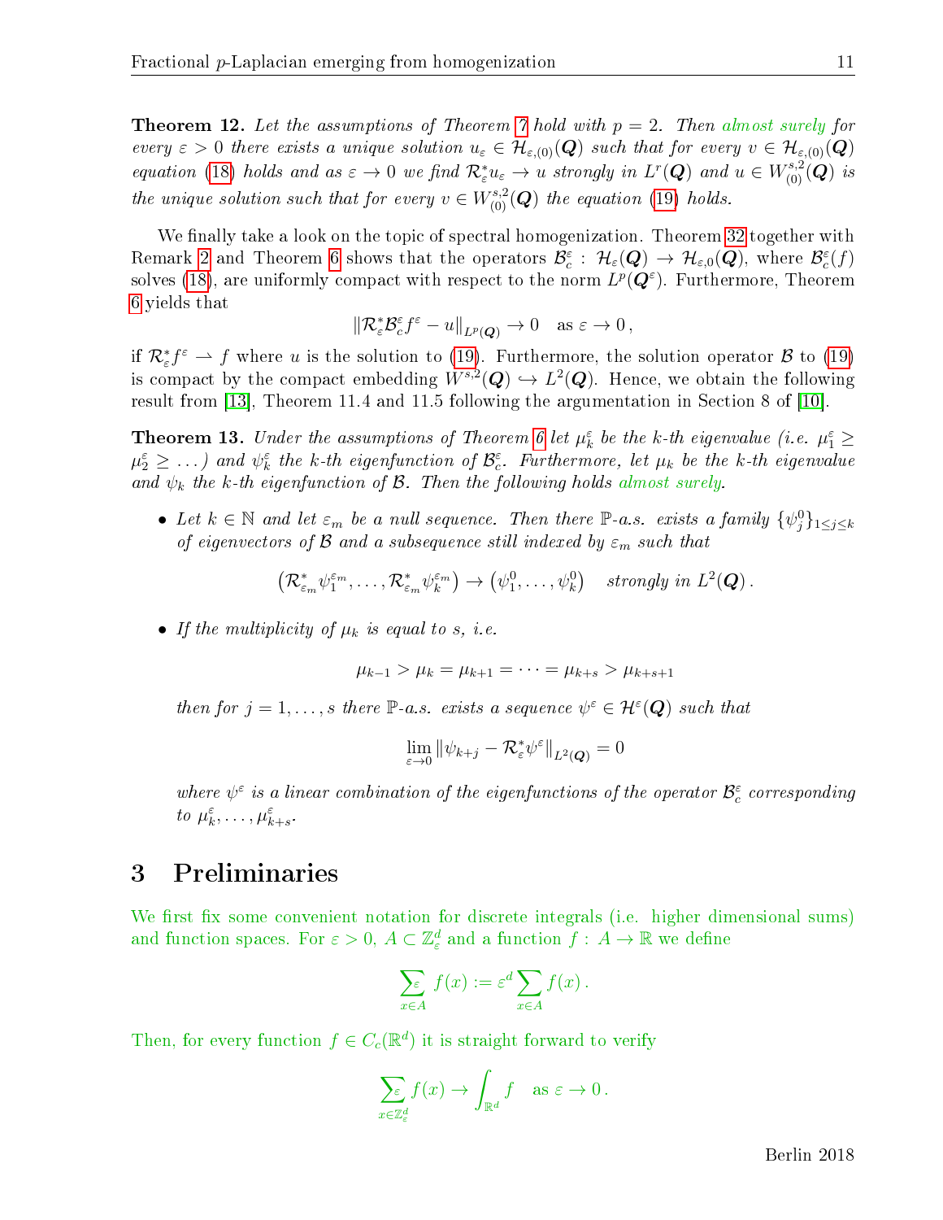**Theorem 12.** *Let the assumptions of Theorem 7 hold with $p = 2$. Then almost surely for every $\varepsilon > 0$ there exists a unique solution $u_\varepsilon \in \mathcal{H}_{\varepsilon,(0)}(\boldsymbol{Q})$ such that for every $v \in \mathcal{H}_{\varepsilon,(0)}(\boldsymbol{Q})$ equation (18) holds and as $\varepsilon \to 0$ we find $\mathcal{R}_\varepsilon^* u_\varepsilon \to u$ strongly in $L^r(\boldsymbol{Q})$ and $u \in W^{s,2}_{(0)}(\boldsymbol{Q})$ is the unique solution such that for every $v \in W^{s,2}_{(0)}(\boldsymbol{Q})$ the equation (19) holds.*

We finally take a look on the topic of spectral homogenization. Theorem 32 together with Remark 2 and Theorem 6 shows that the operators $\mathcal{B}_c^\varepsilon : \mathcal{H}_\varepsilon(\boldsymbol{Q}) \to \mathcal{H}_{\varepsilon,0}(\boldsymbol{Q})$, where $\mathcal{B}_c^\varepsilon(f)$ solves (18), are uniformly compact with respect to the norm $L^p(\boldsymbol{Q}^\varepsilon)$. Furthermore, Theorem 6 yields that

$$\left\| \mathcal{R}_\varepsilon^* \mathcal{B}_c^\varepsilon f^\varepsilon - u \right\|_{L^p(\boldsymbol{Q})} \to 0 \quad \text{as } \varepsilon \to 0\,,$$

if $\mathcal{R}_\varepsilon^* f^\varepsilon \rightharpoonup f$ where $u$ is the solution to (19). Furthermore, the solution operator $\mathcal{B}$ to (19) is compact by the compact embedding $W^{s,2}(\boldsymbol{Q}) \hookrightarrow L^2(\boldsymbol{Q})$. Hence, we obtain the following result from [13], Theorem 11.4 and 11.5 following the argumentation in Section 8 of [10].

**Theorem 13.** *Under the assumptions of Theorem 6 let $\mu_k^\varepsilon$ be the $k$-th eigenvalue (i.e. $\mu_1^\varepsilon \geq \mu_2^\varepsilon \geq \dots$) and $\psi_k^\varepsilon$ the $k$-th eigenfunction of $\mathcal{B}_c^\varepsilon$. Furthermore, let $\mu_k$ be the $k$-th eigenvalue and $\psi_k$ the $k$-th eigenfunction of $\mathcal{B}$. Then the following holds almost surely.*

- *Let $k \in \mathbb{N}$ and let $\varepsilon_m$ be a null sequence. Then there $\mathbb{P}$-a.s. exists a family $\{\psi_j^0\}_{1 \leq j \leq k}$ of eigenvectors of $\mathcal{B}$ and a subsequence still indexed by $\varepsilon_m$ such that*

$$\left( \mathcal{R}_{\varepsilon_m}^* \psi_1^{\varepsilon_m}, \dots, \mathcal{R}_{\varepsilon_m}^* \psi_k^{\varepsilon_m} \right) \to \left( \psi_1^0, \dots, \psi_k^0 \right) \quad \text{strongly in } L^2(\boldsymbol{Q})\,.$$

- *If the multiplicity of $\mu_k$ is equal to $s$, i.e.*

$$\mu_{k-1} > \mu_k = \mu_{k+1} = \dots = \mu_{k+s} > \mu_{k+s+1}$$

  *then for $j = 1, \dots, s$ there $\mathbb{P}$-a.s. exists a sequence $\psi^\varepsilon \in \mathcal{H}^\varepsilon(\boldsymbol{Q})$ such that*

$$\lim_{\varepsilon \to 0} \left\| \psi_{k+j} - \mathcal{R}_\varepsilon^* \psi^\varepsilon \right\|_{L^2(\boldsymbol{Q})} = 0$$

  *where $\psi^\varepsilon$ is a linear combination of the eigenfunctions of the operator $\mathcal{B}_c^\varepsilon$ corresponding to $\mu_k^\varepsilon, \dots, \mu_{k+s}^\varepsilon$.*

## 3 Preliminaries

We first fix some convenient notation for discrete integrals (i.e. higher dimensional sums) and function spaces. For $\varepsilon > 0$, $A \subset \mathbb{Z}^d_\varepsilon$ and a function $f : A \to \mathbb{R}$ we define

$$\sum_{x \in A}^{\varepsilon} f(x) := \varepsilon^d \sum_{x \in A} f(x)\,.$$

Then, for every function $f \in C_c(\mathbb{R}^d)$ it is straight forward to verify

$$\sum_{x \in \mathbb{Z}^d_\varepsilon}^{\varepsilon} f(x) \to \int_{\mathbb{R}^d} f \quad \text{as } \varepsilon \to 0\,.$$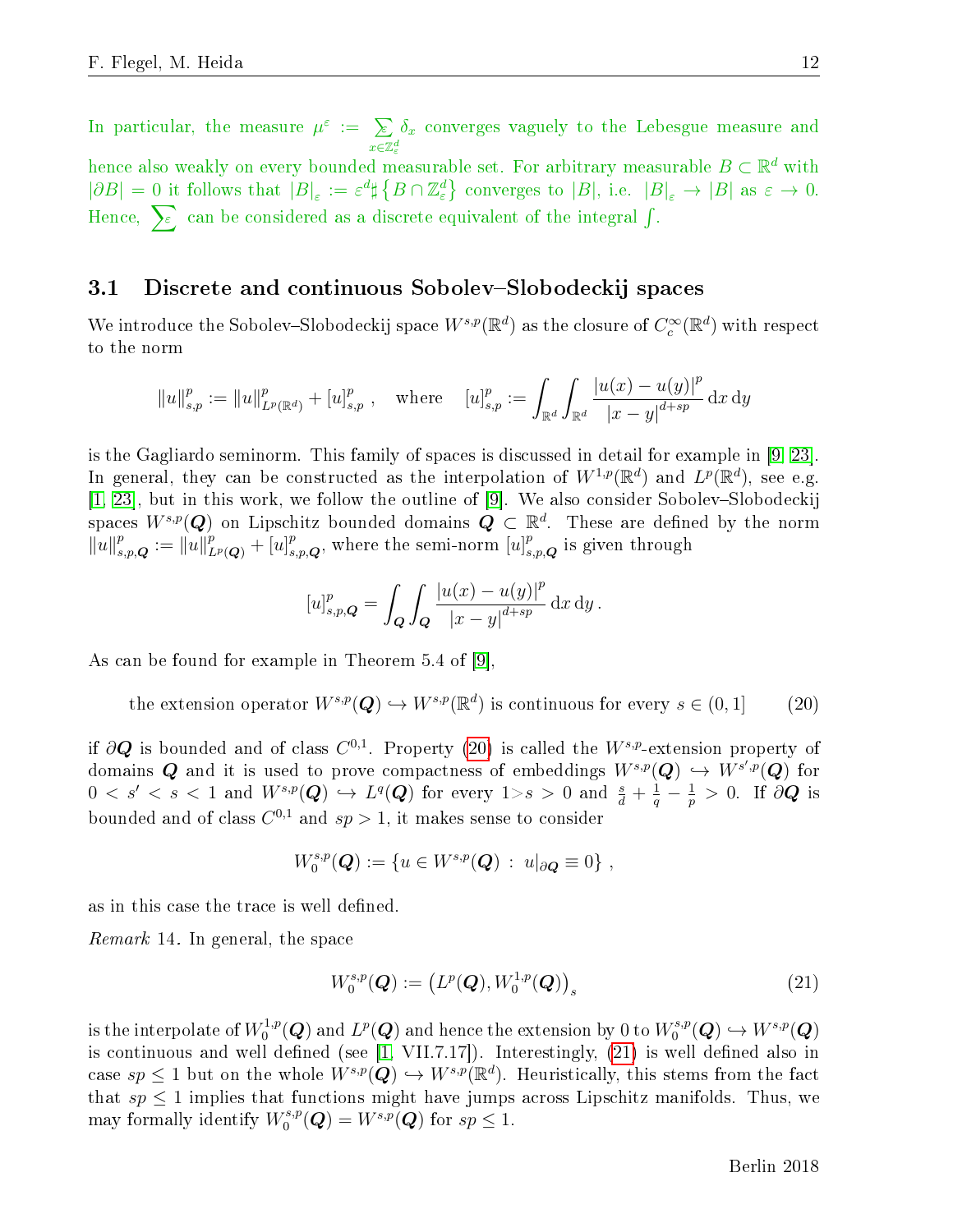In particular, the measure $\mu^\varepsilon := \sum\limits_{x\in\mathbb{Z}^d_\varepsilon}^{\varepsilon} \delta_x$ converges vaguely to the Lebesgue measure and hence also weakly on every bounded measurable set. For arbitrary measurable $B \subset \mathbb{R}^d$ with $|\partial B| = 0$ it follows that $|B|_\varepsilon := \varepsilon^d \sharp\{B \cap \mathbb{Z}^d_\varepsilon\}$ converges to $|B|$, i.e. $|B|_\varepsilon \to |B|$ as $\varepsilon \to 0$. Hence, $\sum_\varepsilon$ can be considered as a discrete equivalent of the integral $\int$.

## 3.1 Discrete and continuous Sobolev–Slobodeckij spaces

We introduce the Sobolev–Slobodeckij space $W^{s,p}(\mathbb{R}^d)$ as the closure of $C_c^\infty(\mathbb{R}^d)$ with respect to the norm

$$\|u\|^p_{s,p} := \|u\|^p_{L^p(\mathbb{R}^d)} + [u]^p_{s,p}\,, \quad \text{where} \quad [u]^p_{s,p} := \int_{\mathbb{R}^d}\int_{\mathbb{R}^d} \frac{|u(x)-u(y)|^p}{|x-y|^{d+sp}}\,\mathrm{d}x\,\mathrm{d}y$$

is the Gagliardo seminorm. This family of spaces is discussed in detail for example in [9, 23]. In general, they can be constructed as the interpolation of $W^{1,p}(\mathbb{R}^d)$ and $L^p(\mathbb{R}^d)$, see e.g. [1, 23], but in this work, we follow the outline of [9]. We also consider Sobolev–Slobodeckij spaces $W^{s,p}(\boldsymbol{Q})$ on Lipschitz bounded domains $\boldsymbol{Q} \subset \mathbb{R}^d$. These are defined by the norm $\|u\|^p_{s,p,\boldsymbol{Q}} := \|u\|^p_{L^p(\boldsymbol{Q})} + [u]^p_{s,p,\boldsymbol{Q}}$, where the semi-norm $[u]^p_{s,p,\boldsymbol{Q}}$ is given through

$$[u]^p_{s,p,\boldsymbol{Q}} = \int_{\boldsymbol{Q}}\int_{\boldsymbol{Q}} \frac{|u(x)-u(y)|^p}{|x-y|^{d+sp}}\,\mathrm{d}x\,\mathrm{d}y\,.$$

As can be found for example in Theorem 5.4 of [9],

$$\text{the extension operator } W^{s,p}(\boldsymbol{Q}) \hookrightarrow W^{s,p}(\mathbb{R}^d) \text{ is continuous for every } s \in (0,1] \tag{20}$$

if $\partial\boldsymbol{Q}$ is bounded and of class $C^{0,1}$. Property (20) is called the $W^{s,p}$-extension property of domains $\boldsymbol{Q}$ and it is used to prove compactness of embeddings $W^{s,p}(\boldsymbol{Q}) \hookrightarrow W^{s',p}(\boldsymbol{Q})$ for $0 < s' < s < 1$ and $W^{s,p}(\boldsymbol{Q}) \hookrightarrow L^q(\boldsymbol{Q})$ for every $1 > s > 0$ and $\frac{s}{d} + \frac{1}{q} - \frac{1}{p} > 0$. If $\partial\boldsymbol{Q}$ is bounded and of class $C^{0,1}$ and $sp > 1$, it makes sense to consider

$$W^{s,p}_0(\boldsymbol{Q}) := \{u \in W^{s,p}(\boldsymbol{Q}) \,:\, u|_{\partial\boldsymbol{Q}} \equiv 0\}\,,$$

as in this case the trace is well defined.

*Remark* 14. In general, the space

$$W^{s,p}_0(\boldsymbol{Q}) := \left(L^p(\boldsymbol{Q}), W^{1,p}_0(\boldsymbol{Q})\right)_s \tag{21}$$

is the interpolate of $W^{1,p}_0(\boldsymbol{Q})$ and $L^p(\boldsymbol{Q})$ and hence the extension by 0 to $W^{s,p}_0(\boldsymbol{Q}) \hookrightarrow W^{s,p}(\boldsymbol{Q})$ is continuous and well defined (see [1, VII.7.17]). Interestingly, (21) is well defined also in case $sp \le 1$ but on the whole $W^{s,p}(\boldsymbol{Q}) \hookrightarrow W^{s,p}(\mathbb{R}^d)$. Heuristically, this stems from the fact that $sp \le 1$ implies that functions might have jumps across Lipschitz manifolds. Thus, we may formally identify $W^{s,p}_0(\boldsymbol{Q}) = W^{s,p}(\boldsymbol{Q})$ for $sp \le 1$.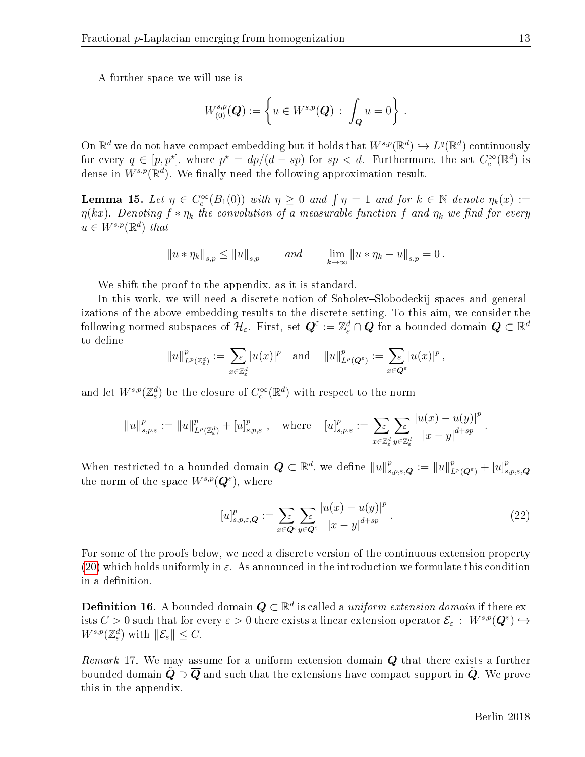A further space we will use is

$$W^{s,p}_{(0)}(\boldsymbol{Q}) := \left\{ u \in W^{s,p}(\boldsymbol{Q}) \,:\, \int_{\boldsymbol{Q}} u = 0 \right\}.$$

On $\mathbb{R}^d$ we do not have compact embedding but it holds that $W^{s,p}(\mathbb{R}^d) \hookrightarrow L^q(\mathbb{R}^d)$ continuously for every $q \in [p, p^\star]$, where $p^\star = dp/(d-sp)$ for $sp < d$. Furthermore, the set $C_c^\infty(\mathbb{R}^d)$ is dense in $W^{s,p}(\mathbb{R}^d)$. We finally need the following approximation result.

**Lemma 15.** *Let $\eta \in C_c^\infty(B_1(0))$ with $\eta \geq 0$ and $\int \eta = 1$ and for $k \in \mathbb{N}$ denote $\eta_k(x) := \eta(kx)$. Denoting $f * \eta_k$ the convolution of a measurable function $f$ and $\eta_k$ we find for every $u \in W^{s,p}(\mathbb{R}^d)$ that*

$$\left\| u * \eta_k \right\|_{s,p} \leq \left\| u \right\|_{s,p} \qquad \textit{and} \qquad \lim_{k\to\infty} \left\| u * \eta_k - u \right\|_{s,p} = 0\,.$$

We shift the proof to the appendix, as it is standard.

In this work, we will need a discrete notion of Sobolev–Slobodeckij spaces and generalizations of the above embedding results to the discrete setting. To this aim, we consider the following normed subspaces of $\mathcal{H}_\varepsilon$. First, set $\boldsymbol{Q}^\varepsilon := \mathbb{Z}^d_\varepsilon \cap \boldsymbol{Q}$ for a bounded domain $\boldsymbol{Q} \subset \mathbb{R}^d$ to define

$$\left\| u \right\|^p_{L^p(\mathbb{Z}^d_\varepsilon)} := \sum_{x \in \mathbb{Z}^d_\varepsilon}^{\varepsilon} |u(x)|^p \quad \text{and} \quad \left\| u \right\|^p_{L^p(\boldsymbol{Q}^\varepsilon)} := \sum_{x \in \boldsymbol{Q}^\varepsilon}^{\varepsilon} |u(x)|^p\,,$$

and let $W^{s,p}(\mathbb{Z}^d_\varepsilon)$ be the closure of $C_c^\infty(\mathbb{R}^d)$ with respect to the norm

$$\left\| u \right\|^p_{s,p,\varepsilon} := \left\| u \right\|^p_{L^p(\mathbb{Z}^d_\varepsilon)} + [u]^p_{s,p,\varepsilon}\,, \quad \text{where} \quad [u]^p_{s,p,\varepsilon} := \sum_{x\in\mathbb{Z}^d_\varepsilon}^{\varepsilon} \sum_{y\in\mathbb{Z}^d_\varepsilon}^{\varepsilon} \frac{|u(x)-u(y)|^p}{|x-y|^{d+sp}}\,.$$

When restricted to a bounded domain $\boldsymbol{Q} \subset \mathbb{R}^d$, we define $\left\| u \right\|^p_{s,p,\varepsilon,\boldsymbol{Q}} := \left\| u \right\|^p_{L^p(\boldsymbol{Q}^\varepsilon)} + [u]^p_{s,p,\varepsilon,\boldsymbol{Q}}$ the norm of the space $W^{s,p}(\boldsymbol{Q}^\varepsilon)$, where

$$[u]^p_{s,p,\varepsilon,\boldsymbol{Q}} := \sum_{x\in\boldsymbol{Q}^\varepsilon}^{\varepsilon} \sum_{y\in\boldsymbol{Q}^\varepsilon}^{\varepsilon} \frac{|u(x)-u(y)|^p}{|x-y|^{d+sp}}\,. \tag{22}$$

For some of the proofs below, we need a discrete version of the continuous extension property (20) which holds uniformly in $\varepsilon$. As announced in the introduction we formulate this condition in a definition.

**Definition 16.** A bounded domain $\boldsymbol{Q} \subset \mathbb{R}^d$ is called a *uniform extension domain* if there exists $C > 0$ such that for every $\varepsilon > 0$ there exists a linear extension operator $\mathcal{E}_\varepsilon \,:\, W^{s,p}(\boldsymbol{Q}^\varepsilon) \hookrightarrow W^{s,p}(\mathbb{Z}^d_\varepsilon)$ with $\|\mathcal{E}_\varepsilon\| \leq C$.

*Remark* 17. We may assume for a uniform extension domain $\boldsymbol{Q}$ that there exists a further bounded domain $\tilde{\boldsymbol{Q}} \supset \overline{\boldsymbol{Q}}$ and such that the extensions have compact support in $\tilde{\boldsymbol{Q}}$. We prove this in the appendix.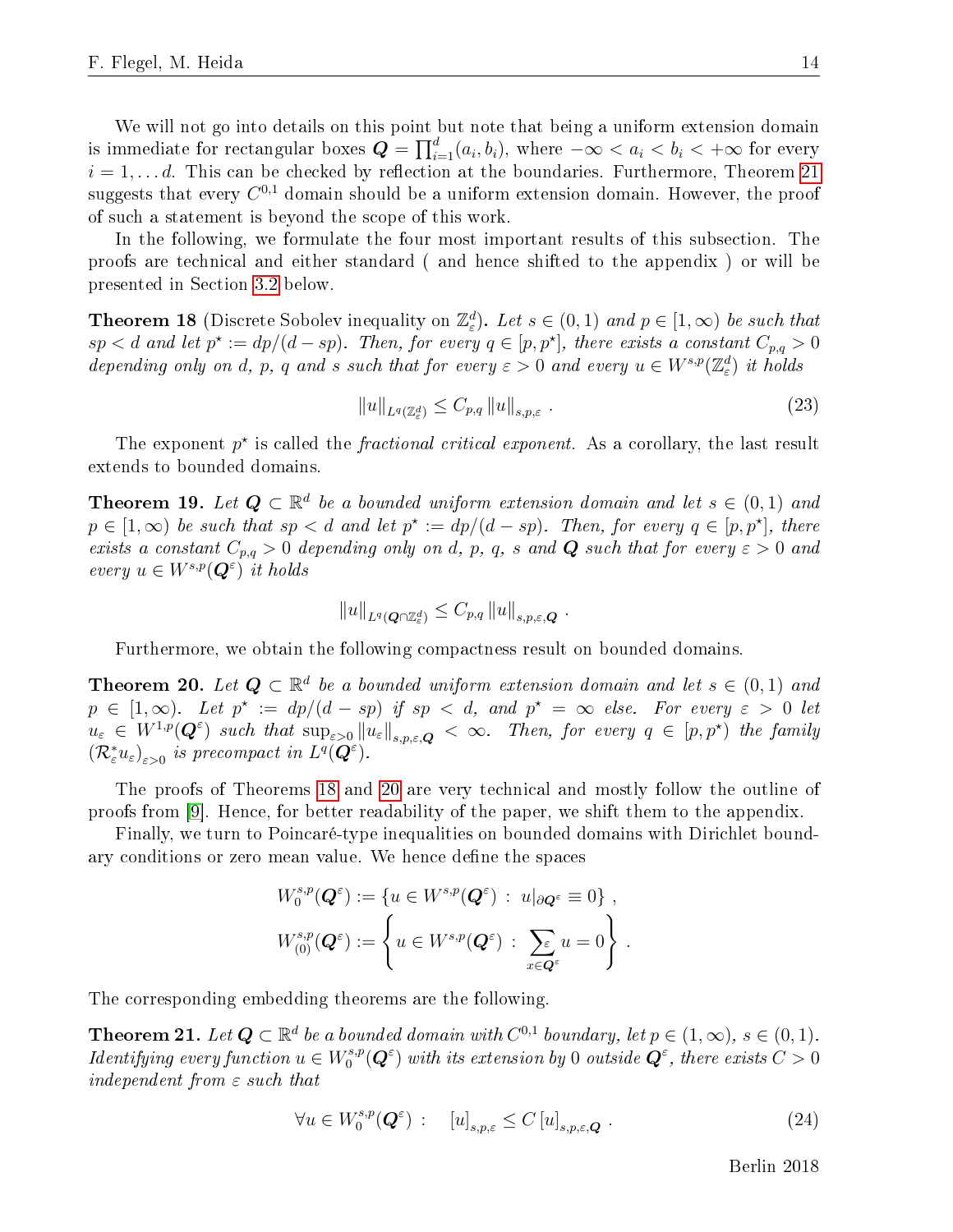We will not go into details on this point but note that being a uniform extension domain is immediate for rectangular boxes $\boldsymbol{Q} = \prod_{i=1}^{d}(a_i, b_i)$, where $-\infty < a_i < b_i < +\infty$ for every $i = 1, \dots d$. This can be checked by reflection at the boundaries. Furthermore, Theorem 21 suggests that every $C^{0,1}$ domain should be a uniform extension domain. However, the proof of such a statement is beyond the scope of this work.

In the following, we formulate the four most important results of this subsection. The proofs are technical and either standard ( and hence shifted to the appendix ) or will be presented in Section 3.2 below.

**Theorem 18** (Discrete Sobolev inequality on $\mathbb{Z}^d_\varepsilon$)**.** *Let $s \in (0,1)$ and $p \in [1, \infty)$ be such that $sp < d$ and let $p^\star := dp/(d - sp)$. Then, for every $q \in [p, p^\star]$, there exists a constant $C_{p,q} > 0$ depending only on $d$, $p$, $q$ and $s$ such that for every $\varepsilon > 0$ and every $u \in W^{s,p}(\mathbb{Z}^d_\varepsilon)$ it holds*

$$
\|u\|_{L^q(\mathbb{Z}^d_\varepsilon)} \leq C_{p,q} \|u\|_{s,p,\varepsilon} \; . \tag{23}
$$

The exponent $p^\star$ is called the *fractional critical exponent*. As a corollary, the last result extends to bounded domains.

**Theorem 19.** *Let $\boldsymbol{Q} \subset \mathbb{R}^d$ be a bounded uniform extension domain and let $s \in (0,1)$ and $p \in [1, \infty)$ be such that $sp < d$ and let $p^\star := dp/(d - sp)$. Then, for every $q \in [p, p^\star]$, there exists a constant $C_{p,q} > 0$ depending only on $d$, $p$, $q$, $s$ and $\boldsymbol{Q}$ such that for every $\varepsilon > 0$ and every $u \in W^{s,p}(\boldsymbol{Q}^\varepsilon)$ it holds*

$$
\|u\|_{L^q(\boldsymbol{Q} \cap \mathbb{Z}^d_\varepsilon)} \leq C_{p,q} \|u\|_{s,p,\varepsilon,\boldsymbol{Q}} \; .
$$

Furthermore, we obtain the following compactness result on bounded domains.

**Theorem 20.** *Let $\boldsymbol{Q} \subset \mathbb{R}^d$ be a bounded uniform extension domain and let $s \in (0,1)$ and $p \in [1, \infty)$. Let $p^\star := dp/(d - sp)$ if $sp < d$, and $p^\star = \infty$ else. For every $\varepsilon > 0$ let $u_\varepsilon \in W^{1,p}(\boldsymbol{Q}^\varepsilon)$ such that $\sup_{\varepsilon > 0} \|u_\varepsilon\|_{s,p,\varepsilon,\boldsymbol{Q}} < \infty$. Then, for every $q \in [p, p^\star)$ the family $(\mathcal{R}^*_\varepsilon u_\varepsilon)_{\varepsilon > 0}$ is precompact in $L^q(\boldsymbol{Q}^\varepsilon)$.*

The proofs of Theorems 18 and 20 are very technical and mostly follow the outline of proofs from [9]. Hence, for better readability of the paper, we shift them to the appendix.

Finally, we turn to Poincaré-type inequalities on bounded domains with Dirichlet boundary conditions or zero mean value. We hence define the spaces

$$
\begin{aligned}
W^{s,p}_0(\boldsymbol{Q}^\varepsilon) &:= \{u \in W^{s,p}(\boldsymbol{Q}^\varepsilon) \,:\, u|_{\partial \boldsymbol{Q}^\varepsilon} \equiv 0\} \; , \\
W^{s,p}_{(0)}(\boldsymbol{Q}^\varepsilon) &:= \left\{ u \in W^{s,p}(\boldsymbol{Q}^\varepsilon) \,:\, \sum_{x \in \boldsymbol{Q}^\varepsilon}^{\varepsilon} u = 0 \right\} \; .
\end{aligned}
$$

The corresponding embedding theorems are the following.

**Theorem 21.** *Let $\boldsymbol{Q} \subset \mathbb{R}^d$ be a bounded domain with $C^{0,1}$ boundary, let $p \in (1, \infty)$, $s \in (0,1)$. Identifying every function $u \in W^{s,p}_0(\boldsymbol{Q}^\varepsilon)$ with its extension by 0 outside $\boldsymbol{Q}^\varepsilon$, there exists $C > 0$ independent from $\varepsilon$ such that*

$$
\forall u \in W^{s,p}_0(\boldsymbol{Q}^\varepsilon) \,: \quad [u]_{s,p,\varepsilon} \leq C \, [u]_{s,p,\varepsilon,\boldsymbol{Q}} \; . \tag{24}
$$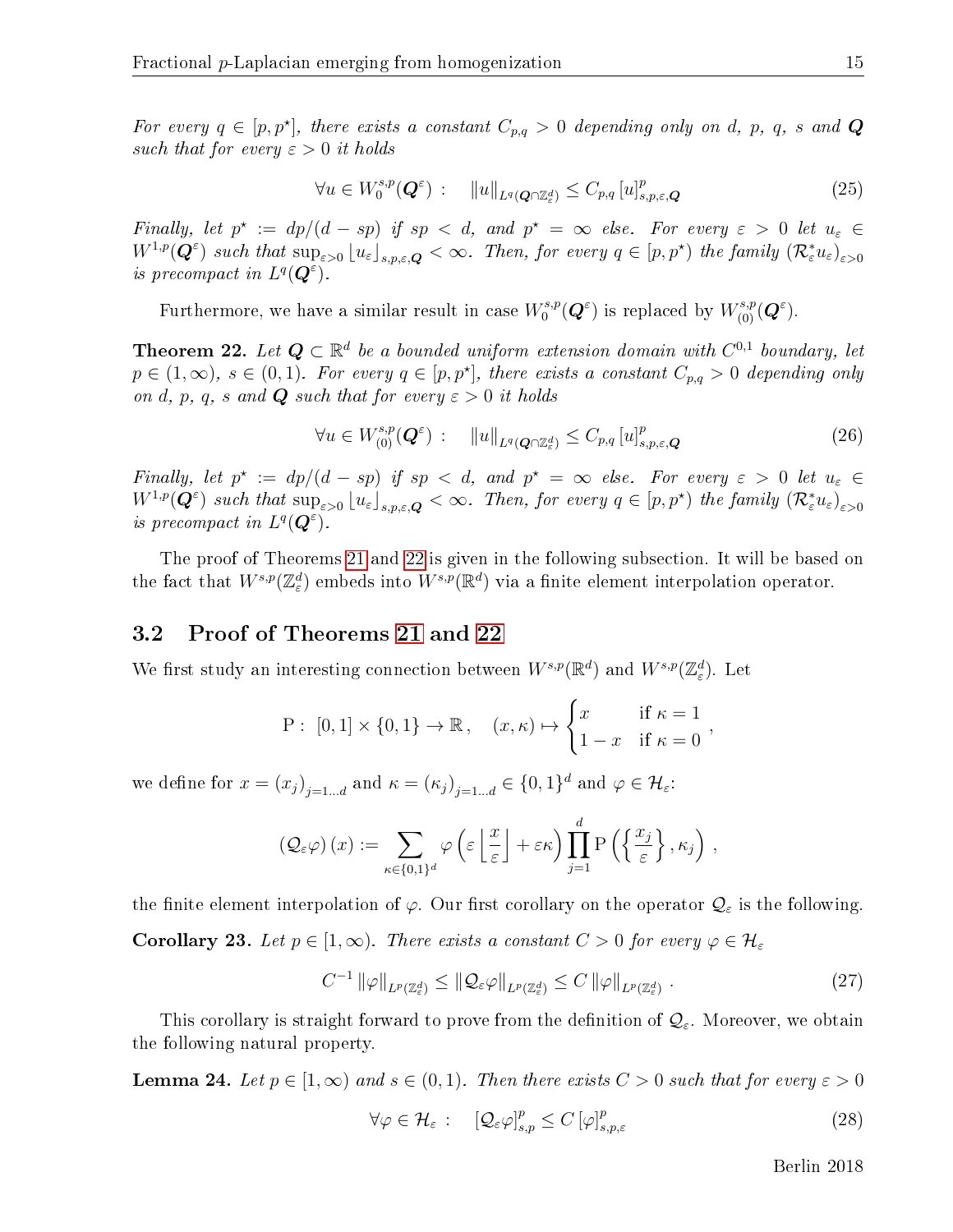*For every $q \in [p, p^\star]$, there exists a constant $C_{p,q} > 0$ depending only on $d$, $p$, $q$, $s$ and $\boldsymbol{Q}$ such that for every $\varepsilon > 0$ it holds*

$$\forall u \in W_0^{s,p}(\boldsymbol{Q}^\varepsilon) : \quad \|u\|_{L^q(\boldsymbol{Q}\cap\mathbb{Z}_\varepsilon^d)} \leq C_{p,q} \, [u]_{s,p,\varepsilon,\boldsymbol{Q}}^p \tag{25}$$

*Finally, let $p^\star := dp/(d-sp)$ if $sp < d$, and $p^\star = \infty$ else. For every $\varepsilon > 0$ let $u_\varepsilon \in W^{1,p}(\boldsymbol{Q}^\varepsilon)$ such that $\sup_{\varepsilon>0} \lfloor u_\varepsilon \rfloor_{s,p,\varepsilon,\boldsymbol{Q}} < \infty$. Then, for every $q \in [p, p^\star)$ the family $(\mathcal{R}_\varepsilon^* u_\varepsilon)_{\varepsilon>0}$ is precompact in $L^q(\boldsymbol{Q}^\varepsilon)$.*

Furthermore, we have a similar result in case $W_0^{s,p}(\boldsymbol{Q}^\varepsilon)$ is replaced by $W_{(0)}^{s,p}(\boldsymbol{Q}^\varepsilon)$.

**Theorem 22.** *Let $\boldsymbol{Q} \subset \mathbb{R}^d$ be a bounded uniform extension domain with $C^{0,1}$ boundary, let $p \in (1, \infty)$, $s \in (0,1)$. For every $q \in [p, p^\star]$, there exists a constant $C_{p,q} > 0$ depending only on $d$, $p$, $q$, $s$ and $\boldsymbol{Q}$ such that for every $\varepsilon > 0$ it holds*

$$\forall u \in W_{(0)}^{s,p}(\boldsymbol{Q}^\varepsilon) : \quad \|u\|_{L^q(\boldsymbol{Q}\cap\mathbb{Z}_\varepsilon^d)} \leq C_{p,q} \, [u]_{s,p,\varepsilon,\boldsymbol{Q}}^p \tag{26}$$

*Finally, let $p^\star := dp/(d-sp)$ if $sp < d$, and $p^\star = \infty$ else. For every $\varepsilon > 0$ let $u_\varepsilon \in W^{1,p}(\boldsymbol{Q}^\varepsilon)$ such that $\sup_{\varepsilon>0} \lfloor u_\varepsilon \rfloor_{s,p,\varepsilon,\boldsymbol{Q}} < \infty$. Then, for every $q \in [p, p^\star)$ the family $(\mathcal{R}_\varepsilon^* u_\varepsilon)_{\varepsilon>0}$ is precompact in $L^q(\boldsymbol{Q}^\varepsilon)$.*

The proof of Theorems 21 and 22 is given in the following subsection. It will be based on the fact that $W^{s,p}(\mathbb{Z}_\varepsilon^d)$ embeds into $W^{s,p}(\mathbb{R}^d)$ via a finite element interpolation operator.

## 3.2 Proof of Theorems 21 and 22

We first study an interesting connection between $W^{s,p}(\mathbb{R}^d)$ and $W^{s,p}(\mathbb{Z}_\varepsilon^d)$. Let

$$\mathrm{P}: \ [0,1] \times \{0,1\} \to \mathbb{R}, \quad (x, \kappa) \mapsto \begin{cases} x & \text{if } \kappa = 1 \\ 1-x & \text{if } \kappa = 0 \end{cases},$$

we define for $x = (x_j)_{j=1\dots d}$ and $\kappa = (\kappa_j)_{j=1\dots d} \in \{0,1\}^d$ and $\varphi \in \mathcal{H}_\varepsilon$:

$$(\mathcal{Q}_\varepsilon \varphi)(x) := \sum_{\kappa \in \{0,1\}^d} \varphi\left(\varepsilon \left\lfloor \frac{x}{\varepsilon} \right\rfloor + \varepsilon\kappa\right) \prod_{j=1}^d \mathrm{P}\left(\left\{\frac{x_j}{\varepsilon}\right\}, \kappa_j\right),$$

the finite element interpolation of $\varphi$. Our first corollary on the operator $\mathcal{Q}_\varepsilon$ is the following.

**Corollary 23.** *Let $p \in [1, \infty)$. There exists a constant $C > 0$ for every $\varphi \in \mathcal{H}_\varepsilon$*

$$C^{-1} \|\varphi\|_{L^p(\mathbb{Z}_\varepsilon^d)} \leq \|\mathcal{Q}_\varepsilon \varphi\|_{L^p(\mathbb{Z}_\varepsilon^d)} \leq C \|\varphi\|_{L^p(\mathbb{Z}_\varepsilon^d)}. \tag{27}$$

This corollary is straight forward to prove from the definition of $\mathcal{Q}_\varepsilon$. Moreover, we obtain the following natural property.

**Lemma 24.** *Let $p \in [1, \infty)$ and $s \in (0,1)$. Then there exists $C > 0$ such that for every $\varepsilon > 0$*

$$\forall \varphi \in \mathcal{H}_\varepsilon : \quad [\mathcal{Q}_\varepsilon \varphi]_{s,p}^p \leq C \, [\varphi]_{s,p,\varepsilon}^p \tag{28}$$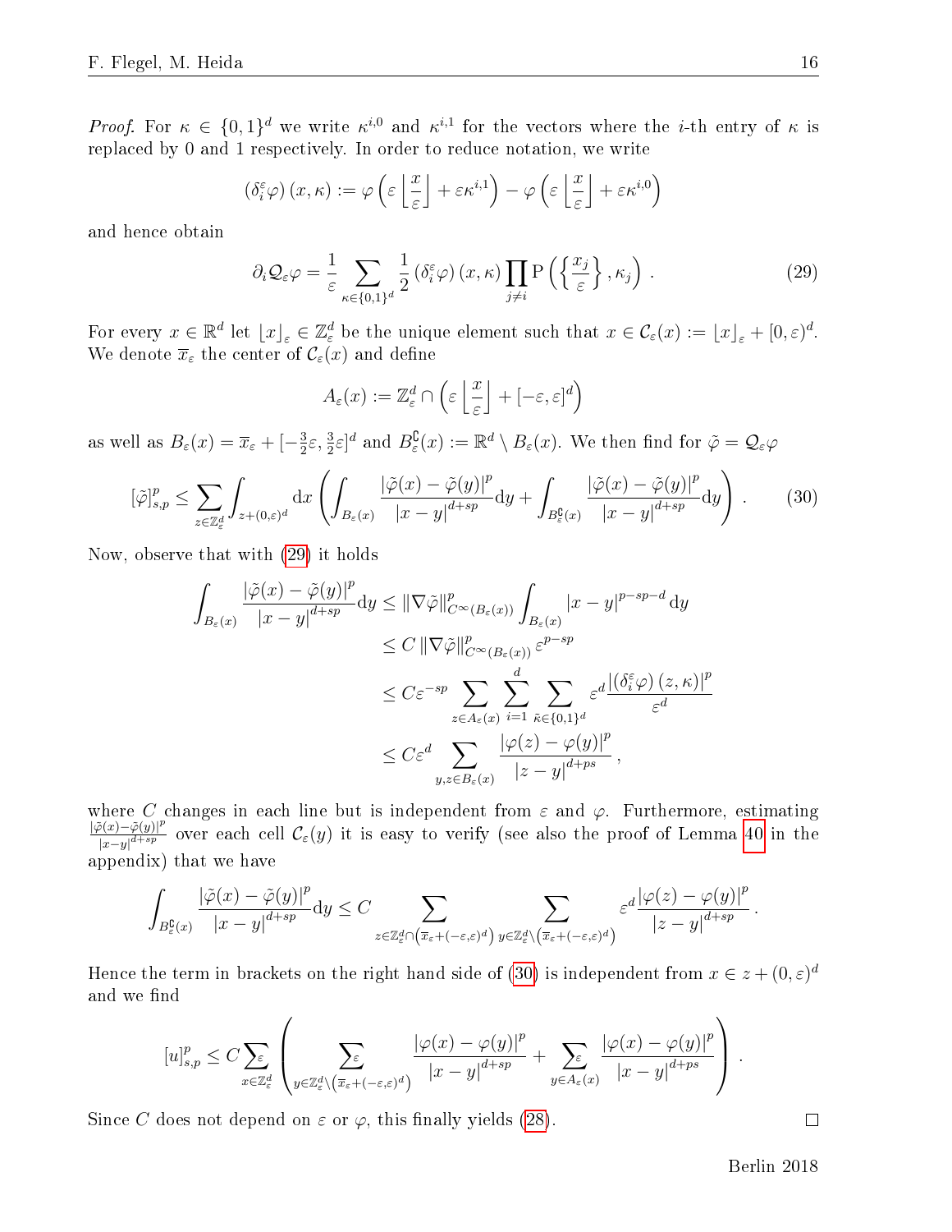*Proof.* For $\kappa \in \{0,1\}^d$ we write $\kappa^{i,0}$ and $\kappa^{i,1}$ for the vectors where the $i$-th entry of $\kappa$ is replaced by 0 and 1 respectively. In order to reduce notation, we write

$$(\delta_i^\varepsilon \varphi)(x,\kappa) := \varphi\left(\varepsilon \left\lfloor \frac{x}{\varepsilon} \right\rfloor + \varepsilon \kappa^{i,1}\right) - \varphi\left(\varepsilon \left\lfloor \frac{x}{\varepsilon} \right\rfloor + \varepsilon \kappa^{i,0}\right)$$

and hence obtain

$$\partial_i \mathcal{Q}_\varepsilon \varphi = \frac{1}{\varepsilon} \sum_{\kappa \in \{0,1\}^d} \frac{1}{2} (\delta_i^\varepsilon \varphi)(x,\kappa) \prod_{j \neq i} \mathrm{P}\left(\left\{\frac{x_j}{\varepsilon}\right\}, \kappa_j\right). \tag{29}$$

For every $x \in \mathbb{R}^d$ let $\lfloor x \rfloor_\varepsilon \in \mathbb{Z}_\varepsilon^d$ be the unique element such that $x \in \mathcal{C}_\varepsilon(x) := \lfloor x \rfloor_\varepsilon + [0,\varepsilon)^d$. We denote $\overline{x}_\varepsilon$ the center of $\mathcal{C}_\varepsilon(x)$ and define

$$A_\varepsilon(x) := \mathbb{Z}_\varepsilon^d \cap \left(\varepsilon \left\lfloor \frac{x}{\varepsilon} \right\rfloor + [-\varepsilon, \varepsilon]^d\right)$$

as well as $B_\varepsilon(x) = \overline{x}_\varepsilon + [-\frac{3}{2}\varepsilon, \frac{3}{2}\varepsilon]^d$ and $B_\varepsilon^\complement(x) := \mathbb{R}^d \setminus B_\varepsilon(x)$. We then find for $\tilde{\varphi} = \mathcal{Q}_\varepsilon \varphi$

$$[\tilde{\varphi}]_{s,p}^p \leq \sum_{z \in \mathbb{Z}_\varepsilon^d} \int_{z+(0,\varepsilon)^d} \mathrm{d}x \left( \int_{B_\varepsilon(x)} \frac{|\tilde{\varphi}(x) - \tilde{\varphi}(y)|^p}{|x-y|^{d+sp}} \mathrm{d}y + \int_{B_\varepsilon^\complement(x)} \frac{|\tilde{\varphi}(x) - \tilde{\varphi}(y)|^p}{|x-y|^{d+sp}} \mathrm{d}y \right). \tag{30}$$

Now, observe that with (29) it holds

$$\begin{aligned}
\int_{B_\varepsilon(x)} \frac{|\tilde{\varphi}(x) - \tilde{\varphi}(y)|^p}{|x-y|^{d+sp}} \mathrm{d}y &\leq \|\nabla \tilde{\varphi}\|_{C^\infty(B_\varepsilon(x))}^p \int_{B_\varepsilon(x)} |x-y|^{p-sp-d} \mathrm{d}y \\
&\leq C \|\nabla \tilde{\varphi}\|_{C^\infty(B_\varepsilon(x))}^p \varepsilon^{p-sp} \\
&\leq C \varepsilon^{-sp} \sum_{z \in A_\varepsilon(x)} \sum_{i=1}^d \sum_{\tilde{\kappa} \in \{0,1\}^d} \varepsilon^d \frac{|(\delta_i^\varepsilon \varphi)(z,\kappa)|^p}{\varepsilon^d} \\
&\leq C \varepsilon^d \sum_{y,z \in B_\varepsilon(x)} \frac{|\varphi(z) - \varphi(y)|^p}{|z-y|^{d+ps}},
\end{aligned}$$

where $C$ changes in each line but is independent from $\varepsilon$ and $\varphi$. Furthermore, estimating $\frac{|\tilde{\varphi}(x)-\tilde{\varphi}(y)|^p}{|x-y|^{d+sp}}$ over each cell $\mathcal{C}_\varepsilon(y)$ it is easy to verify (see also the proof of Lemma 40 in the appendix) that we have

$$\int_{B_\varepsilon^\complement(x)} \frac{|\tilde{\varphi}(x) - \tilde{\varphi}(y)|^p}{|x-y|^{d+sp}} \mathrm{d}y \leq C \sum_{z \in \mathbb{Z}_\varepsilon^d \cap \left(\overline{x}_\varepsilon + (-\varepsilon,\varepsilon)^d\right)} \sum_{y \in \mathbb{Z}_\varepsilon^d \setminus \left(\overline{x}_\varepsilon + (-\varepsilon,\varepsilon)^d\right)} \varepsilon^d \frac{|\varphi(z) - \varphi(y)|^p}{|z-y|^{d+sp}}.$$

Hence the term in brackets on the right hand side of (30) is independent from $x \in z + (0,\varepsilon)^d$ and we find

$$[u]_{s,p}^p \leq C \sum_{x \in \mathbb{Z}_\varepsilon^d}^{\varepsilon} \left( \sum_{y \in \mathbb{Z}_\varepsilon^d \setminus \left(\overline{x}_\varepsilon + (-\varepsilon,\varepsilon)^d\right)}^{\varepsilon} \frac{|\varphi(x) - \varphi(y)|^p}{|x-y|^{d+sp}} + \sum_{y \in A_\varepsilon(x)}^{\varepsilon} \frac{|\varphi(x) - \varphi(y)|^p}{|x-y|^{d+ps}} \right).$$

Since $C$ does not depend on $\varepsilon$ or $\varphi$, this finally yields (28). $\square$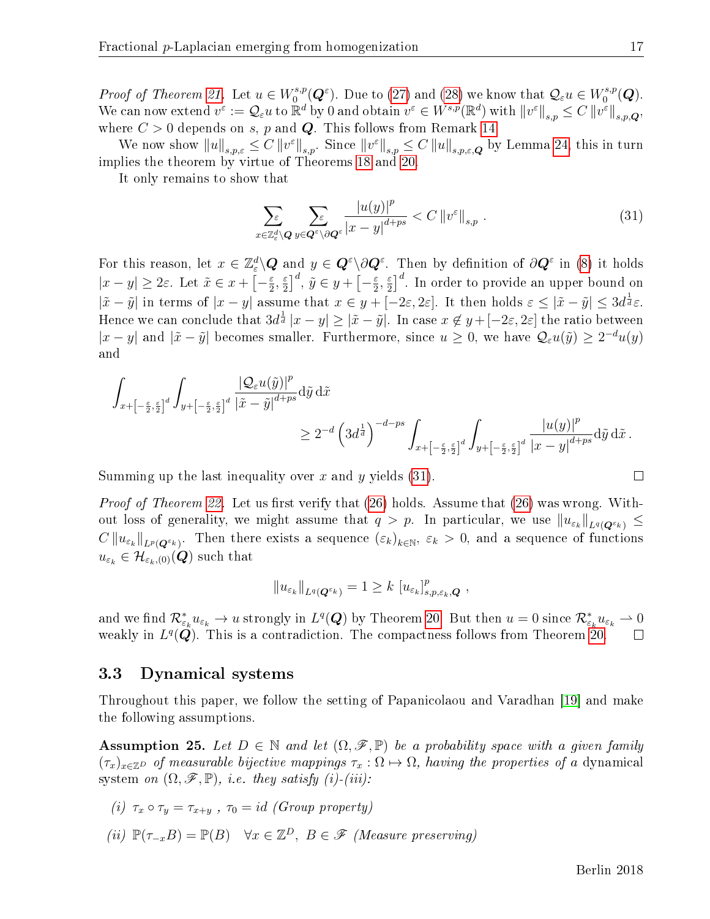*Proof of Theorem 21.* Let $u \in W_0^{s,p}(\boldsymbol{Q}^\varepsilon)$. Due to (27) and (28) we know that $\mathcal{Q}_\varepsilon u \in W_0^{s,p}(\boldsymbol{Q})$. We can now extend $v^\varepsilon := \mathcal{Q}_\varepsilon u$ to $\mathbb{R}^d$ by 0 and obtain $v^\varepsilon \in W^{s,p}(\mathbb{R}^d)$ with $\|v^\varepsilon\|_{s,p} \le C \|v^\varepsilon\|_{s,p,\boldsymbol{Q}}$, where $C > 0$ depends on $s$, $p$ and $\boldsymbol{Q}$. This follows from Remark 14.

We now show $\|u\|_{s,p,\varepsilon} \le C \|v^\varepsilon\|_{s,p}$. Since $\|v^\varepsilon\|_{s,p} \le C \|u\|_{s,p,\varepsilon,\boldsymbol{Q}}$ by Lemma 24, this in turn implies the theorem by virtue of Theorems 18 and 20.

It only remains to show that

$$\sum_{x \in \mathbb{Z}^d_\varepsilon \setminus \boldsymbol{Q}}^{\varepsilon} \sum_{y \in \boldsymbol{Q}^\varepsilon \setminus \partial \boldsymbol{Q}^\varepsilon}^{\varepsilon} \frac{|u(y)|^p}{|x-y|^{d+ps}} < C \|v^\varepsilon\|_{s,p} . \tag{31}$$

For this reason, let $x \in \mathbb{Z}^d_\varepsilon \setminus \boldsymbol{Q}$ and $y \in \boldsymbol{Q}^\varepsilon \setminus \partial \boldsymbol{Q}^\varepsilon$. Then by definition of $\partial \boldsymbol{Q}^\varepsilon$ in (8) it holds $|x-y| \ge 2\varepsilon$. Let $\tilde{x} \in x + \left[-\frac{\varepsilon}{2}, \frac{\varepsilon}{2}\right]^d$, $\tilde{y} \in y + \left[-\frac{\varepsilon}{2}, \frac{\varepsilon}{2}\right]^d$. In order to provide an upper bound on $|\tilde{x} - \tilde{y}|$ in terms of $|x-y|$ assume that $x \in y + [-2\varepsilon, 2\varepsilon]$. It then holds $\varepsilon \le |\tilde{x} - \tilde{y}| \le 3d^{\frac{1}{d}}\varepsilon$. Hence we can conclude that $3d^{\frac{1}{d}}|x-y| \ge |\tilde{x} - \tilde{y}|$. In case $x \notin y + [-2\varepsilon, 2\varepsilon]$ the ratio between $|x-y|$ and $|\tilde{x} - \tilde{y}|$ becomes smaller. Furthermore, since $u \ge 0$, we have $\mathcal{Q}_\varepsilon u(\tilde{y}) \ge 2^{-d} u(y)$ and

$$\int_{x+\left[-\frac{\varepsilon}{2},\frac{\varepsilon}{2}\right]^d} \int_{y+\left[-\frac{\varepsilon}{2},\frac{\varepsilon}{2}\right]^d} \frac{|\mathcal{Q}_\varepsilon u(\tilde{y})|^p}{|\tilde{x} - \tilde{y}|^{d+ps}} \mathrm{d}\tilde{y}\, \mathrm{d}\tilde{x}$$
$$\ge 2^{-d} \left(3d^{\frac{1}{d}}\right)^{-d-ps} \int_{x+\left[-\frac{\varepsilon}{2},\frac{\varepsilon}{2}\right]^d} \int_{y+\left[-\frac{\varepsilon}{2},\frac{\varepsilon}{2}\right]^d} \frac{|u(y)|^p}{|x-y|^{d+ps}} \mathrm{d}\tilde{y}\, \mathrm{d}\tilde{x} .$$

Summing up the last inequality over $x$ and $y$ yields (31). □

*Proof of Theorem 22.* Let us first verify that (26) holds. Assume that (26) was wrong. Without loss of generality, we might assume that $q > p$. In particular, we use $\|u_{\varepsilon_k}\|_{L^q(\boldsymbol{Q}^{\varepsilon_k})} \le C \|u_{\varepsilon_k}\|_{L^p(\boldsymbol{Q}^{\varepsilon_k})}$. Then there exists a sequence $(\varepsilon_k)_{k\in\mathbb{N}}$, $\varepsilon_k > 0$, and a sequence of functions $u_{\varepsilon_k} \in \mathcal{H}_{\varepsilon_k,(0)}(\boldsymbol{Q})$ such that

$$\|u_{\varepsilon_k}\|_{L^q(\boldsymbol{Q}^{\varepsilon_k})} = 1 \ge k\, [u_{\varepsilon_k}]^p_{s,p,\varepsilon_k,\boldsymbol{Q}} ,$$

and we find $\mathcal{R}^*_{\varepsilon_k} u_{\varepsilon_k} \to u$ strongly in $L^q(\boldsymbol{Q})$ by Theorem 20. But then $u = 0$ since $\mathcal{R}^*_{\varepsilon_k} u_{\varepsilon_k} \rightharpoonup 0$ weakly in $L^q(\boldsymbol{Q})$. This is a contradiction. The compactness follows from Theorem 20. □

### 3.3 Dynamical systems

Throughout this paper, we follow the setting of Papanicolaou and Varadhan [19] and make the following assumptions.

**Assumption 25.** *Let $D \in \mathbb{N}$ and let $(\Omega, \mathscr{F}, \mathbb{P})$ be a probability space with a given family $(\tau_x)_{x\in\mathbb{Z}^D}$ of measurable bijective mappings $\tau_x : \Omega \mapsto \Omega$, having the properties of a* dynamical system *on $(\Omega, \mathscr{F}, \mathbb{P})$, i.e. they satisfy (i)-(iii):*

*(i)* $\tau_x \circ \tau_y = \tau_{x+y}$ , $\tau_0 = id$ *(Group property)*

*(ii)* $\mathbb{P}(\tau_{-x} B) = \mathbb{P}(B) \quad \forall x \in \mathbb{Z}^D,\ B \in \mathscr{F}$ *(Measure preserving)*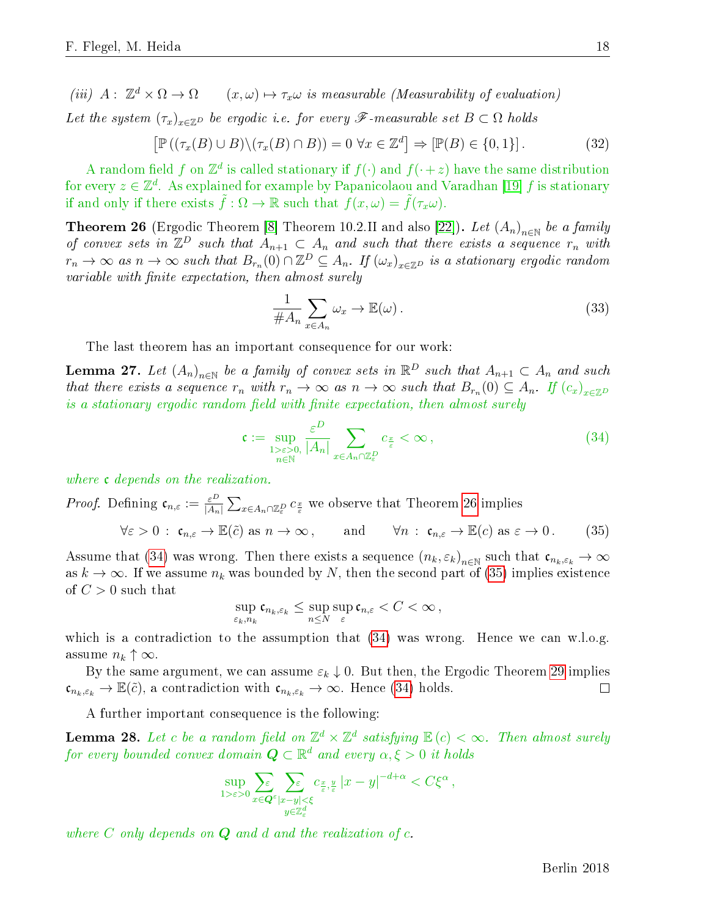*(iii)* $A: \mathbb{Z}^d \times \Omega \to \Omega \qquad (x,\omega) \mapsto \tau_x\omega$ *is measurable (Measurability of evaluation)*

*Let the system* $(\tau_x)_{x\in\mathbb{Z}^D}$ *be ergodic i.e. for every* $\mathscr{F}$*-measurable set* $B \subset \Omega$ *holds*

$$\left[\mathbb{P}\left((\tau_x(B)\cup B)\backslash(\tau_x(B)\cap B)\right) = 0 \;\forall x \in \mathbb{Z}^d\right] \Rightarrow \left[\mathbb{P}(B) \in \{0,1\}\right]. \tag{32}$$

A random field $f$ on $\mathbb{Z}^d$ is called stationary if $f(\cdot)$ and $f(\cdot+z)$ have the same distribution for every $z\in\mathbb{Z}^d$. As explained for example by Papanicolaou and Varadhan [19] $f$ is stationary if and only if there exists $\tilde{f}:\Omega\to\mathbb{R}$ such that $f(x,\omega)=\tilde{f}(\tau_x\omega)$.

**Theorem 26** (Ergodic Theorem [8] Theorem 10.2.II and also [22])**.** *Let* $(A_n)_{n\in\mathbb{N}}$ *be a family of convex sets in* $\mathbb{Z}^D$ *such that* $A_{n+1}\subset A_n$ *and such that there exists a sequence* $r_n$ *with* $r_n\to\infty$ *as* $n\to\infty$ *such that* $B_{r_n}(0)\cap\mathbb{Z}^D\subseteq A_n$*. If* $(\omega_x)_{x\in\mathbb{Z}^D}$ *is a stationary ergodic random variable with finite expectation, then almost surely*

$$\frac{1}{\#A_n}\sum_{x\in A_n}\omega_x \to \mathbb{E}(\omega)\,. \tag{33}$$

The last theorem has an important consequence for our work:

**Lemma 27.** *Let* $(A_n)_{n\in\mathbb{N}}$ *be a family of convex sets in* $\mathbb{R}^D$ *such that* $A_{n+1}\subset A_n$ *and such that there exists a sequence* $r_n$ *with* $r_n\to\infty$ *as* $n\to\infty$ *such that* $B_{r_n}(0)\subseteq A_n$*. If* $(c_x)_{x\in\mathbb{Z}^D}$ *is a stationary ergodic random field with finite expectation, then almost surely*

$$\mathfrak{c} := \sup_{\substack{1>\varepsilon>0,\\ n\in\mathbb{N}}}\frac{\varepsilon^D}{|A_n|}\sum_{x\in A_n\cap\mathbb{Z}^D_\varepsilon} c_{\frac{x}{\varepsilon}} < \infty\,, \tag{34}$$

*where* $\mathfrak{c}$ *depends on the realization.*

*Proof.* Defining $\mathfrak{c}_{n,\varepsilon} := \frac{\varepsilon^D}{|A_n|}\sum_{x\in A_n\cap\mathbb{Z}^D_\varepsilon} c_{\frac{x}{\varepsilon}}$ we observe that Theorem 26 implies

$$\forall\varepsilon>0:\;\mathfrak{c}_{n,\varepsilon}\to\mathbb{E}(\tilde{c}) \text{ as } n\to\infty\,,\qquad\text{and}\qquad \forall n:\;\mathfrak{c}_{n,\varepsilon}\to\mathbb{E}(c)\text{ as }\varepsilon\to 0\,. \tag{35}$$

Assume that (34) was wrong. Then there exists a sequence $(n_k,\varepsilon_k)_{n\in\mathbb{N}}$ such that $\mathfrak{c}_{n_k,\varepsilon_k}\to\infty$ as $k\to\infty$. If we assume $n_k$ was bounded by $N$, then the second part of (35) implies existence of $C>0$ such that

$$\sup_{\varepsilon_k,n_k}\mathfrak{c}_{n_k,\varepsilon_k}\leq\sup_{n\leq N}\sup_{\varepsilon}\mathfrak{c}_{n,\varepsilon}<C<\infty\,,$$

which is a contradiction to the assumption that (34) was wrong. Hence we can w.l.o.g. assume $n_k\uparrow\infty$.

By the same argument, we can assume $\varepsilon_k\downarrow 0$. But then, the Ergodic Theorem 29 implies $\mathfrak{c}_{n_k,\varepsilon_k}\to\mathbb{E}(\tilde{c})$, a contradiction with $\mathfrak{c}_{n_k,\varepsilon_k}\to\infty$. Hence (34) holds. $\square$

A further important consequence is the following:

**Lemma 28.** *Let* $c$ *be a random field on* $\mathbb{Z}^d\times\mathbb{Z}^d$ *satisfying* $\mathbb{E}(c)<\infty$*. Then almost surely for every bounded convex domain* $\boldsymbol{Q}\subset\mathbb{R}^d$ *and every* $\alpha,\xi>0$ *it holds*

$$\sup_{1>\varepsilon>0}\sum_{x\in\boldsymbol{Q}^\varepsilon}^{\varepsilon}\;\sum_{\substack{|x-y|<\xi\\ y\in\mathbb{Z}^d_\varepsilon}}^{\varepsilon} c_{\frac{x}{\varepsilon},\frac{y}{\varepsilon}}\,|x-y|^{-d+\alpha}<C\xi^\alpha\,,$$

*where* $C$ *only depends on* $\boldsymbol{Q}$ *and* $d$ *and the realization of* $c$*.*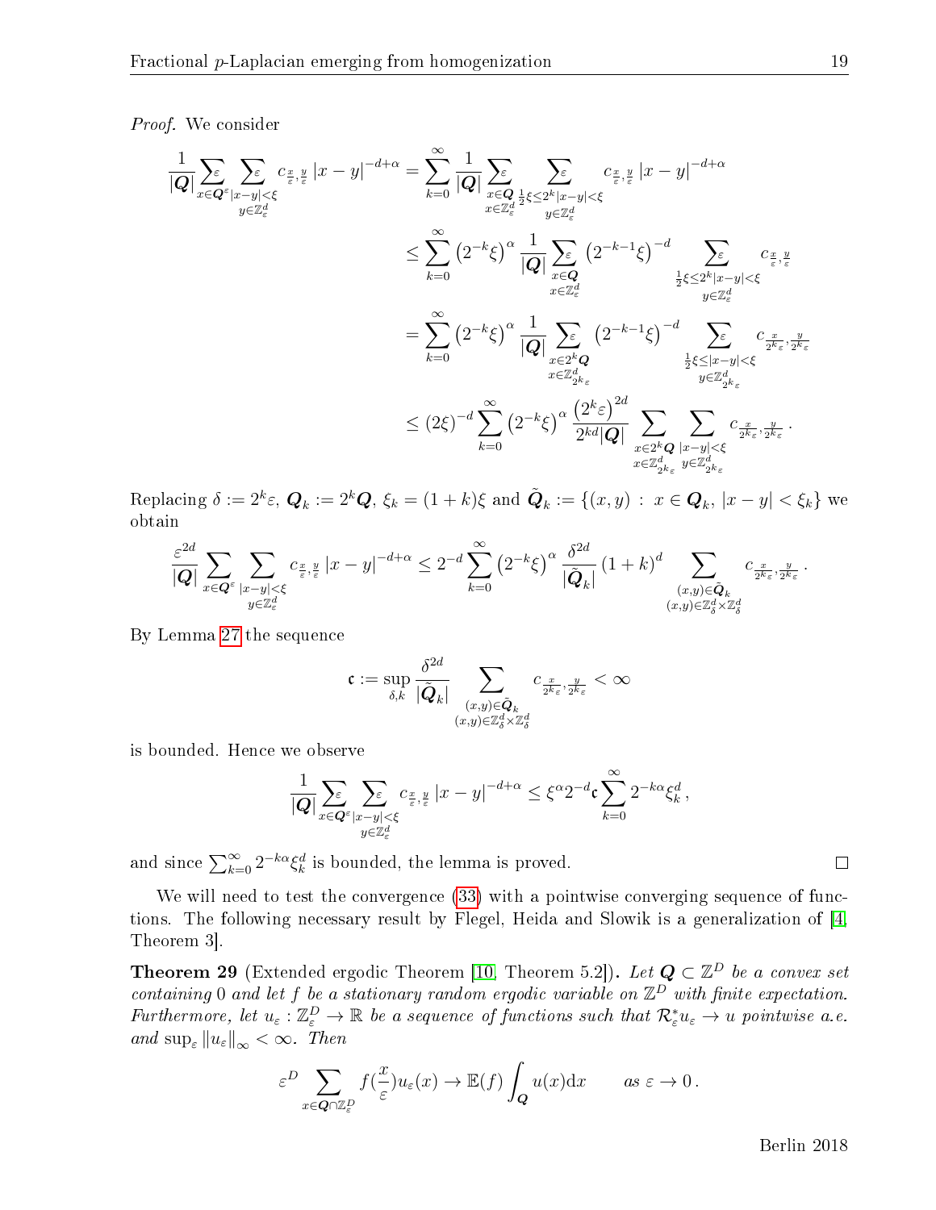*Proof.* We consider

$$
\begin{aligned}
\frac{1}{|\boldsymbol{Q}|}\sum_{x\in\boldsymbol{Q}^\varepsilon}^{\varepsilon}\sum_{\substack{|x-y|<\xi\\ y\in\mathbb{Z}^d_\varepsilon}}^{\varepsilon} c_{\frac{x}{\varepsilon},\frac{y}{\varepsilon}}\,|x-y|^{-d+\alpha} &= \sum_{k=0}^{\infty}\frac{1}{|\boldsymbol{Q}|}\sum_{\substack{x\in\boldsymbol{Q}\\ x\in\mathbb{Z}^d_\varepsilon}}^{\varepsilon}\sum_{\substack{\frac{1}{2}\xi\leq 2^k|x-y|<\xi\\ y\in\mathbb{Z}^d_\varepsilon}}^{\varepsilon} c_{\frac{x}{\varepsilon},\frac{y}{\varepsilon}}\,|x-y|^{-d+\alpha}\\
&\leq \sum_{k=0}^{\infty}\left(2^{-k}\xi\right)^{\alpha}\frac{1}{|\boldsymbol{Q}|}\sum_{\substack{x\in\boldsymbol{Q}\\ x\in\mathbb{Z}^d_\varepsilon}}^{\varepsilon}\left(2^{-k-1}\xi\right)^{-d}\sum_{\substack{\frac{1}{2}\xi\leq 2^k|x-y|<\xi\\ y\in\mathbb{Z}^d_\varepsilon}}^{\varepsilon} c_{\frac{x}{\varepsilon},\frac{y}{\varepsilon}}\\
&= \sum_{k=0}^{\infty}\left(2^{-k}\xi\right)^{\alpha}\frac{1}{|\boldsymbol{Q}|}\sum_{\substack{x\in 2^k\boldsymbol{Q}\\ x\in\mathbb{Z}^d_{2^k\varepsilon}}}^{\varepsilon}\left(2^{-k-1}\xi\right)^{-d}\sum_{\substack{\frac{1}{2}\xi\leq|x-y|<\xi\\ y\in\mathbb{Z}^d_{2^k\varepsilon}}}^{\varepsilon} c_{\frac{x}{2^k\varepsilon},\frac{y}{2^k\varepsilon}}\\
&\leq (2\xi)^{-d}\sum_{k=0}^{\infty}\left(2^{-k}\xi\right)^{\alpha}\frac{\left(2^k\varepsilon\right)^{2d}}{2^{kd}|\boldsymbol{Q}|}\sum_{\substack{x\in 2^k\boldsymbol{Q}\\ x\in\mathbb{Z}^d_{2^k\varepsilon}}}\sum_{\substack{|x-y|<\xi\\ y\in\mathbb{Z}^d_{2^k\varepsilon}}} c_{\frac{x}{2^k\varepsilon},\frac{y}{2^k\varepsilon}}\,.
\end{aligned}
$$

Replacing $\delta := 2^k\varepsilon$, $\boldsymbol{Q}_k := 2^k\boldsymbol{Q}$, $\xi_k = (1+k)\xi$ and $\tilde{\boldsymbol{Q}}_k := \{(x,y)\,:\,x\in\boldsymbol{Q}_k,\ |x-y|<\xi_k\}$ we obtain

$$
\frac{\varepsilon^{2d}}{|\boldsymbol{Q}|}\sum_{x\in\boldsymbol{Q}^\varepsilon}\sum_{\substack{|x-y|<\xi\\ y\in\mathbb{Z}^d_\varepsilon}} c_{\frac{x}{\varepsilon},\frac{y}{\varepsilon}}\,|x-y|^{-d+\alpha} \leq 2^{-d}\sum_{k=0}^{\infty}\left(2^{-k}\xi\right)^{\alpha}\frac{\delta^{2d}}{|\tilde{\boldsymbol{Q}}_k|}\left(1+k\right)^{d}\sum_{\substack{(x,y)\in\tilde{\boldsymbol{Q}}_k\\ (x,y)\in\mathbb{Z}^d_\delta\times\mathbb{Z}^d_\delta}} c_{\frac{x}{2^k\varepsilon},\frac{y}{2^k\varepsilon}}\,.
$$

By Lemma 27 the sequence

$$
\mathfrak{c} := \sup_{\delta,k}\frac{\delta^{2d}}{|\tilde{\boldsymbol{Q}}_k|}\sum_{\substack{(x,y)\in\tilde{\boldsymbol{Q}}_k\\ (x,y)\in\mathbb{Z}^d_\delta\times\mathbb{Z}^d_\delta}} c_{\frac{x}{2^k\varepsilon},\frac{y}{2^k\varepsilon}} < \infty
$$

is bounded. Hence we observe

$$
\frac{1}{|\boldsymbol{Q}|}\sum_{x\in\boldsymbol{Q}^\varepsilon}^{\varepsilon}\sum_{\substack{|x-y|<\xi\\ y\in\mathbb{Z}^d_\varepsilon}}^{\varepsilon} c_{\frac{x}{\varepsilon},\frac{y}{\varepsilon}}\,|x-y|^{-d+\alpha} \leq \xi^{\alpha}2^{-d}\mathfrak{c}\sum_{k=0}^{\infty}2^{-k\alpha}\xi_k^d\,,
$$

and since $\sum_{k=0}^{\infty}2^{-k\alpha}\xi_k^d$ is bounded, the lemma is proved. □

We will need to test the convergence (33) with a pointwise converging sequence of functions. The following necessary result by Flegel, Heida and Slowik is a generalization of [4, Theorem 3].

**Theorem 29** (Extended ergodic Theorem [10, Theorem 5.2])**.** *Let $\boldsymbol{Q}\subset\mathbb{Z}^D$ be a convex set containing 0 and let $f$ be a stationary random ergodic variable on $\mathbb{Z}^D$ with finite expectation. Furthermore, let $u_\varepsilon:\mathbb{Z}^D_\varepsilon\to\mathbb{R}$ be a sequence of functions such that $\mathcal{R}^*_\varepsilon u_\varepsilon\to u$ pointwise a.e. and $\sup_\varepsilon\|u_\varepsilon\|_\infty<\infty$. Then*

$$
\varepsilon^D\sum_{x\in\boldsymbol{Q}\cap\mathbb{Z}^D_\varepsilon} f(\frac{x}{\varepsilon})u_\varepsilon(x)\to\mathbb{E}(f)\int_{\boldsymbol{Q}}u(x)\mathrm{d}x \qquad \textit{as } \varepsilon\to 0\,.
$$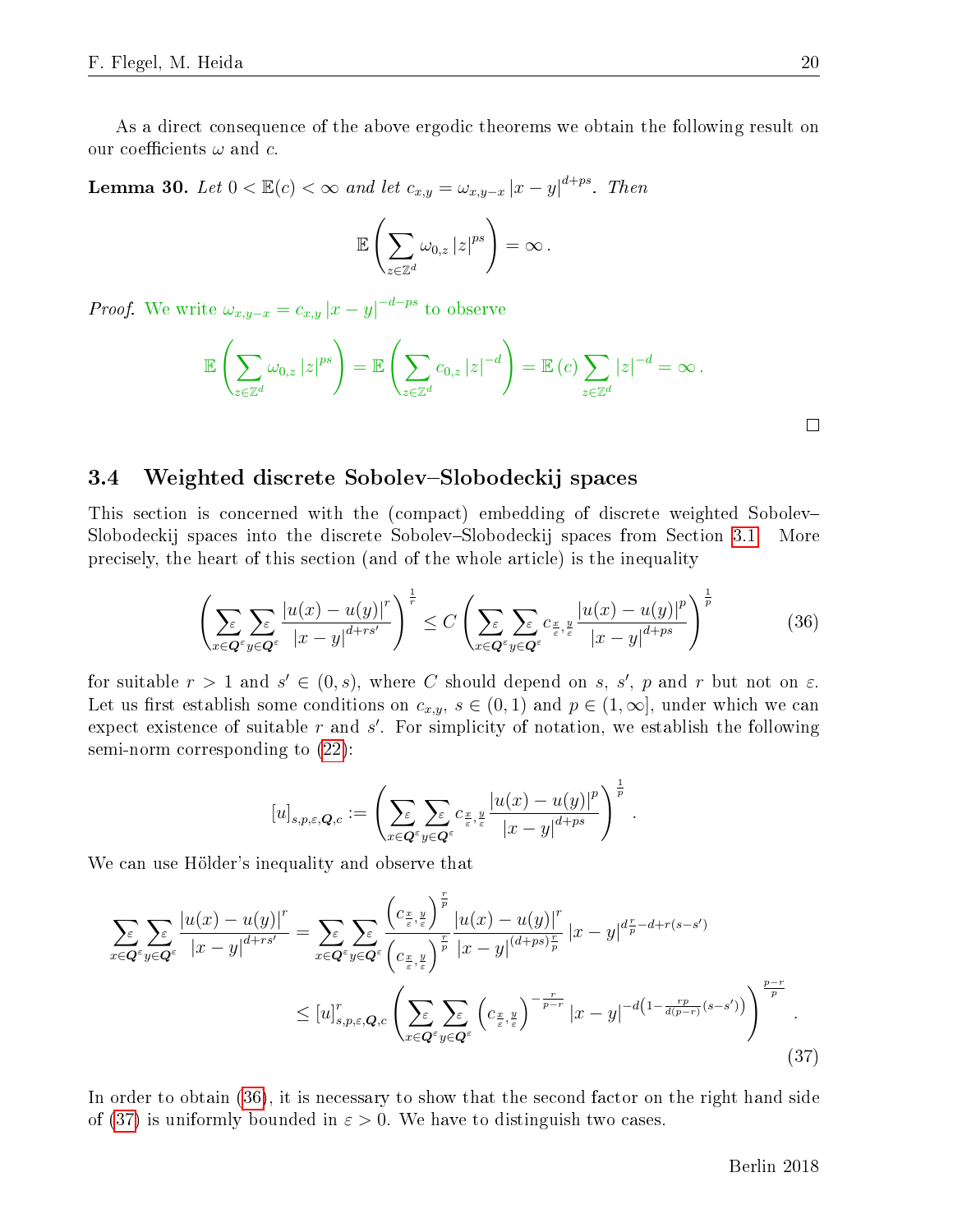As a direct consequence of the above ergodic theorems we obtain the following result on our coefficients $\omega$ and $c$.

**Lemma 30.** *Let $0 < \mathbb{E}(c) < \infty$ and let $c_{x,y} = \omega_{x,y-x} |x-y|^{d+ps}$. Then*

$$\mathbb{E}\left(\sum_{z\in\mathbb{Z}^d} \omega_{0,z} |z|^{ps}\right) = \infty\,.$$

*Proof.* We write $\omega_{x,y-x} = c_{x,y} |x-y|^{-d-ps}$ to observe

$$\mathbb{E}\left(\sum_{z\in\mathbb{Z}^d} \omega_{0,z} |z|^{ps}\right) = \mathbb{E}\left(\sum_{z\in\mathbb{Z}^d} c_{0,z} |z|^{-d}\right) = \mathbb{E}\left(c\right) \sum_{z\in\mathbb{Z}^d} |z|^{-d} = \infty\,.$$

□

## 3.4 Weighted discrete Sobolev–Slobodeckij spaces

This section is concerned with the (compact) embedding of discrete weighted Sobolev–Slobodeckij spaces into the discrete Sobolev–Slobodeckij spaces from Section 3.1. More precisely, the heart of this section (and of the whole article) is the inequality

$$\left(\sum_{x\in\boldsymbol{Q}^\varepsilon}^{\varepsilon}\sum_{y\in\boldsymbol{Q}^\varepsilon}^{\varepsilon} \frac{|u(x)-u(y)|^r}{|x-y|^{d+rs'}}\right)^{\frac{1}{r}} \leq C \left(\sum_{x\in\boldsymbol{Q}^\varepsilon}^{\varepsilon}\sum_{y\in\boldsymbol{Q}^\varepsilon}^{\varepsilon} c_{\frac{x}{\varepsilon},\frac{y}{\varepsilon}} \frac{|u(x)-u(y)|^p}{|x-y|^{d+ps}}\right)^{\frac{1}{p}} \tag{36}$$

for suitable $r > 1$ and $s' \in (0,s)$, where $C$ should depend on $s$, $s'$, $p$ and $r$ but not on $\varepsilon$. Let us first establish some conditions on $c_{x,y}$, $s \in (0,1)$ and $p \in (1,\infty]$, under which we can expect existence of suitable $r$ and $s'$. For simplicity of notation, we establish the following semi-norm corresponding to (22):

$$[u]_{s,p,\varepsilon,\boldsymbol{Q},c} := \left(\sum_{x\in\boldsymbol{Q}^\varepsilon}^{\varepsilon}\sum_{y\in\boldsymbol{Q}^\varepsilon}^{\varepsilon} c_{\frac{x}{\varepsilon},\frac{y}{\varepsilon}} \frac{|u(x)-u(y)|^p}{|x-y|^{d+ps}}\right)^{\frac{1}{p}}.$$

We can use Hölder's inequality and observe that

$$\begin{aligned}
\sum_{x\in\boldsymbol{Q}^\varepsilon}^{\varepsilon}\sum_{y\in\boldsymbol{Q}^\varepsilon}^{\varepsilon} \frac{|u(x)-u(y)|^r}{|x-y|^{d+rs'}} &= \sum_{x\in\boldsymbol{Q}^\varepsilon}^{\varepsilon}\sum_{y\in\boldsymbol{Q}^\varepsilon}^{\varepsilon} \frac{\left(c_{\frac{x}{\varepsilon},\frac{y}{\varepsilon}}\right)^{\frac{r}{p}}}{\left(c_{\frac{x}{\varepsilon},\frac{y}{\varepsilon}}\right)^{\frac{r}{p}}} \frac{|u(x)-u(y)|^r}{|x-y|^{(d+ps)\frac{r}{p}}} |x-y|^{d\frac{r}{p}-d+r(s-s')} \\
&\leq [u]^r_{s,p,\varepsilon,\boldsymbol{Q},c} \left(\sum_{x\in\boldsymbol{Q}^\varepsilon}^{\varepsilon}\sum_{y\in\boldsymbol{Q}^\varepsilon}^{\varepsilon} \left(c_{\frac{x}{\varepsilon},\frac{y}{\varepsilon}}\right)^{-\frac{r}{p-r}} |x-y|^{-d\left(1-\frac{rp}{d(p-r)}(s-s')\right)}\right)^{\frac{p-r}{p}}.
\end{aligned} \tag{37}$$

In order to obtain (36), it is necessary to show that the second factor on the right hand side of (37) is uniformly bounded in $\varepsilon > 0$. We have to distinguish two cases.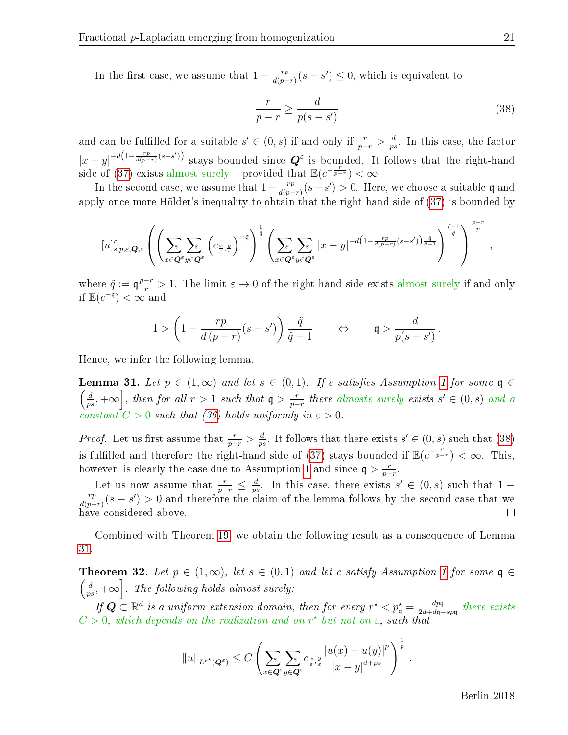In the first case, we assume that $1 - \frac{rp}{d(p-r)}(s-s') \leq 0$, which is equivalent to

$$\frac{r}{p-r} \geq \frac{d}{p(s-s')} \tag{38}$$

and can be fulfilled for a suitable $s' \in (0,s)$ if and only if $\frac{r}{p-r} > \frac{d}{ps}$. In this case, the factor $|x-y|^{-d\left(1-\frac{rp}{d(p-r)}(s-s')\right)}$ stays bounded since $\boldsymbol{Q}^\varepsilon$ is bounded. It follows that the right-hand side of (37) exists almost surely – provided that $\mathbb{E}(c^{-\frac{r}{p-r}}) < \infty$.

In the second case, we assume that $1 - \frac{rp}{d(p-r)}(s-s') > 0$. Here, we choose a suitable $\mathfrak{q}$ and apply once more Hölder's inequality to obtain that the right-hand side of (37) is bounded by

$$[u]^r_{s,p,\varepsilon,\boldsymbol{Q},c}\left(\left(\sum_{x\in\boldsymbol{Q}^\varepsilon}^{\varepsilon}\sum_{y\in\boldsymbol{Q}^\varepsilon}^{\varepsilon}\left(c_{\frac{x}{\varepsilon},\frac{y}{\varepsilon}}\right)^{-\mathfrak{q}}\right)^{\frac{1}{\tilde{q}}}\left(\sum_{x\in\boldsymbol{Q}^\varepsilon}^{\varepsilon}\sum_{y\in\boldsymbol{Q}^\varepsilon}^{\varepsilon}|x-y|^{-d\left(1-\frac{rp}{d(p-r)}(s-s')\right)\frac{\tilde{q}}{\tilde{q}-1}}\right)^{\frac{\tilde{q}-1}{\tilde{q}}}\right)^{\frac{p-r}{p}},$$

where $\tilde{q} := \mathfrak{q}\frac{p-r}{r} > 1$. The limit $\varepsilon \to 0$ of the right-hand side exists almost surely if and only if $\mathbb{E}(c^{-\mathfrak{q}}) < \infty$ and

$$1 > \left(1 - \frac{rp}{d\,(p-r)}(s-s')\right)\frac{\tilde{q}}{\tilde{q}-1} \qquad \Leftrightarrow \qquad \mathfrak{q} > \frac{d}{p(s-s')}\,.$$

Hence, we infer the following lemma.

**Lemma 31.** *Let $p \in (1,\infty)$ and let $s \in (0,1)$. If $c$ satisfies Assumption 1 for some $\mathfrak{q} \in \left(\frac{d}{ps}, +\infty\right]$, then for all $r > 1$ such that $\mathfrak{q} > \frac{r}{p-r}$ there almoste surely exists $s' \in (0,s)$ and a constant $C > 0$ such that (36) holds uniformly in $\varepsilon > 0$.*

*Proof.* Let us first assume that $\frac{r}{p-r} > \frac{d}{ps}$. It follows that there exists $s' \in (0,s)$ such that (38) is fulfilled and therefore the right-hand side of (37) stays bounded if $\mathbb{E}(c^{-\frac{r}{p-r}}) < \infty$. This, however, is clearly the case due to Assumption 1 and since $\mathfrak{q} > \frac{r}{p-r}$.

Let us now assume that $\frac{r}{p-r} \leq \frac{d}{ps}$. In this case, there exists $s' \in (0,s)$ such that $1 - \frac{rp}{d(p-r)}(s-s') > 0$ and therefore the claim of the lemma follows by the second case that we have considered above. ∎

Combined with Theorem 19, we obtain the following result as a consequence of Lemma 31.

**Theorem 32.** *Let $p \in (1,\infty)$, let $s \in (0,1)$ and let $c$ satisfy Assumption 1 for some $\mathfrak{q} \in \left(\frac{d}{ps}, +\infty\right]$. The following holds almost surely:*

*If $\boldsymbol{Q} \subset \mathbb{R}^d$ is a uniform extension domain, then for every $r^\star < p^\star_{\mathfrak{q}} = \frac{dp\mathfrak{q}}{2d+d\mathfrak{q}-sp\mathfrak{q}}$ there exists $C > 0$, which depends on the realization and on $r^\star$ but not on $\varepsilon$, such that*

$$\|u\|_{L^{r^\star}(\boldsymbol{Q}^\varepsilon)} \leq C\left(\sum_{x\in\boldsymbol{Q}^\varepsilon}^{\varepsilon}\sum_{y\in\boldsymbol{Q}^\varepsilon}^{\varepsilon}c_{\frac{x}{\varepsilon},\frac{y}{\varepsilon}}\frac{|u(x)-u(y)|^p}{|x-y|^{d+ps}}\right)^{\frac{1}{p}}.$$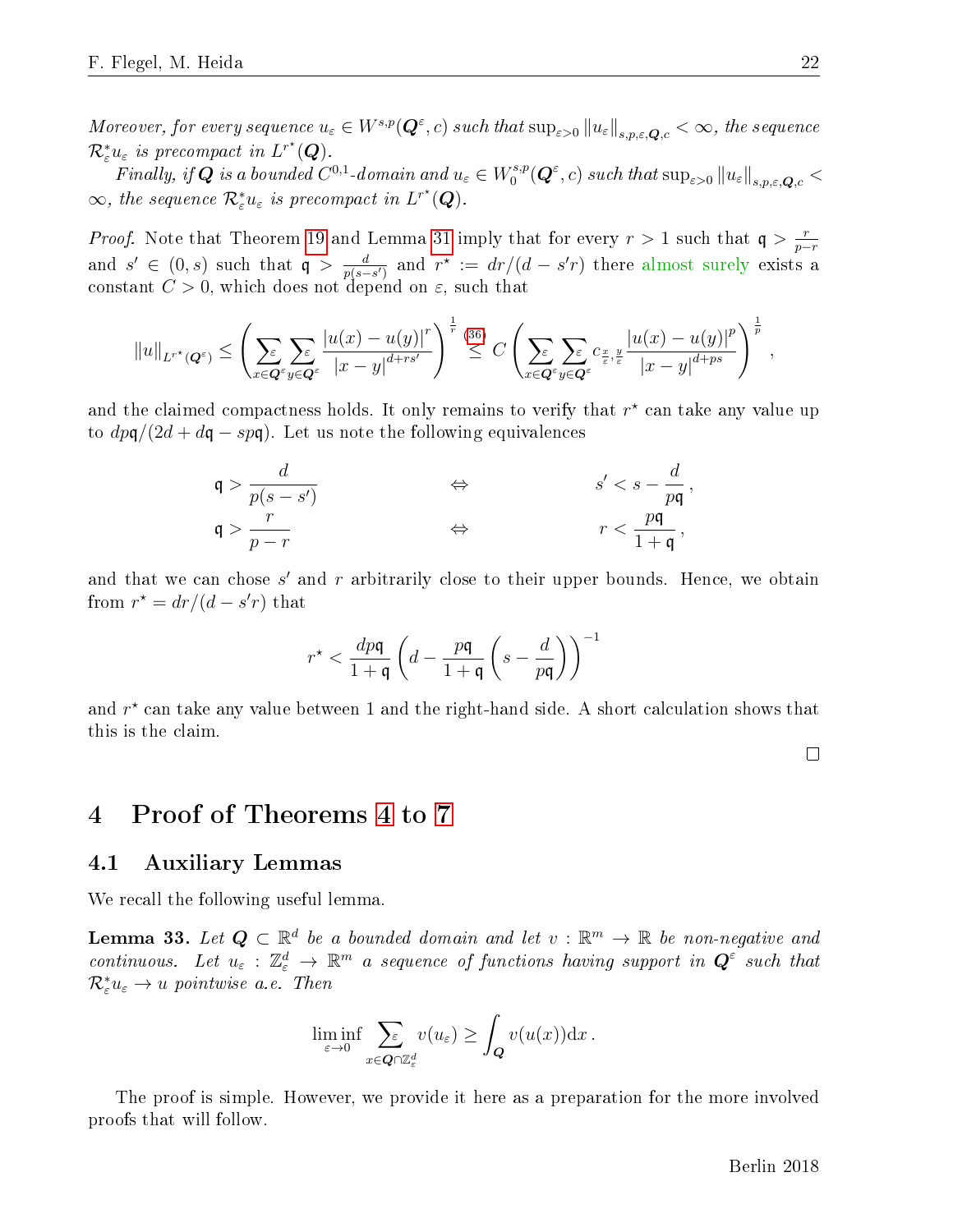*Moreover, for every sequence $u_\varepsilon \in W^{s,p}(\boldsymbol{Q}^\varepsilon, c)$ such that $\sup_{\varepsilon>0} \|u_\varepsilon\|_{s,p,\varepsilon,\boldsymbol{Q},c} < \infty$, the sequence $\mathcal{R}_\varepsilon^* u_\varepsilon$ is precompact in $L^{r^\star}(\boldsymbol{Q})$.*

*Finally, if $\boldsymbol{Q}$ is a bounded $C^{0,1}$-domain and $u_\varepsilon \in W_0^{s,p}(\boldsymbol{Q}^\varepsilon, c)$ such that $\sup_{\varepsilon>0} \|u_\varepsilon\|_{s,p,\varepsilon,\boldsymbol{Q},c} < \infty$, the sequence $\mathcal{R}_\varepsilon^* u_\varepsilon$ is precompact in $L^{r^\star}(\boldsymbol{Q})$.*

*Proof.* Note that Theorem 19 and Lemma 31 imply that for every $r > 1$ such that $\mathfrak{q} > \frac{r}{p-r}$ and $s' \in (0, s)$ such that $\mathfrak{q} > \frac{d}{p(s-s')}$ and $r^\star := dr/(d - s'r)$ there almost surely exists a constant $C > 0$, which does not depend on $\varepsilon$, such that

$$\|u\|_{L^{r^\star}(\boldsymbol{Q}^\varepsilon)} \leq \left( \sum_{x\in\boldsymbol{Q}^\varepsilon}^{\varepsilon} \sum_{y\in\boldsymbol{Q}^\varepsilon}^{\varepsilon} \frac{|u(x)-u(y)|^r}{|x-y|^{d+rs'}} \right)^{\frac{1}{r}} \overset{(36)}{\leq} C \left( \sum_{x\in\boldsymbol{Q}^\varepsilon}^{\varepsilon} \sum_{y\in\boldsymbol{Q}^\varepsilon}^{\varepsilon} c_{\frac{x}{\varepsilon},\frac{y}{\varepsilon}} \frac{|u(x)-u(y)|^p}{|x-y|^{d+ps}} \right)^{\frac{1}{p}},$$

and the claimed compactness holds. It only remains to verify that $r^\star$ can take any value up to $dp\mathfrak{q}/(2d + d\mathfrak{q} - sp\mathfrak{q})$. Let us note the following equivalences

$$\mathfrak{q} > \frac{d}{p(s-s')} \qquad \Leftrightarrow \qquad s' < s - \frac{d}{p\mathfrak{q}},$$
$$\mathfrak{q} > \frac{r}{p-r} \qquad \Leftrightarrow \qquad r < \frac{p\mathfrak{q}}{1+\mathfrak{q}},$$

and that we can chose $s'$ and $r$ arbitrarily close to their upper bounds. Hence, we obtain from $r^\star = dr/(d - s'r)$ that

$$r^\star < \frac{dp\mathfrak{q}}{1+\mathfrak{q}} \left( d - \frac{p\mathfrak{q}}{1+\mathfrak{q}} \left( s - \frac{d}{p\mathfrak{q}} \right) \right)^{-1}$$

and $r^\star$ can take any value between 1 and the right-hand side. A short calculation shows that this is the claim.

□

# 4 Proof of Theorems 4 to 7

## 4.1 Auxiliary Lemmas

We recall the following useful lemma.

**Lemma 33.** *Let $\boldsymbol{Q} \subset \mathbb{R}^d$ be a bounded domain and let $v : \mathbb{R}^m \to \mathbb{R}$ be non-negative and continuous. Let $u_\varepsilon : \mathbb{Z}_\varepsilon^d \to \mathbb{R}^m$ a sequence of functions having support in $\boldsymbol{Q}^\varepsilon$ such that $\mathcal{R}_\varepsilon^* u_\varepsilon \to u$ pointwise a.e. Then*

$$\liminf_{\varepsilon\to 0} \sum_{x\in\boldsymbol{Q}\cap\mathbb{Z}_\varepsilon^d}^{\varepsilon} v(u_\varepsilon) \geq \int_{\boldsymbol{Q}} v(u(x))\mathrm{d}x\,.$$

The proof is simple. However, we provide it here as a preparation for the more involved proofs that will follow.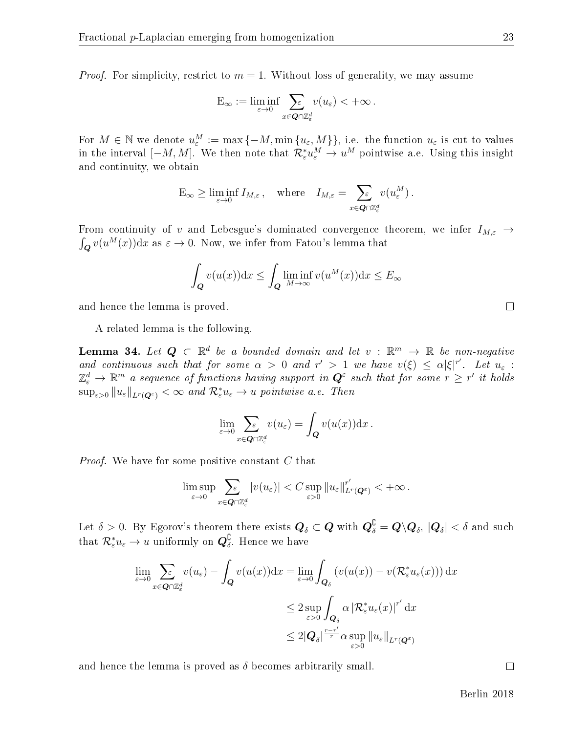*Proof.* For simplicity, restrict to $m=1$. Without loss of generality, we may assume

$$\mathrm{E}_\infty := \liminf_{\varepsilon\to 0} \sum_{x\in \boldsymbol{Q}\cap\mathbb{Z}^d_\varepsilon}^{\varepsilon} v(u_\varepsilon) < +\infty\,.$$

For $M\in\mathbb{N}$ we denote $u_\varepsilon^M := \max\{-M, \min\{u_\varepsilon, M\}\}$, i.e. the function $u_\varepsilon$ is cut to values in the interval $[-M,M]$. We then note that $\mathcal{R}_\varepsilon^* u_\varepsilon^M \to u^M$ pointwise a.e. Using this insight and continuity, we obtain

$$\mathrm{E}_\infty \geq \liminf_{\varepsilon\to 0} I_{M,\varepsilon}\,,\quad \text{where}\quad I_{M,\varepsilon} = \sum_{x\in \boldsymbol{Q}\cap\mathbb{Z}^d_\varepsilon}^{\varepsilon} v(u_\varepsilon^M)\,.$$

From continuity of $v$ and Lebesgue's dominated convergence theorem, we infer $I_{M,\varepsilon}\to \int_{\boldsymbol{Q}} v(u^M(x))\mathrm{d}x$ as $\varepsilon\to 0$. Now, we infer from Fatou's lemma that

$$\int_{\boldsymbol{Q}} v(u(x))\mathrm{d}x \leq \int_{\boldsymbol{Q}} \liminf_{M\to\infty} v(u^M(x))\mathrm{d}x \leq E_\infty$$

and hence the lemma is proved. □

A related lemma is the following.

**Lemma 34.** *Let $\boldsymbol{Q}\subset\mathbb{R}^d$ be a bounded domain and let $v:\mathbb{R}^m\to\mathbb{R}$ be non-negative and continuous such that for some $\alpha>0$ and $r'>1$ we have $v(\xi)\leq \alpha|\xi|^{r'}$. Let $u_\varepsilon:\mathbb{Z}^d_\varepsilon\to\mathbb{R}^m$ a sequence of functions having support in $\boldsymbol{Q}^\varepsilon$ such that for some $r\geq r'$ it holds $\sup_{\varepsilon>0}\|u_\varepsilon\|_{L^r(\boldsymbol{Q}^\varepsilon)}<\infty$ and $\mathcal{R}^*_\varepsilon u_\varepsilon\to u$ pointwise a.e. Then*

$$\lim_{\varepsilon\to 0} \sum_{x\in \boldsymbol{Q}\cap\mathbb{Z}^d_\varepsilon}^{\varepsilon} v(u_\varepsilon) = \int_{\boldsymbol{Q}} v(u(x))\mathrm{d}x\,.$$

*Proof.* We have for some positive constant $C$ that

$$\limsup_{\varepsilon\to 0} \sum_{x\in \boldsymbol{Q}\cap\mathbb{Z}^d_\varepsilon}^{\varepsilon} |v(u_\varepsilon)| < C\sup_{\varepsilon>0}\|u_\varepsilon\|^{r'}_{L^r(\boldsymbol{Q}^\varepsilon)} < +\infty\,.$$

Let $\delta>0$. By Egorov's theorem there exists $\boldsymbol{Q}_\delta\subset\boldsymbol{Q}$ with $\boldsymbol{Q}_\delta^\complement = \boldsymbol{Q}\backslash\boldsymbol{Q}_\delta$, $|\boldsymbol{Q}_\delta|<\delta$ and such that $\mathcal{R}^*_\varepsilon u_\varepsilon\to u$ uniformly on $\boldsymbol{Q}_\delta^\complement$. Hence we have

$$\begin{aligned}
\lim_{\varepsilon\to 0} \sum_{x\in \boldsymbol{Q}\cap\mathbb{Z}^d_\varepsilon}^{\varepsilon} v(u_\varepsilon) - \int_{\boldsymbol{Q}} v(u(x))\mathrm{d}x &= \lim_{\varepsilon\to 0}\int_{\boldsymbol{Q}_\delta} \left(v(u(x)) - v(\mathcal{R}^*_\varepsilon u_\varepsilon(x))\right)\mathrm{d}x \\
&\leq 2\sup_{\varepsilon>0}\int_{\boldsymbol{Q}_\delta} \alpha\left|\mathcal{R}^*_\varepsilon u_\varepsilon(x)\right|^{r'}\mathrm{d}x \\
&\leq 2|\boldsymbol{Q}_\delta|^{\frac{r-r'}{r}}\alpha\sup_{\varepsilon>0}\|u_\varepsilon\|_{L^r(\boldsymbol{Q}^\varepsilon)}
\end{aligned}$$

and hence the lemma is proved as $\delta$ becomes arbitrarily small. □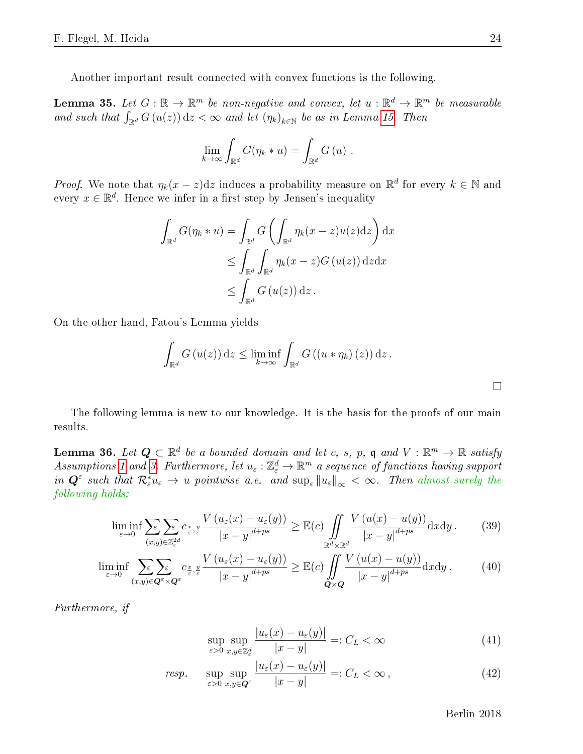Another important result connected with convex functions is the following.

**Lemma 35.** *Let $G:\mathbb{R}\to\mathbb{R}^m$ be non-negative and convex, let $u:\mathbb{R}^d\to\mathbb{R}^m$ be measurable and such that $\int_{\mathbb{R}^d} G\left(u(z)\right)\mathrm{d}z<\infty$ and let $(\eta_k)_{k\in\mathbb{N}}$ be as in Lemma 15. Then*

$$\lim_{k\to\infty}\int_{\mathbb{R}^d} G(\eta_k * u) = \int_{\mathbb{R}^d} G\left(u\right) .$$

*Proof.* We note that $\eta_k(x-z)\mathrm{d}z$ induces a probability measure on $\mathbb{R}^d$ for every $k\in\mathbb{N}$ and every $x\in\mathbb{R}^d$. Hence we infer in a first step by Jensen's inequality

$$\begin{aligned}
\int_{\mathbb{R}^d} G(\eta_k * u) &= \int_{\mathbb{R}^d} G\left(\int_{\mathbb{R}^d}\eta_k(x-z)u(z)\mathrm{d}z\right)\mathrm{d}x\\
&\leq \int_{\mathbb{R}^d}\int_{\mathbb{R}^d}\eta_k(x-z)G\left(u(z)\right)\mathrm{d}z\mathrm{d}x\\
&\leq \int_{\mathbb{R}^d} G\left(u(z)\right)\mathrm{d}z\,.
\end{aligned}$$

On the other hand, Fatou's Lemma yields

$$\int_{\mathbb{R}^d} G\left(u(z)\right)\mathrm{d}z \leq \liminf_{k\to\infty}\int_{\mathbb{R}^d} G\left(\left(u*\eta_k\right)(z)\right)\mathrm{d}z\,.$$

□

The following lemma is new to our knowledge. It is the basis for the proofs of our main results.

**Lemma 36.** *Let $\boldsymbol{Q}\subset\mathbb{R}^d$ be a bounded domain and let $c$, $s$, $p$, $\mathfrak{q}$ and $V:\mathbb{R}^m\to\mathbb{R}$ satisfy Assumptions 1 and 3. Furthermore, let $u_\varepsilon:\mathbb{Z}^d_\varepsilon\to\mathbb{R}^m$ a sequence of functions having support in $\boldsymbol{Q}^\varepsilon$ such that $\mathcal{R}^*_\varepsilon u_\varepsilon\to u$ pointwise a.e. and $\sup_\varepsilon\|u_\varepsilon\|_\infty<\infty$. Then almost surely the following holds:*

$$\liminf_{\varepsilon\to 0}\sum_{(x,y)\in\mathbb{Z}^{2d}_\varepsilon}^{\varepsilon}\sum^{\varepsilon} c_{\frac{x}{\varepsilon},\frac{y}{\varepsilon}}\frac{V\left(u_\varepsilon(x)-u_\varepsilon(y)\right)}{\left|x-y\right|^{d+ps}} \geq \mathbb{E}(c)\iint_{\mathbb{R}^d\times\mathbb{R}^d}\frac{V\left(u(x)-u(y)\right)}{\left|x-y\right|^{d+ps}}\mathrm{d}x\mathrm{d}y\,. \tag{39}$$

$$\liminf_{\varepsilon\to 0}\sum_{(x,y)\in\boldsymbol{Q}^\varepsilon\times\boldsymbol{Q}^\varepsilon}^{\varepsilon}\sum^{\varepsilon} c_{\frac{x}{\varepsilon},\frac{y}{\varepsilon}}\frac{V\left(u_\varepsilon(x)-u_\varepsilon(y)\right)}{\left|x-y\right|^{d+ps}} \geq \mathbb{E}(c)\iint_{\boldsymbol{Q}\times\boldsymbol{Q}}\frac{V\left(u(x)-u(y)\right)}{\left|x-y\right|^{d+ps}}\mathrm{d}x\mathrm{d}y\,. \tag{40}$$

*Furthermore, if*

$$\sup_{\varepsilon>0}\sup_{x,y\in\mathbb{Z}^d_\varepsilon}\frac{\left|u_\varepsilon(x)-u_\varepsilon(y)\right|}{\left|x-y\right|} =: C_L<\infty \tag{41}$$

*resp.*

$$\sup_{\varepsilon>0}\sup_{x,y\in\boldsymbol{Q}^\varepsilon}\frac{\left|u_\varepsilon(x)-u_\varepsilon(y)\right|}{\left|x-y\right|} =: C_L<\infty\,, \tag{42}$$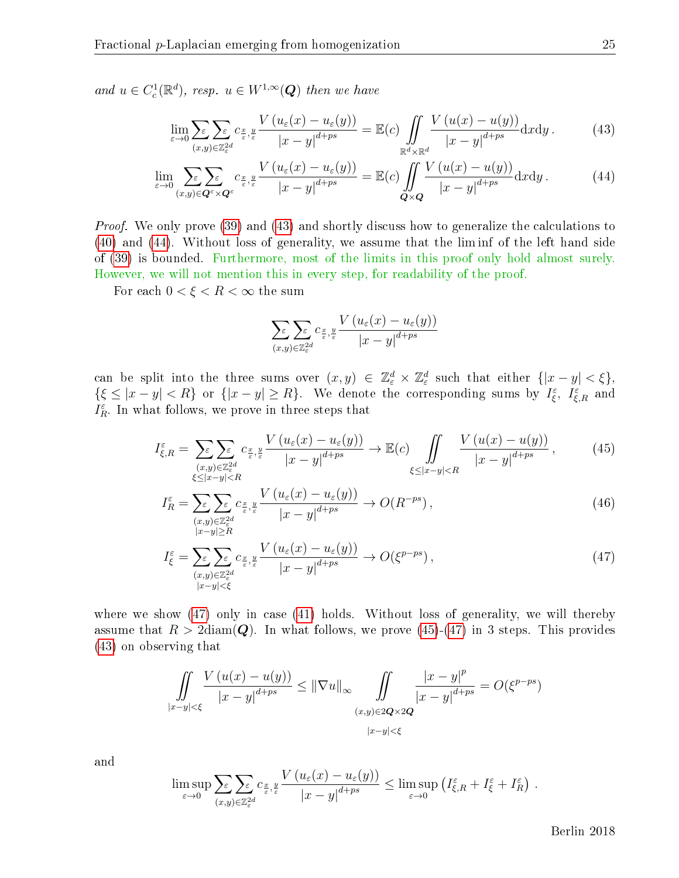*and $u \in C_c^1(\mathbb{R}^d)$, resp. $u \in W^{1,\infty}(\boldsymbol{Q})$ then we have*

$$\lim_{\varepsilon\to 0} \sum_{(x,y)\in\mathbb{Z}_\varepsilon^{2d}}^{\varepsilon}\sum^{\varepsilon} c_{\frac{x}{\varepsilon},\frac{y}{\varepsilon}} \frac{V\left(u_\varepsilon(x)-u_\varepsilon(y)\right)}{|x-y|^{d+ps}} = \mathbb{E}(c) \iint\limits_{\mathbb{R}^d\times\mathbb{R}^d} \frac{V\left(u(x)-u(y)\right)}{|x-y|^{d+ps}} \mathrm{d}x\mathrm{d}y\,. \tag{43}$$

$$\lim_{\varepsilon\to 0} \sum_{(x,y)\in\boldsymbol{Q}^\varepsilon\times\boldsymbol{Q}^\varepsilon}^{\varepsilon}\sum^{\varepsilon} c_{\frac{x}{\varepsilon},\frac{y}{\varepsilon}} \frac{V\left(u_\varepsilon(x)-u_\varepsilon(y)\right)}{|x-y|^{d+ps}} = \mathbb{E}(c) \iint\limits_{\boldsymbol{Q}\times\boldsymbol{Q}} \frac{V\left(u(x)-u(y)\right)}{|x-y|^{d+ps}} \mathrm{d}x\mathrm{d}y\,. \tag{44}$$

*Proof.* We only prove (39) and (43) and shortly discuss how to generalize the calculations to (40) and (44). Without loss of generality, we assume that the lim inf of the left hand side of (39) is bounded. Furthermore, most of the limits in this proof only hold almost surely. However, we will not mention this in every step, for readability of the proof.

For each $0<\xi<R<\infty$ the sum

$$\sum_{(x,y)\in\mathbb{Z}_\varepsilon^{2d}}^{\varepsilon}\sum^{\varepsilon} c_{\frac{x}{\varepsilon},\frac{y}{\varepsilon}} \frac{V\left(u_\varepsilon(x)-u_\varepsilon(y)\right)}{|x-y|^{d+ps}}$$

can be split into the three sums over $(x,y)\in\mathbb{Z}_\varepsilon^d\times\mathbb{Z}_\varepsilon^d$ such that either $\{|x-y|<\xi\}$, $\{\xi\le|x-y|<R\}$ or $\{|x-y|\ge R\}$. We denote the corresponding sums by $I_\xi^\varepsilon$, $I_{\xi,R}^\varepsilon$ and $I_R^\varepsilon$. In what follows, we prove in three steps that

$$I_{\xi,R}^\varepsilon = \sum_{\substack{(x,y)\in\mathbb{Z}_\varepsilon^{2d}\\ \xi\le|x-y|<R}}^{\varepsilon}\sum^{\varepsilon} c_{\frac{x}{\varepsilon},\frac{y}{\varepsilon}} \frac{V\left(u_\varepsilon(x)-u_\varepsilon(y)\right)}{|x-y|^{d+ps}} \to \mathbb{E}(c) \iint\limits_{\xi\le|x-y|<R} \frac{V\left(u(x)-u(y)\right)}{|x-y|^{d+ps}}\,, \tag{45}$$

$$I_R^\varepsilon = \sum_{\substack{(x,y)\in\mathbb{Z}_\varepsilon^{2d}\\ |x-y|\ge R}}^{\varepsilon}\sum^{\varepsilon} c_{\frac{x}{\varepsilon},\frac{y}{\varepsilon}} \frac{V\left(u_\varepsilon(x)-u_\varepsilon(y)\right)}{|x-y|^{d+ps}} \to O(R^{-ps})\,, \tag{46}$$

$$I_\xi^\varepsilon = \sum_{\substack{(x,y)\in\mathbb{Z}_\varepsilon^{2d}\\ |x-y|<\xi}}^{\varepsilon}\sum^{\varepsilon} c_{\frac{x}{\varepsilon},\frac{y}{\varepsilon}} \frac{V\left(u_\varepsilon(x)-u_\varepsilon(y)\right)}{|x-y|^{d+ps}} \to O(\xi^{p-ps})\,, \tag{47}$$

where we show (47) only in case (41) holds. Without loss of generality, we will thereby assume that $R>2\mathrm{diam}(\boldsymbol{Q})$. In what follows, we prove (45)-(47) in 3 steps. This provides (43) on observing that

$$\iint\limits_{|x-y|<\xi} \frac{V\left(u(x)-u(y)\right)}{|x-y|^{d+ps}} \le \|\nabla u\|_\infty \iint\limits_{\substack{(x,y)\in 2\boldsymbol{Q}\times 2\boldsymbol{Q}\\ |x-y|<\xi}} \frac{|x-y|^p}{|x-y|^{d+ps}} = O(\xi^{p-ps})$$

and

$$\limsup_{\varepsilon\to 0} \sum_{(x,y)\in\mathbb{Z}_\varepsilon^{2d}}^{\varepsilon}\sum^{\varepsilon} c_{\frac{x}{\varepsilon},\frac{y}{\varepsilon}} \frac{V\left(u_\varepsilon(x)-u_\varepsilon(y)\right)}{|x-y|^{d+ps}} \le \limsup_{\varepsilon\to 0}\left(I_{\xi,R}^\varepsilon + I_\xi^\varepsilon + I_R^\varepsilon\right)\,.$$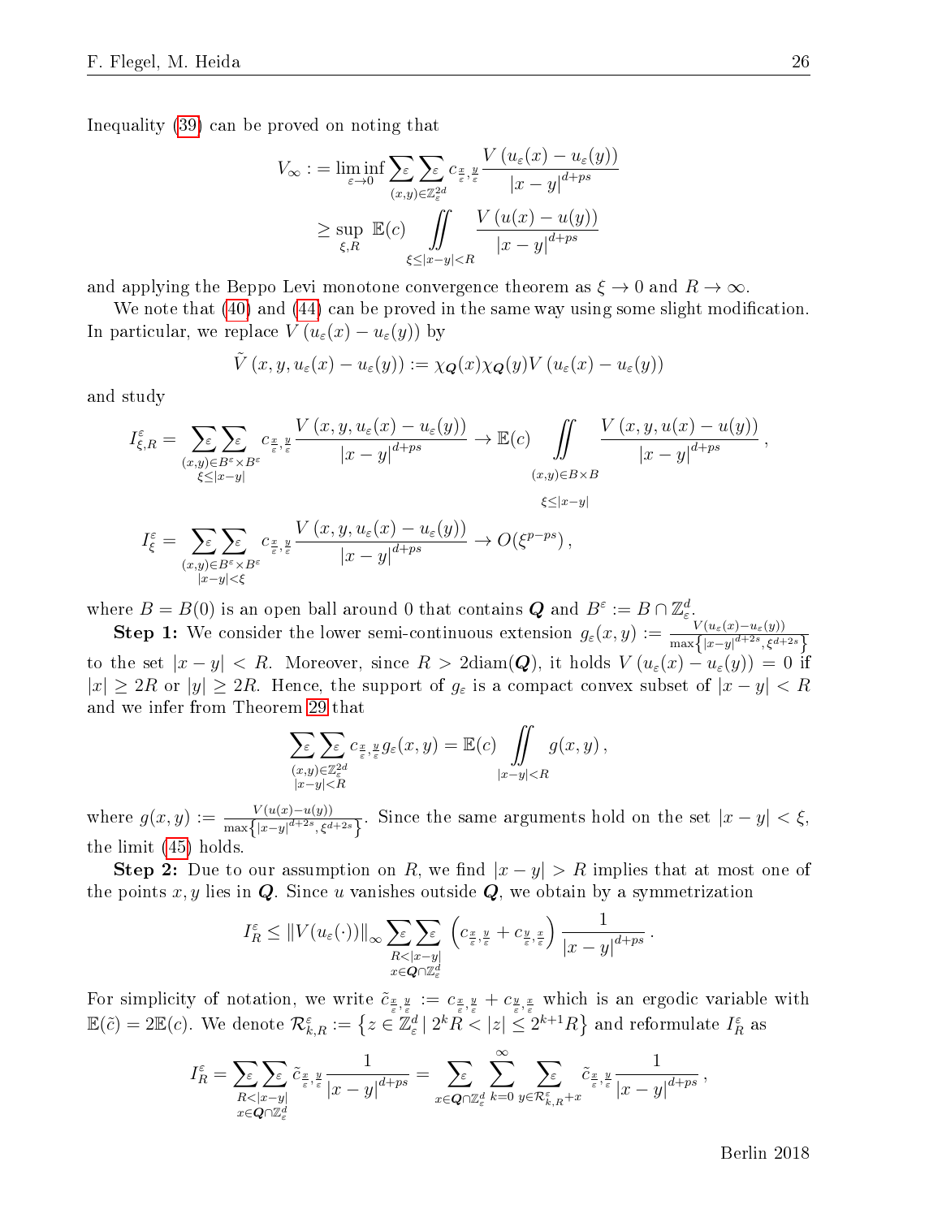Inequality (39) can be proved on noting that

$$
\begin{aligned}
V_\infty :&= \liminf_{\varepsilon\to 0} \sum_{(x,y)\in\mathbb{Z}_\varepsilon^{2d}}^{\varepsilon}\sum^{\varepsilon} c_{\frac{x}{\varepsilon},\frac{y}{\varepsilon}} \frac{V\left(u_\varepsilon(x)-u_\varepsilon(y)\right)}{|x-y|^{d+ps}} \\
&\geq \sup_{\xi,R}\ \mathbb{E}(c) \iint\limits_{\xi\leq|x-y|<R} \frac{V\left(u(x)-u(y)\right)}{|x-y|^{d+ps}}
\end{aligned}
$$

and applying the Beppo Levi monotone convergence theorem as $\xi\to 0$ and $R\to\infty$.

We note that (40) and (44) can be proved in the same way using some slight modification. In particular, we replace $V\left(u_\varepsilon(x)-u_\varepsilon(y)\right)$ by

$$
\tilde V\left(x,y,u_\varepsilon(x)-u_\varepsilon(y)\right) := \chi_{\boldsymbol{Q}}(x)\chi_{\boldsymbol{Q}}(y)V\left(u_\varepsilon(x)-u_\varepsilon(y)\right)
$$

and study

$$
I^\varepsilon_{\xi,R} = \sum_{\substack{(x,y)\in B^\varepsilon\times B^\varepsilon\\ \xi\leq|x-y|}}^{\varepsilon}\sum^{\varepsilon} c_{\frac{x}{\varepsilon},\frac{y}{\varepsilon}} \frac{V\left(x,y,u_\varepsilon(x)-u_\varepsilon(y)\right)}{|x-y|^{d+ps}} \to \mathbb{E}(c) \iint\limits_{\substack{(x,y)\in B\times B\\ \xi\leq|x-y|}} \frac{V\left(x,y,u(x)-u(y)\right)}{|x-y|^{d+ps}}\,,
$$

$$
I^\varepsilon_{\xi} = \sum_{\substack{(x,y)\in B^\varepsilon\times B^\varepsilon\\ |x-y|<\xi}}^{\varepsilon}\sum^{\varepsilon} c_{\frac{x}{\varepsilon},\frac{y}{\varepsilon}} \frac{V\left(x,y,u_\varepsilon(x)-u_\varepsilon(y)\right)}{|x-y|^{d+ps}} \to O(\xi^{p-ps})\,,
$$

where $B=B(0)$ is an open ball around 0 that contains $\boldsymbol{Q}$ and $B^\varepsilon := B\cap\mathbb{Z}^d_\varepsilon$.

**Step 1:** We consider the lower semi-continuous extension $g_\varepsilon(x,y) := \frac{V(u_\varepsilon(x)-u_\varepsilon(y))}{\max\left\{|x-y|^{d+2s},\xi^{d+2s}\right\}}$ to the set $|x-y|<R$. Moreover, since $R>2\mathrm{diam}(\boldsymbol{Q})$, it holds $V\left(u_\varepsilon(x)-u_\varepsilon(y)\right)=0$ if $|x|\geq 2R$ or $|y|\geq 2R$. Hence, the support of $g_\varepsilon$ is a compact convex subset of $|x-y|<R$ and we infer from Theorem 29 that

$$
\sum_{\substack{(x,y)\in\mathbb{Z}_\varepsilon^{2d}\\ |x-y|<R}}^{\varepsilon}\sum^{\varepsilon} c_{\frac{x}{\varepsilon},\frac{y}{\varepsilon}} g_\varepsilon(x,y) = \mathbb{E}(c)\iint\limits_{|x-y|<R} g(x,y)\,,
$$

where $g(x,y) := \frac{V(u(x)-u(y))}{\max\left\{|x-y|^{d+2s},\xi^{d+2s}\right\}}$. Since the same arguments hold on the set $|x-y|<\xi$, the limit (45) holds.

**Step 2:** Due to our assumption on $R$, we find $|x-y|>R$ implies that at most one of the points $x,y$ lies in $\boldsymbol{Q}$. Since $u$ vanishes outside $\boldsymbol{Q}$, we obtain by a symmetrization

$$
I^\varepsilon_R \leq \|V(u_\varepsilon(\cdot))\|_\infty \sum_{\substack{R<|x-y|\\ x\in\boldsymbol{Q}\cap\mathbb{Z}^d_\varepsilon}}^{\varepsilon}\sum^{\varepsilon} \left(c_{\frac{x}{\varepsilon},\frac{y}{\varepsilon}}+c_{\frac{y}{\varepsilon},\frac{x}{\varepsilon}}\right)\frac{1}{|x-y|^{d+ps}}\,.
$$

For simplicity of notation, we write $\tilde c_{\frac{x}{\varepsilon},\frac{y}{\varepsilon}} := c_{\frac{x}{\varepsilon},\frac{y}{\varepsilon}}+c_{\frac{y}{\varepsilon},\frac{x}{\varepsilon}}$ which is an ergodic variable with $\mathbb{E}(\tilde c)=2\mathbb{E}(c)$. We denote $\mathcal{R}^\varepsilon_{k,R} := \left\{z\in\mathbb{Z}^d_\varepsilon \mid 2^kR<|z|\leq 2^{k+1}R\right\}$ and reformulate $I^\varepsilon_R$ as

$$
I^\varepsilon_R = \sum_{\substack{R<|x-y|\\ x\in\boldsymbol{Q}\cap\mathbb{Z}^d_\varepsilon}}^{\varepsilon}\sum^{\varepsilon} \tilde c_{\frac{x}{\varepsilon},\frac{y}{\varepsilon}}\frac{1}{|x-y|^{d+ps}} = \sum_{x\in\boldsymbol{Q}\cap\mathbb{Z}^d_\varepsilon}^{\varepsilon}\sum_{k=0}^{\infty}\sum_{y\in\mathcal{R}^\varepsilon_{k,R}+x}^{\varepsilon} \tilde c_{\frac{x}{\varepsilon},\frac{y}{\varepsilon}}\frac{1}{|x-y|^{d+ps}}\,,
$$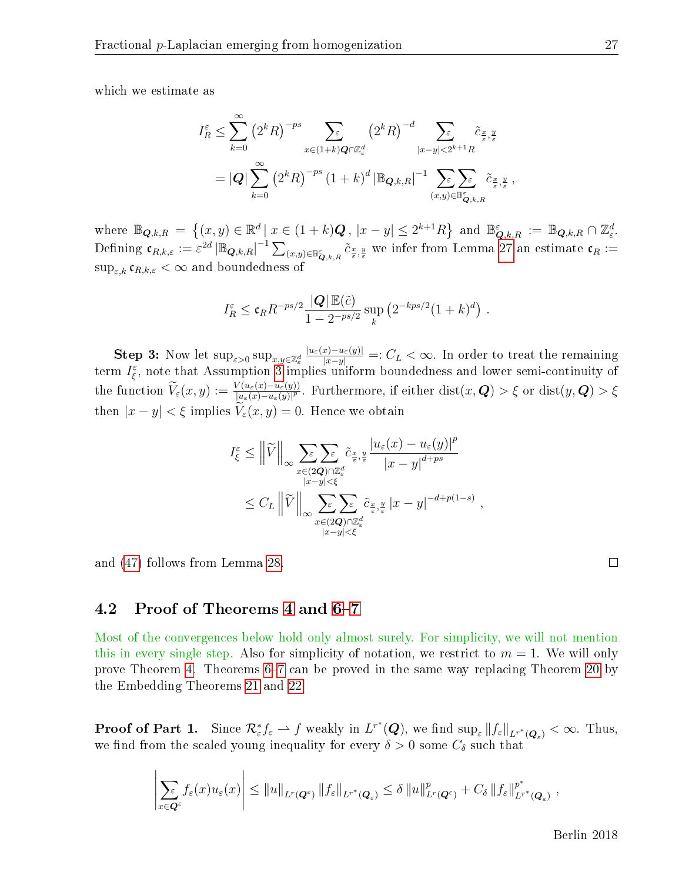which we estimate as

$$
\begin{aligned}
I_R^\varepsilon &\le \sum_{k=0}^\infty \left(2^k R\right)^{-ps} \sum_{x\in(1+k)\boldsymbol{Q}\cap\mathbb{Z}^d_\varepsilon}^\varepsilon \left(2^k R\right)^{-d} \sum_{|x-y|<2^{k+1}R}^\varepsilon \tilde c_{\frac{x}{\varepsilon},\frac{y}{\varepsilon}} \\
&= |\boldsymbol{Q}| \sum_{k=0}^\infty \left(2^k R\right)^{-ps} (1+k)^d \left|\mathbb{B}_{\boldsymbol{Q},k,R}\right|^{-1} \sum_{(x,y)\in\mathbb{B}^\varepsilon_{\boldsymbol{Q},k,R}}^\varepsilon \sum^\varepsilon \tilde c_{\frac{x}{\varepsilon},\frac{y}{\varepsilon}} \,,
\end{aligned}
$$

where $\mathbb{B}_{\boldsymbol{Q},k,R} = \left\{(x,y)\in\mathbb{R}^d \mid x\in(1+k)\boldsymbol{Q}\,,\; |x-y|\le 2^{k+1}R\right\}$ and $\mathbb{B}^\varepsilon_{\boldsymbol{Q},k,R} := \mathbb{B}_{\boldsymbol{Q},k,R}\cap\mathbb{Z}^d_\varepsilon$. Defining $\mathfrak{c}_{R,k,\varepsilon} := \varepsilon^{2d}\left|\mathbb{B}_{\boldsymbol{Q},k,R}\right|^{-1}\sum_{(x,y)\in\mathbb{B}^\varepsilon_{\boldsymbol{Q},k,R}} \tilde c_{\frac{x}{\varepsilon},\frac{y}{\varepsilon}}$ we infer from Lemma 27 an estimate $\mathfrak{c}_R := \sup_{\varepsilon,k}\mathfrak{c}_{R,k,\varepsilon} < \infty$ and boundedness of

$$
I_R^\varepsilon \le \mathfrak{c}_R R^{-ps/2}\frac{|\boldsymbol{Q}|\,\mathbb{E}(\tilde c)}{1-2^{-ps/2}} \sup_k \left(2^{-kps/2}(1+k)^d\right) .
$$

**Step 3:** Now let $\sup_{\varepsilon>0}\sup_{x,y\in\mathbb{Z}^d_\varepsilon}\frac{|u_\varepsilon(x)-u_\varepsilon(y)|}{|x-y|} =: C_L < \infty$. In order to treat the remaining term $I_\xi^\varepsilon$, note that Assumption 3 implies uniform boundedness and lower semi-continuity of the function $\widetilde V_\varepsilon(x,y) := \frac{V(u_\varepsilon(x)-u_\varepsilon(y))}{|u_\varepsilon(x)-u_\varepsilon(y)|^p}$. Furthermore, if either $\mathrm{dist}(x,\boldsymbol{Q})>\xi$ or $\mathrm{dist}(y,\boldsymbol{Q})>\xi$ then $|x-y|<\xi$ implies $\widetilde V_\varepsilon(x,y)=0$. Hence we obtain

$$
\begin{aligned}
I_\xi^\varepsilon &\le \left\|\widetilde V\right\|_\infty \sum_{\substack{x\in(2\boldsymbol{Q})\cap\mathbb{Z}^d_\varepsilon\\ |x-y|<\xi}}^\varepsilon \sum^\varepsilon \tilde c_{\frac{x}{\varepsilon},\frac{y}{\varepsilon}} \frac{|u_\varepsilon(x)-u_\varepsilon(y)|^p}{|x-y|^{d+ps}} \\
&\le C_L \left\|\widetilde V\right\|_\infty \sum_{\substack{x\in(2\boldsymbol{Q})\cap\mathbb{Z}^d_\varepsilon\\ |x-y|<\xi}}^\varepsilon \sum^\varepsilon \tilde c_{\frac{x}{\varepsilon},\frac{y}{\varepsilon}} |x-y|^{-d+p(1-s)} \,,
\end{aligned}
$$

and (47) follows from Lemma 28. □

## 4.2 Proof of Theorems 4 and 6–7

Most of the convergences below hold only almost surely. For simplicity, we will not mention this in every single step. Also for simplicity of notation, we restrict to $m=1$. We will only prove Theorem 4. Theorems 6–7 can be proved in the same way replacing Theorem 20 by the Embedding Theorems 21 and 22.

**Proof of Part 1.** Since $\mathcal{R}^*_\varepsilon f_\varepsilon \rightharpoonup f$ weakly in $L^{r^*}(\boldsymbol{Q})$, we find $\sup_\varepsilon \|f_\varepsilon\|_{L^{r^*}(\boldsymbol{Q}_\varepsilon)} < \infty$. Thus, we find from the scaled young inequality for every $\delta>0$ some $C_\delta$ such that

$$
\left|\sum_{x\in\boldsymbol{Q}^\varepsilon}^\varepsilon f_\varepsilon(x)u_\varepsilon(x)\right| \le \|u\|_{L^r(\boldsymbol{Q}^\varepsilon)}\|f_\varepsilon\|_{L^{r^*}(\boldsymbol{Q}_\varepsilon)} \le \delta\|u\|^p_{L^r(\boldsymbol{Q}^\varepsilon)} + C_\delta\|f_\varepsilon\|^{p^*}_{L^{r^*}(\boldsymbol{Q}_\varepsilon)} \,,
$$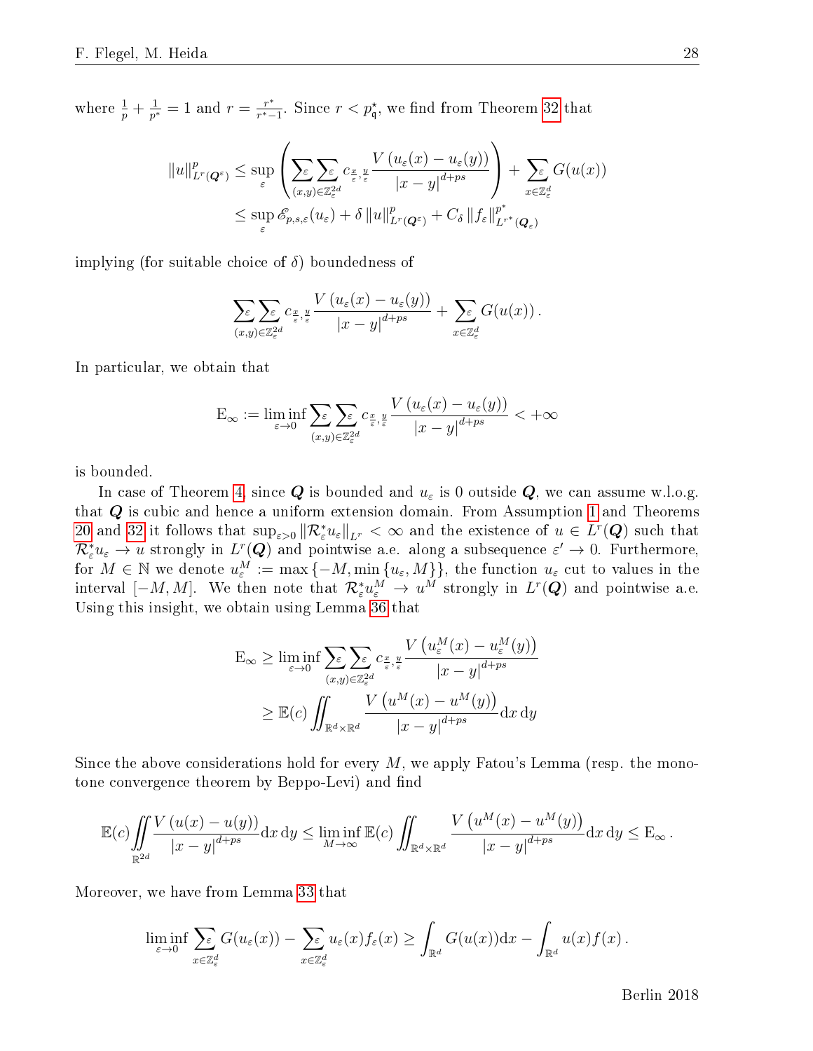where $\frac{1}{p}+\frac{1}{p^*}=1$ and $r=\frac{r^*}{r^*-1}$. Since $r<p^\star_{\mathfrak{q}}$, we find from Theorem 32 that

$$
\begin{aligned}
\|u\|^p_{L^r(\boldsymbol{Q}^\varepsilon)} &\leq \sup_\varepsilon \left( \sum_{(x,y)\in\mathbb{Z}^{2d}_\varepsilon}^{\varepsilon} \sum^{\varepsilon} c_{\frac{x}{\varepsilon},\frac{y}{\varepsilon}} \frac{V\left(u_\varepsilon(x)-u_\varepsilon(y)\right)}{|x-y|^{d+ps}} \right) + \sum_{x\in\mathbb{Z}^d_\varepsilon}^{\varepsilon} G(u(x)) \\
&\leq \sup_\varepsilon \mathscr{E}_{p,s,\varepsilon}(u_\varepsilon) + \delta \|u\|^p_{L^r(\boldsymbol{Q}^\varepsilon)} + C_\delta \|f_\varepsilon\|^{p^*}_{L^{r^*}(\boldsymbol{Q}_\varepsilon)}
\end{aligned}
$$

implying (for suitable choice of $\delta$) boundedness of

$$
\sum_{(x,y)\in\mathbb{Z}^{2d}_\varepsilon}^{\varepsilon} \sum^{\varepsilon} c_{\frac{x}{\varepsilon},\frac{y}{\varepsilon}} \frac{V\left(u_\varepsilon(x)-u_\varepsilon(y)\right)}{|x-y|^{d+ps}} + \sum_{x\in\mathbb{Z}^d_\varepsilon}^{\varepsilon} G(u(x))\,.
$$

In particular, we obtain that

$$
\mathrm{E}_\infty := \liminf_{\varepsilon\to 0} \sum_{(x,y)\in\mathbb{Z}^{2d}_\varepsilon}^{\varepsilon} \sum^{\varepsilon} c_{\frac{x}{\varepsilon},\frac{y}{\varepsilon}} \frac{V\left(u_\varepsilon(x)-u_\varepsilon(y)\right)}{|x-y|^{d+ps}} < +\infty
$$

is bounded.

In case of Theorem 4, since $\boldsymbol{Q}$ is bounded and $u_\varepsilon$ is 0 outside $\boldsymbol{Q}$, we can assume w.l.o.g. that $\boldsymbol{Q}$ is cubic and hence a uniform extension domain. From Assumption 1 and Theorems 20 and 32 it follows that $\sup_{\varepsilon>0}\|\mathcal{R}^*_\varepsilon u_\varepsilon\|_{L^r}<\infty$ and the existence of $u\in L^r(\boldsymbol{Q})$ such that $\mathcal{R}^*_\varepsilon u_\varepsilon \to u$ strongly in $L^r(\boldsymbol{Q})$ and pointwise a.e. along a subsequence $\varepsilon'\to 0$. Furthermore, for $M\in\mathbb{N}$ we denote $u^M_\varepsilon := \max\{-M,\min\{u_\varepsilon, M\}\}$, the function $u_\varepsilon$ cut to values in the interval $[-M,M]$. We then note that $\mathcal{R}^*_\varepsilon u^M_\varepsilon \to u^M$ strongly in $L^r(\boldsymbol{Q})$ and pointwise a.e. Using this insight, we obtain using Lemma 36 that

$$
\begin{aligned}
\mathrm{E}_\infty &\geq \liminf_{\varepsilon\to 0} \sum_{(x,y)\in\mathbb{Z}^{2d}_\varepsilon}^{\varepsilon} \sum^{\varepsilon} c_{\frac{x}{\varepsilon},\frac{y}{\varepsilon}} \frac{V\left(u^M_\varepsilon(x)-u^M_\varepsilon(y)\right)}{|x-y|^{d+ps}} \\
&\geq \mathbb{E}(c) \iint_{\mathbb{R}^d\times\mathbb{R}^d} \frac{V\left(u^M(x)-u^M(y)\right)}{|x-y|^{d+ps}} \mathrm{d}x\,\mathrm{d}y
\end{aligned}
$$

Since the above considerations hold for every $M$, we apply Fatou's Lemma (resp. the monotone convergence theorem by Beppo-Levi) and find

$$
\mathbb{E}(c) \iint_{\mathbb{R}^{2d}} \frac{V\left(u(x)-u(y)\right)}{|x-y|^{d+ps}} \mathrm{d}x\,\mathrm{d}y \leq \liminf_{M\to\infty} \mathbb{E}(c) \iint_{\mathbb{R}^d\times\mathbb{R}^d} \frac{V\left(u^M(x)-u^M(y)\right)}{|x-y|^{d+ps}} \mathrm{d}x\,\mathrm{d}y \leq \mathrm{E}_\infty\,.
$$

Moreover, we have from Lemma 33 that

$$
\liminf_{\varepsilon\to 0} \sum_{x\in\mathbb{Z}^d_\varepsilon}^{\varepsilon} G(u_\varepsilon(x)) - \sum_{x\in\mathbb{Z}^d_\varepsilon}^{\varepsilon} u_\varepsilon(x) f_\varepsilon(x) \geq \int_{\mathbb{R}^d} G(u(x))\mathrm{d}x - \int_{\mathbb{R}^d} u(x)f(x)\,.
$$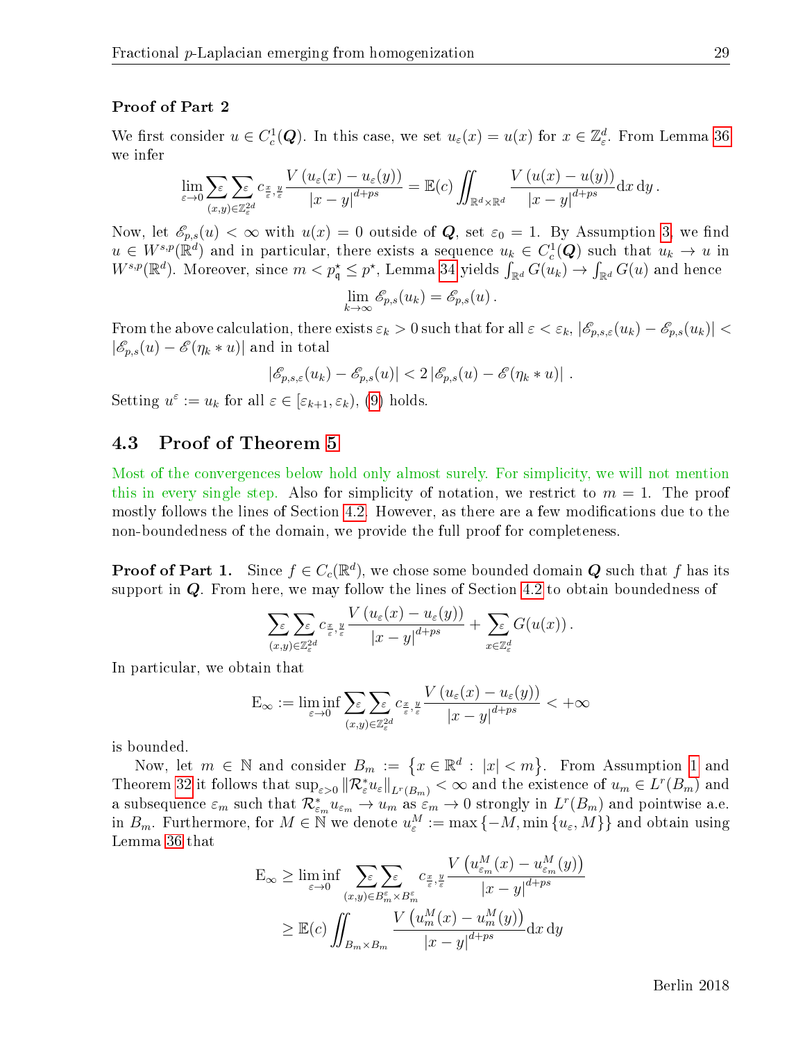**Proof of Part 2**

We first consider $u \in C_c^1(\boldsymbol{Q})$. In this case, we set $u_\varepsilon(x) = u(x)$ for $x \in \mathbb{Z}^d_\varepsilon$. From Lemma 36 we infer

$$\lim_{\varepsilon\to 0} \sum_{(x,y)\in\mathbb{Z}_\varepsilon^{2d}}^{\varepsilon} \sum^{\varepsilon} c_{\frac{x}{\varepsilon},\frac{y}{\varepsilon}} \frac{V\left(u_\varepsilon(x)-u_\varepsilon(y)\right)}{|x-y|^{d+ps}} = \mathbb{E}(c) \iint_{\mathbb{R}^d\times\mathbb{R}^d} \frac{V\left(u(x)-u(y)\right)}{|x-y|^{d+ps}} \mathrm{d}x\,\mathrm{d}y\,.$$

Now, let $\mathscr{E}_{p,s}(u) < \infty$ with $u(x) = 0$ outside of $\boldsymbol{Q}$, set $\varepsilon_0 = 1$. By Assumption 3, we find $u \in W^{s,p}(\mathbb{R}^d)$ and in particular, there exists a sequence $u_k \in C_c^1(\boldsymbol{Q})$ such that $u_k \to u$ in $W^{s,p}(\mathbb{R}^d)$. Moreover, since $m < p_{\mathfrak{q}}^\star \le p^\star$, Lemma 34 yields $\int_{\mathbb{R}^d} G(u_k) \to \int_{\mathbb{R}^d} G(u)$ and hence

$$\lim_{k\to\infty} \mathscr{E}_{p,s}(u_k) = \mathscr{E}_{p,s}(u)\,.$$

From the above calculation, there exists $\varepsilon_k > 0$ such that for all $\varepsilon < \varepsilon_k$, $|\mathscr{E}_{p,s,\varepsilon}(u_k) - \mathscr{E}_{p,s}(u_k)| < |\mathscr{E}_{p,s}(u) - \mathscr{E}(\eta_k * u)|$ and in total

$$|\mathscr{E}_{p,s,\varepsilon}(u_k) - \mathscr{E}_{p,s}(u)| < 2\,|\mathscr{E}_{p,s}(u) - \mathscr{E}(\eta_k * u)|\,.$$

Setting $u^\varepsilon := u_k$ for all $\varepsilon \in [\varepsilon_{k+1}, \varepsilon_k)$, (9) holds.

## 4.3 Proof of Theorem 5

Most of the convergences below hold only almost surely. For simplicity, we will not mention this in every single step. Also for simplicity of notation, we restrict to $m = 1$. The proof mostly follows the lines of Section 4.2. However, as there are a few modifications due to the non-boundedness of the domain, we provide the full proof for completeness.

**Proof of Part 1.** Since $f \in C_c(\mathbb{R}^d)$, we chose some bounded domain $\boldsymbol{Q}$ such that $f$ has its support in $\boldsymbol{Q}$. From here, we may follow the lines of Section 4.2 to obtain boundedness of

$$\sum_{(x,y)\in\mathbb{Z}_\varepsilon^{2d}}^{\varepsilon} \sum^{\varepsilon} c_{\frac{x}{\varepsilon},\frac{y}{\varepsilon}} \frac{V\left(u_\varepsilon(x)-u_\varepsilon(y)\right)}{|x-y|^{d+ps}} + \sum_{x\in\mathbb{Z}_\varepsilon^d}^{\varepsilon} G(u(x))\,.$$

In particular, we obtain that

$$\mathrm{E}_\infty := \liminf_{\varepsilon\to 0} \sum_{(x,y)\in\mathbb{Z}_\varepsilon^{2d}}^{\varepsilon} \sum^{\varepsilon} c_{\frac{x}{\varepsilon},\frac{y}{\varepsilon}} \frac{V\left(u_\varepsilon(x)-u_\varepsilon(y)\right)}{|x-y|^{d+ps}} < +\infty$$

is bounded.

Now, let $m \in \mathbb{N}$ and consider $B_m := \left\{x \in \mathbb{R}^d : |x| < m\right\}$. From Assumption 1 and Theorem 32 it follows that $\sup_{\varepsilon>0} \|\mathcal{R}^*_\varepsilon u_\varepsilon\|_{L^r(B_m)} < \infty$ and the existence of $u_m \in L^r(B_m)$ and a subsequence $\varepsilon_m$ such that $\mathcal{R}^*_{\varepsilon_m} u_{\varepsilon_m} \to u_m$ as $\varepsilon_m \to 0$ strongly in $L^r(B_m)$ and pointwise a.e. in $B_m$. Furthermore, for $M \in \mathbb{N}$ we denote $u^M_\varepsilon := \max\{-M, \min\{u_\varepsilon, M\}\}$ and obtain using Lemma 36 that

$$\begin{aligned}
\mathrm{E}_\infty &\ge \liminf_{\varepsilon\to 0} \sum_{(x,y)\in B_m^\varepsilon\times B_m^\varepsilon}^{\varepsilon} \sum^{\varepsilon} c_{\frac{x}{\varepsilon},\frac{y}{\varepsilon}} \frac{V\left(u^M_{\varepsilon_m}(x)-u^M_{\varepsilon_m}(y)\right)}{|x-y|^{d+ps}} \\
&\ge \mathbb{E}(c) \iint_{B_m\times B_m} \frac{V\left(u^M_m(x)-u^M_m(y)\right)}{|x-y|^{d+ps}} \mathrm{d}x\,\mathrm{d}y
\end{aligned}$$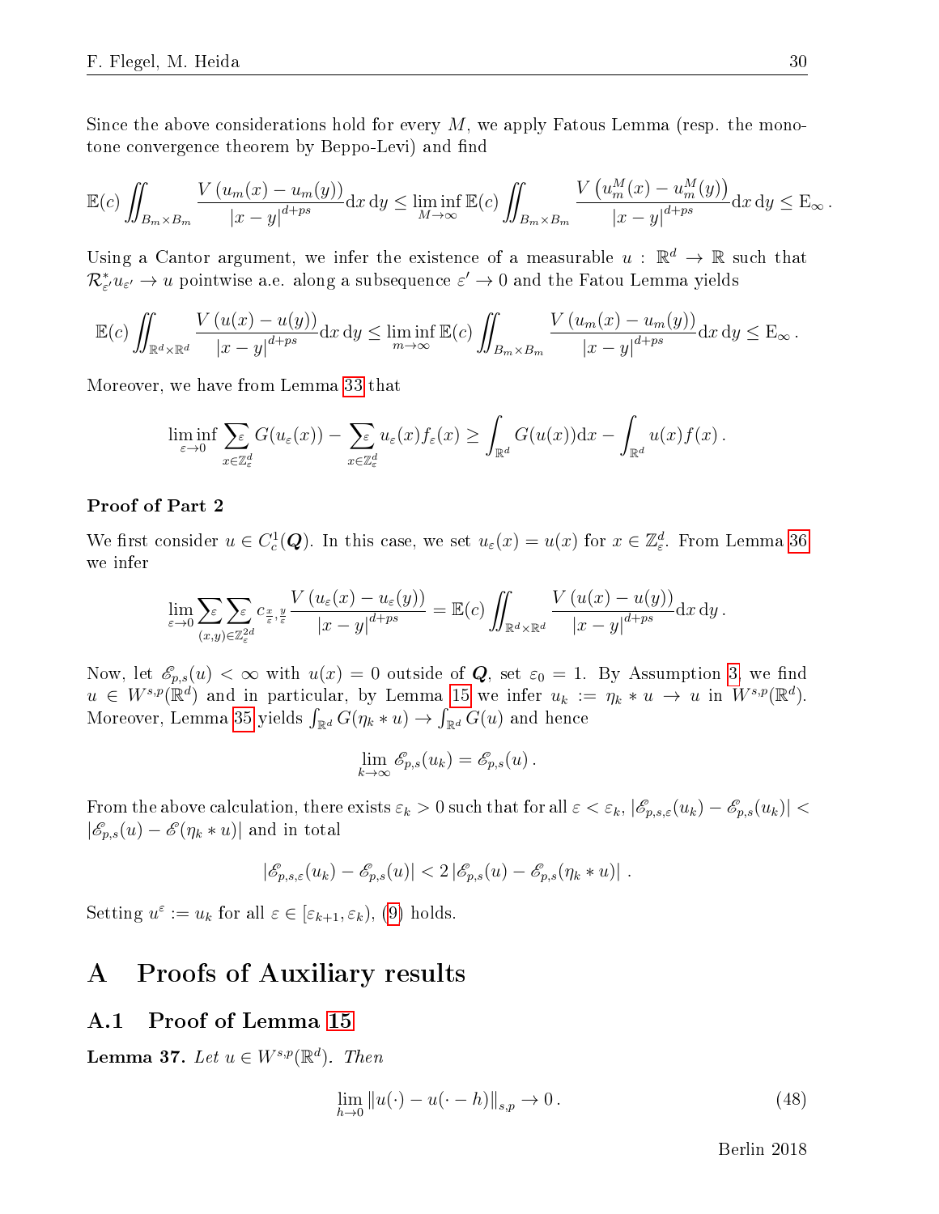Since the above considerations hold for every $M$, we apply Fatous Lemma (resp. the monotone convergence theorem by Beppo-Levi) and find

$$\mathbb{E}(c)\iint_{B_m\times B_m}\frac{V\left(u_m(x)-u_m(y)\right)}{|x-y|^{d+ps}}\mathrm{d}x\,\mathrm{d}y\le\liminf_{M\to\infty}\mathbb{E}(c)\iint_{B_m\times B_m}\frac{V\left(u_m^M(x)-u_m^M(y)\right)}{|x-y|^{d+ps}}\mathrm{d}x\,\mathrm{d}y\le\mathrm{E}_\infty\,.$$

Using a Cantor argument, we infer the existence of a measurable $u:\mathbb{R}^d\to\mathbb{R}$ such that $\mathcal{R}_{\varepsilon'}^*u_{\varepsilon'}\to u$ pointwise a.e. along a subsequence $\varepsilon'\to 0$ and the Fatou Lemma yields

$$\mathbb{E}(c)\iint_{\mathbb{R}^d\times\mathbb{R}^d}\frac{V\left(u(x)-u(y)\right)}{|x-y|^{d+ps}}\mathrm{d}x\,\mathrm{d}y\le\liminf_{m\to\infty}\mathbb{E}(c)\iint_{B_m\times B_m}\frac{V\left(u_m(x)-u_m(y)\right)}{|x-y|^{d+ps}}\mathrm{d}x\,\mathrm{d}y\le\mathrm{E}_\infty\,.$$

Moreover, we have from Lemma 33 that

$$\liminf_{\varepsilon\to0}\sum_{x\in\mathbb{Z}^d_\varepsilon}^{\varepsilon}G(u_\varepsilon(x))-\sum_{x\in\mathbb{Z}^d_\varepsilon}^{\varepsilon}u_\varepsilon(x)f_\varepsilon(x)\ge\int_{\mathbb{R}^d}G(u(x))\mathrm{d}x-\int_{\mathbb{R}^d}u(x)f(x)\,.$$

**Proof of Part 2**

We first consider $u\in C^1_c(\boldsymbol{Q})$. In this case, we set $u_\varepsilon(x)=u(x)$ for $x\in\mathbb{Z}^d_\varepsilon$. From Lemma 36 we infer

$$\lim_{\varepsilon\to0}\sum_{(x,y)\in\mathbb{Z}^{2d}_\varepsilon}^{\varepsilon}\sum^{\varepsilon}c_{\frac{x}{\varepsilon},\frac{y}{\varepsilon}}\frac{V\left(u_\varepsilon(x)-u_\varepsilon(y)\right)}{|x-y|^{d+ps}}=\mathbb{E}(c)\iint_{\mathbb{R}^d\times\mathbb{R}^d}\frac{V\left(u(x)-u(y)\right)}{|x-y|^{d+ps}}\mathrm{d}x\,\mathrm{d}y\,.$$

Now, let $\mathscr{E}_{p,s}(u)<\infty$ with $u(x)=0$ outside of $\boldsymbol{Q}$, set $\varepsilon_0=1$. By Assumption 3, we find $u\in W^{s,p}(\mathbb{R}^d)$ and in particular, by Lemma 15 we infer $u_k:=\eta_k*u\to u$ in $W^{s,p}(\mathbb{R}^d)$. Moreover, Lemma 35 yields $\int_{\mathbb{R}^d}G(\eta_k*u)\to\int_{\mathbb{R}^d}G(u)$ and hence

$$\lim_{k\to\infty}\mathscr{E}_{p,s}(u_k)=\mathscr{E}_{p,s}(u)\,.$$

From the above calculation, there exists $\varepsilon_k>0$ such that for all $\varepsilon<\varepsilon_k$, $|\mathscr{E}_{p,s,\varepsilon}(u_k)-\mathscr{E}_{p,s}(u_k)|<|\mathscr{E}_{p,s}(u)-\mathscr{E}(\eta_k*u)|$ and in total

$$|\mathscr{E}_{p,s,\varepsilon}(u_k)-\mathscr{E}_{p,s}(u)|<2\left|\mathscr{E}_{p,s}(u)-\mathscr{E}_{p,s}(\eta_k*u)\right|\,.$$

Setting $u^\varepsilon:=u_k$ for all $\varepsilon\in[\varepsilon_{k+1},\varepsilon_k)$, (9) holds.

# A Proofs of Auxiliary results

## A.1 Proof of Lemma 15

**Lemma 37.** *Let $u\in W^{s,p}(\mathbb{R}^d)$. Then*

$$\lim_{h\to0}\|u(\cdot)-u(\cdot-h)\|_{s,p}\to0\,.\tag{48}$$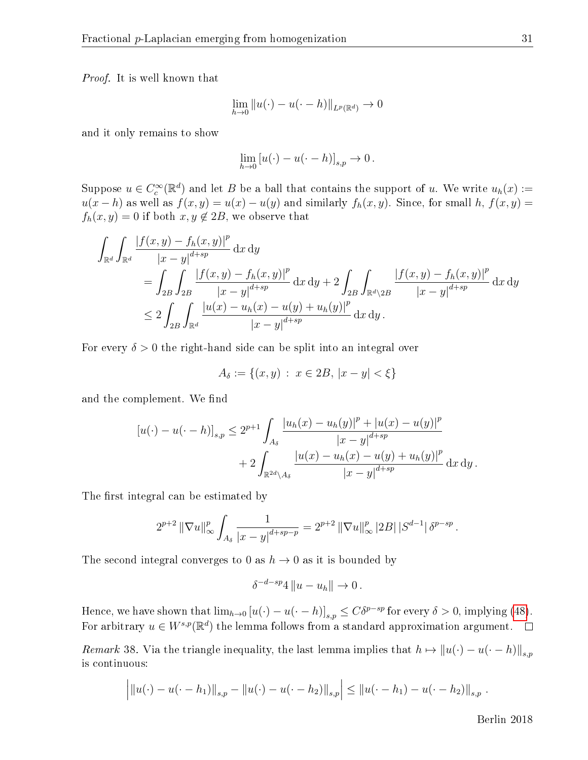*Proof.* It is well known that

$$\lim_{h\to 0} \|u(\cdot) - u(\cdot - h)\|_{L^p(\mathbb{R}^d)} \to 0$$

and it only remains to show

$$\lim_{h\to 0} [u(\cdot) - u(\cdot - h)]_{s,p} \to 0\,.$$

Suppose $u \in C_c^\infty(\mathbb{R}^d)$ and let $B$ be a ball that contains the support of $u$. We write $u_h(x) := u(x-h)$ as well as $f(x,y) = u(x) - u(y)$ and similarly $f_h(x,y)$. Since, for small $h$, $f(x,y) = f_h(x,y) = 0$ if both $x, y \notin 2B$, we observe that

$$\begin{aligned}
\int_{\mathbb{R}^d}\int_{\mathbb{R}^d} &\frac{|f(x,y) - f_h(x,y)|^p}{|x-y|^{d+sp}}\,\mathrm{d}x\,\mathrm{d}y \\
&= \int_{2B}\int_{2B} \frac{|f(x,y) - f_h(x,y)|^p}{|x-y|^{d+sp}}\,\mathrm{d}x\,\mathrm{d}y + 2\int_{2B}\int_{\mathbb{R}^d\setminus 2B} \frac{|f(x,y) - f_h(x,y)|^p}{|x-y|^{d+sp}}\,\mathrm{d}x\,\mathrm{d}y \\
&\leq 2\int_{2B}\int_{\mathbb{R}^d} \frac{|u(x) - u_h(x) - u(y) + u_h(y)|^p}{|x-y|^{d+sp}}\,\mathrm{d}x\,\mathrm{d}y\,.
\end{aligned}$$

For every $\delta > 0$ the right-hand side can be split into an integral over

$$A_\delta := \{(x,y)\,:\, x \in 2B,\ |x-y| < \xi\}$$

and the complement. We find

$$\begin{aligned}
[u(\cdot) - u(\cdot - h)]_{s,p} \leq 2^{p+1} &\int_{A_\delta} \frac{|u_h(x) - u_h(y)|^p + |u(x) - u(y)|^p}{|x-y|^{d+sp}} \\
&+ 2\int_{\mathbb{R}^{2d}\setminus A_\delta} \frac{|u(x) - u_h(x) - u(y) + u_h(y)|^p}{|x-y|^{d+sp}}\,\mathrm{d}x\,\mathrm{d}y\,.
\end{aligned}$$

The first integral can be estimated by

$$2^{p+2}\,\|\nabla u\|_\infty^p \int_{A_\delta} \frac{1}{|x-y|^{d+sp-p}} = 2^{p+2}\,\|\nabla u\|_\infty^p\,|2B|\,|S^{d-1}|\,\delta^{p-sp}\,.$$

The second integral converges to 0 as $h \to 0$ as it is bounded by

$$\delta^{-d-sp} 4\,\|u - u_h\| \to 0\,.$$

Hence, we have shown that $\lim_{h\to 0} [u(\cdot) - u(\cdot - h)]_{s,p} \leq C\delta^{p-sp}$ for every $\delta > 0$, implying (48). For arbitrary $u \in W^{s,p}(\mathbb{R}^d)$ the lemma follows from a standard approximation argument. $\square$

*Remark* 38. Via the triangle inequality, the last lemma implies that $h \mapsto \|u(\cdot) - u(\cdot - h)\|_{s,p}$ is continuous:

$$\Big|\,\|u(\cdot) - u(\cdot - h_1)\|_{s,p} - \|u(\cdot) - u(\cdot - h_2)\|_{s,p}\Big| \leq \|u(\cdot - h_1) - u(\cdot - h_2)\|_{s,p}\,.$$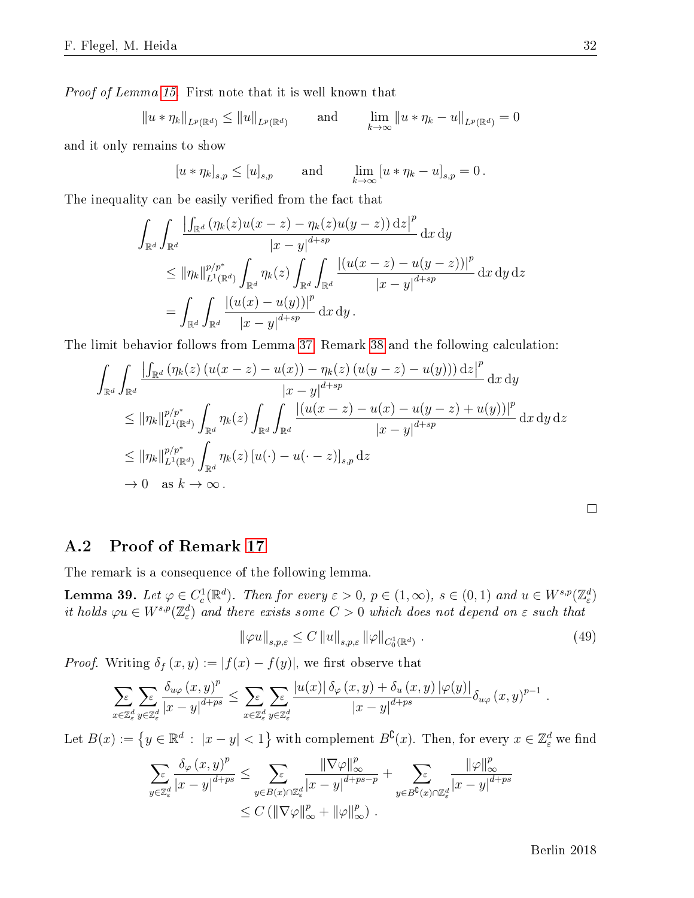*Proof of Lemma 15.* First note that it is well known that

$$\|u * \eta_k\|_{L^p(\mathbb{R}^d)} \leq \|u\|_{L^p(\mathbb{R}^d)} \qquad \text{and} \qquad \lim_{k\to\infty} \|u * \eta_k - u\|_{L^p(\mathbb{R}^d)} = 0$$

and it only remains to show

$$[u * \eta_k]_{s,p} \leq [u]_{s,p} \qquad \text{and} \qquad \lim_{k\to\infty} [u * \eta_k - u]_{s,p} = 0\,.$$

The inequality can be easily verified from the fact that

$$\begin{aligned}
&\int_{\mathbb{R}^d}\int_{\mathbb{R}^d} \frac{\left|\int_{\mathbb{R}^d} \left(\eta_k(z)u(x-z) - \eta_k(z)u(y-z)\right)\mathrm{d}z\right|^p}{|x-y|^{d+sp}}\,\mathrm{d}x\,\mathrm{d}y \\
&\quad\leq \|\eta_k\|_{L^1(\mathbb{R}^d)}^{p/p^*} \int_{\mathbb{R}^d} \eta_k(z) \int_{\mathbb{R}^d}\int_{\mathbb{R}^d} \frac{|(u(x-z) - u(y-z))|^p}{|x-y|^{d+sp}}\,\mathrm{d}x\,\mathrm{d}y\,\mathrm{d}z \\
&\quad= \int_{\mathbb{R}^d}\int_{\mathbb{R}^d} \frac{|(u(x) - u(y))|^p}{|x-y|^{d+sp}}\,\mathrm{d}x\,\mathrm{d}y\,.
\end{aligned}$$

The limit behavior follows from Lemma 37, Remark 38 and the following calculation:

$$\begin{aligned}
&\int_{\mathbb{R}^d}\int_{\mathbb{R}^d} \frac{\left|\int_{\mathbb{R}^d} \left(\eta_k(z)\left(u(x-z) - u(x)\right) - \eta_k(z)\left(u(y-z) - u(y)\right)\right)\mathrm{d}z\right|^p}{|x-y|^{d+sp}}\,\mathrm{d}x\,\mathrm{d}y \\
&\quad\leq \|\eta_k\|_{L^1(\mathbb{R}^d)}^{p/p^*} \int_{\mathbb{R}^d} \eta_k(z) \int_{\mathbb{R}^d}\int_{\mathbb{R}^d} \frac{|(u(x-z) - u(x) - u(y-z) + u(y))|^p}{|x-y|^{d+sp}}\,\mathrm{d}x\,\mathrm{d}y\,\mathrm{d}z \\
&\quad\leq \|\eta_k\|_{L^1(\mathbb{R}^d)}^{p/p^*} \int_{\mathbb{R}^d} \eta_k(z)\,[u(\cdot) - u(\cdot - z)]_{s,p}\,\mathrm{d}z \\
&\quad\to 0 \quad \text{as } k\to\infty\,.
\end{aligned}$$

□

## A.2 Proof of Remark 17

The remark is a consequence of the following lemma.

**Lemma 39.** *Let $\varphi \in C_c^1(\mathbb{R}^d)$. Then for every $\varepsilon > 0$, $p \in (1,\infty)$, $s \in (0,1)$ and $u \in W^{s,p}(\mathbb{Z}_\varepsilon^d)$ it holds $\varphi u \in W^{s,p}(\mathbb{Z}_\varepsilon^d)$ and there exists some $C > 0$ which does not depend on $\varepsilon$ such that*

$$\|\varphi u\|_{s,p,\varepsilon} \leq C\,\|u\|_{s,p,\varepsilon}\,\|\varphi\|_{C_0^1(\mathbb{R}^d)}\,. \tag{49}$$

*Proof.* Writing $\delta_f(x,y) := |f(x) - f(y)|$, we first observe that

$$\sum_{x\in\mathbb{Z}_\varepsilon^d}^{\varepsilon}\sum_{y\in\mathbb{Z}_\varepsilon^d}^{\varepsilon} \frac{\delta_{u\varphi}(x,y)^p}{|x-y|^{d+ps}} \leq \sum_{x\in\mathbb{Z}_\varepsilon^d}^{\varepsilon}\sum_{y\in\mathbb{Z}_\varepsilon^d}^{\varepsilon} \frac{|u(x)|\,\delta_\varphi(x,y) + \delta_u(x,y)\,|\varphi(y)|}{|x-y|^{d+ps}}\delta_{u\varphi}(x,y)^{p-1}\,.$$

Let $B(x) := \left\{y\in\mathbb{R}^d \,:\, |x-y| < 1\right\}$ with complement $B^{\complement}(x)$. Then, for every $x \in \mathbb{Z}_\varepsilon^d$ we find

$$\begin{aligned}
\sum_{y\in\mathbb{Z}_\varepsilon^d}^{\varepsilon} \frac{\delta_\varphi(x,y)^p}{|x-y|^{d+ps}} &\leq \sum_{y\in B(x)\cap\mathbb{Z}_\varepsilon^d}^{\varepsilon} \frac{\|\nabla\varphi\|_\infty^p}{|x-y|^{d+ps-p}} + \sum_{y\in B^{\complement}(x)\cap\mathbb{Z}_\varepsilon^d}^{\varepsilon} \frac{\|\varphi\|_\infty^p}{|x-y|^{d+ps}} \\
&\leq C\left(\|\nabla\varphi\|_\infty^p + \|\varphi\|_\infty^p\right)\,.
\end{aligned}$$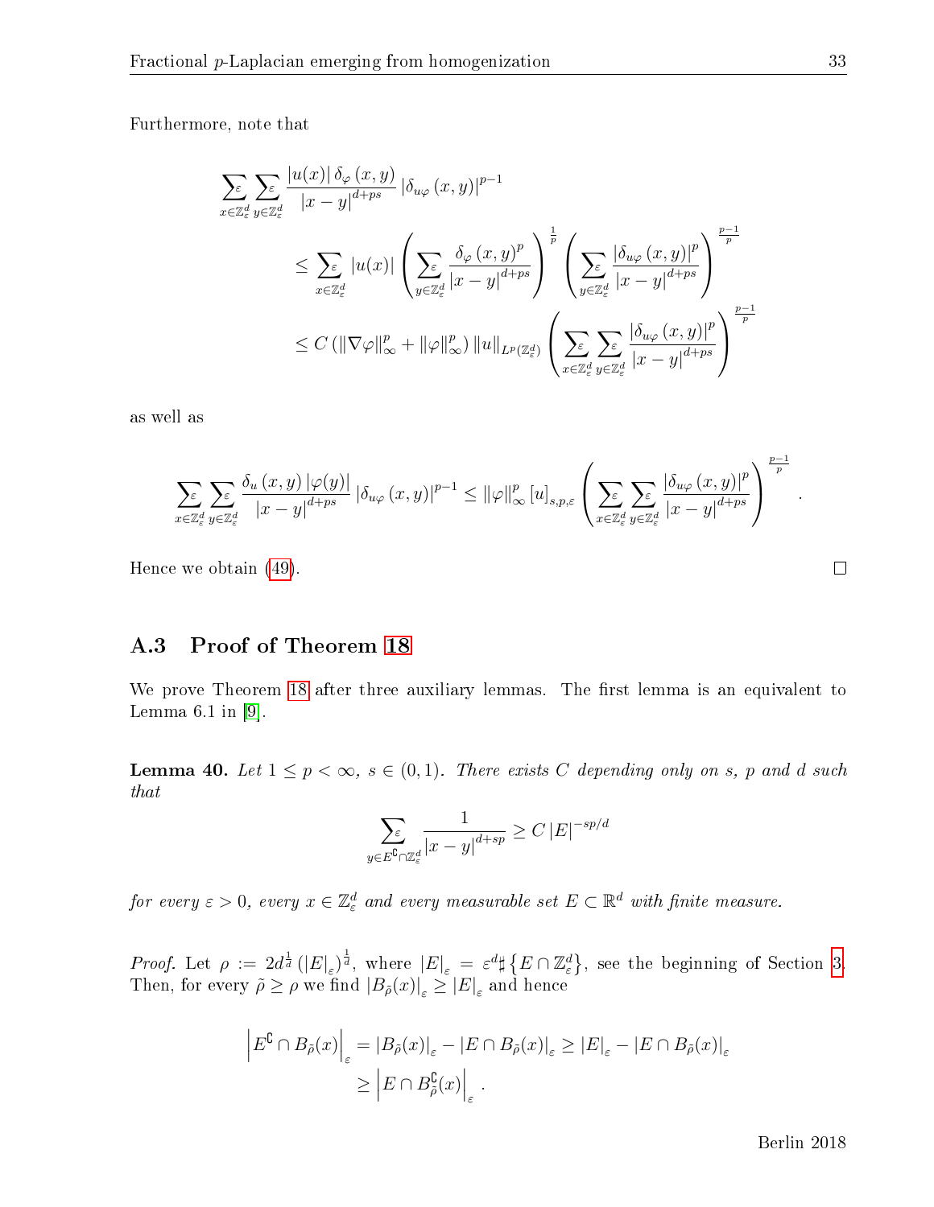Furthermore, note that

$$
\begin{aligned}
\sum_{x\in\mathbb{Z}^d_\varepsilon}^{\varepsilon}\sum_{y\in\mathbb{Z}^d_\varepsilon}^{\varepsilon}&\frac{|u(x)|\,\delta_\varphi(x,y)}{|x-y|^{d+ps}}\,|\delta_{u\varphi}(x,y)|^{p-1}\\
&\le \sum_{x\in\mathbb{Z}^d_\varepsilon}|u(x)|\left(\sum_{y\in\mathbb{Z}^d_\varepsilon}^{\varepsilon}\frac{\delta_\varphi(x,y)^p}{|x-y|^{d+ps}}\right)^{\frac{1}{p}}\left(\sum_{y\in\mathbb{Z}^d_\varepsilon}^{\varepsilon}\frac{|\delta_{u\varphi}(x,y)|^p}{|x-y|^{d+ps}}\right)^{\frac{p-1}{p}}\\
&\le C\left(\|\nabla\varphi\|_\infty^p+\|\varphi\|_\infty^p\right)\|u\|_{L^p(\mathbb{Z}^d_\varepsilon)}\left(\sum_{x\in\mathbb{Z}^d_\varepsilon}^{\varepsilon}\sum_{y\in\mathbb{Z}^d_\varepsilon}^{\varepsilon}\frac{|\delta_{u\varphi}(x,y)|^p}{|x-y|^{d+ps}}\right)^{\frac{p-1}{p}}
\end{aligned}
$$

as well as

$$
\sum_{x\in\mathbb{Z}^d_\varepsilon}^{\varepsilon}\sum_{y\in\mathbb{Z}^d_\varepsilon}^{\varepsilon}\frac{\delta_u(x,y)\,|\varphi(y)|}{|x-y|^{d+ps}}\,|\delta_{u\varphi}(x,y)|^{p-1}\le\|\varphi\|_\infty^p\,[u]_{s,p,\varepsilon}\left(\sum_{x\in\mathbb{Z}^d_\varepsilon}^{\varepsilon}\sum_{y\in\mathbb{Z}^d_\varepsilon}^{\varepsilon}\frac{|\delta_{u\varphi}(x,y)|^p}{|x-y|^{d+ps}}\right)^{\frac{p-1}{p}}.
$$

Hence we obtain (49). $\square$

## A.3 Proof of Theorem 18

We prove Theorem 18 after three auxiliary lemmas. The first lemma is an equivalent to Lemma 6.1 in [9].

**Lemma 40.** *Let $1\le p<\infty$, $s\in(0,1)$. There exists $C$ depending only on $s$, $p$ and $d$ such that*

$$
\sum_{y\in E^{\complement}\cap\mathbb{Z}^d_\varepsilon}^{\varepsilon}\frac{1}{|x-y|^{d+sp}}\ge C\,|E|^{-sp/d}
$$

*for every $\varepsilon>0$, every $x\in\mathbb{Z}^d_\varepsilon$ and every measurable set $E\subset\mathbb{R}^d$ with finite measure.*

*Proof.* Let $\rho:=2d^{\frac{1}{d}}\left(|E|_\varepsilon\right)^{\frac{1}{d}}$, where $|E|_\varepsilon=\varepsilon^d\sharp\left\{E\cap\mathbb{Z}^d_\varepsilon\right\}$, see the beginning of Section 3. Then, for every $\tilde\rho\ge\rho$ we find $|B_{\tilde\rho}(x)|_\varepsilon\ge|E|_\varepsilon$ and hence

$$
\begin{aligned}
\left|E^{\complement}\cap B_{\tilde\rho}(x)\right|_\varepsilon&=|B_{\tilde\rho}(x)|_\varepsilon-|E\cap B_{\tilde\rho}(x)|_\varepsilon\ge|E|_\varepsilon-|E\cap B_{\tilde\rho}(x)|_\varepsilon\\
&\ge\left|E\cap B_{\tilde\rho}^{\complement}(x)\right|_\varepsilon.
\end{aligned}
$$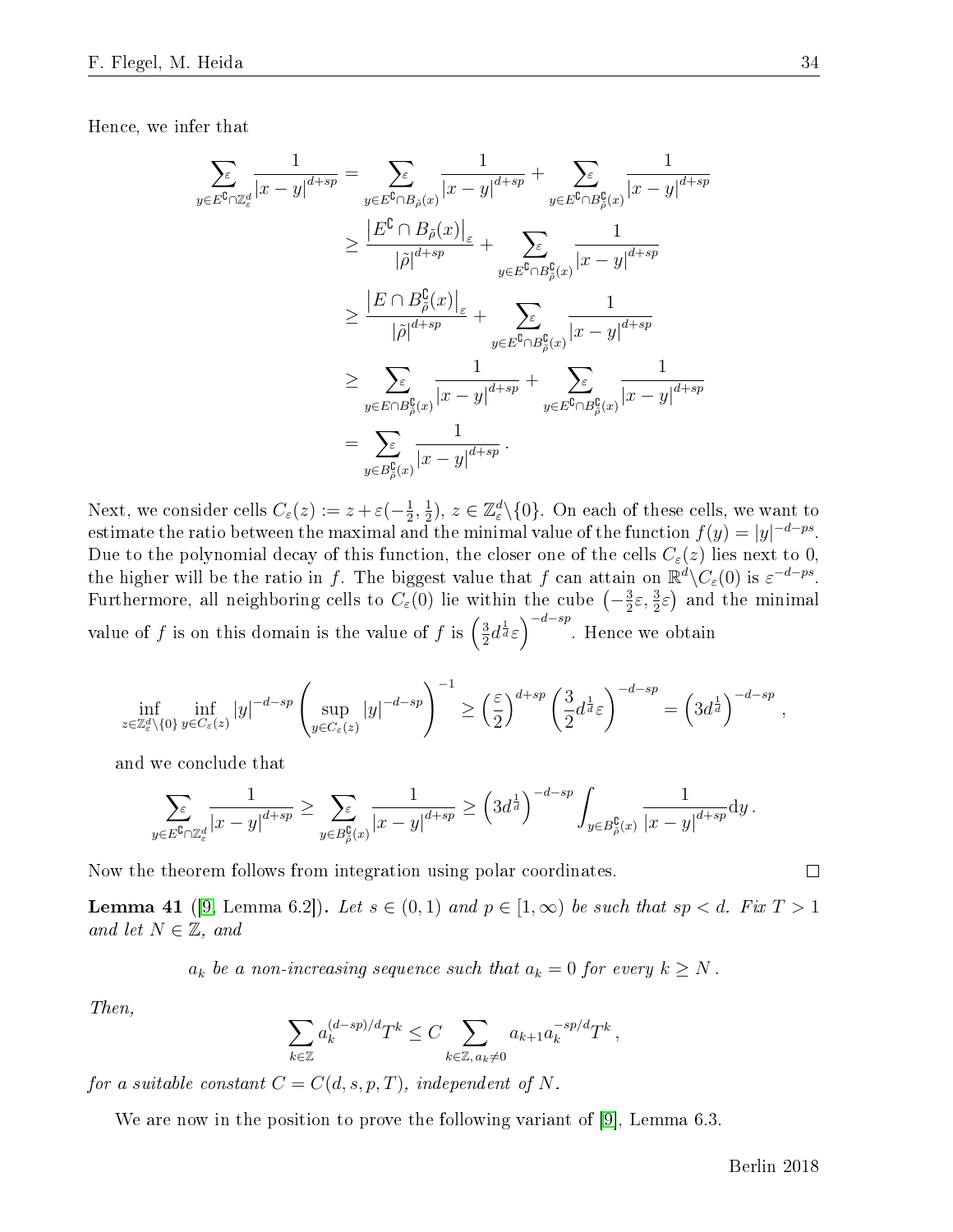Hence, we infer that

$$
\begin{aligned}
\sum_{y\in E^{\complement}\cap\mathbb{Z}^d_\varepsilon}^{\varepsilon} \frac{1}{|x-y|^{d+sp}} &= \sum_{y\in E^{\complement}\cap B_{\tilde\rho}(x)}^{\varepsilon} \frac{1}{|x-y|^{d+sp}} + \sum_{y\in E^{\complement}\cap B^{\complement}_{\tilde\rho}(x)}^{\varepsilon} \frac{1}{|x-y|^{d+sp}} \\
&\geq \frac{\left|E^{\complement}\cap B_{\tilde\rho}(x)\right|_\varepsilon}{|\tilde\rho|^{d+sp}} + \sum_{y\in E^{\complement}\cap B^{\complement}_{\tilde\rho}(x)}^{\varepsilon} \frac{1}{|x-y|^{d+sp}} \\
&\geq \frac{\left|E\cap B^{\complement}_{\tilde\rho}(x)\right|_\varepsilon}{|\tilde\rho|^{d+sp}} + \sum_{y\in E^{\complement}\cap B^{\complement}_{\tilde\rho}(x)}^{\varepsilon} \frac{1}{|x-y|^{d+sp}} \\
&\geq \sum_{y\in E\cap B^{\complement}_{\tilde\rho}(x)}^{\varepsilon} \frac{1}{|x-y|^{d+sp}} + \sum_{y\in E^{\complement}\cap B^{\complement}_{\tilde\rho}(x)}^{\varepsilon} \frac{1}{|x-y|^{d+sp}} \\
&= \sum_{y\in B^{\complement}_{\tilde\rho}(x)}^{\varepsilon} \frac{1}{|x-y|^{d+sp}}\,.
\end{aligned}
$$

Next, we consider cells $C_\varepsilon(z) := z + \varepsilon(-\frac{1}{2}, \frac{1}{2})$, $z\in\mathbb{Z}^d_\varepsilon\backslash\{0\}$. On each of these cells, we want to estimate the ratio between the maximal and the minimal value of the function $f(y) = |y|^{-d-ps}$. Due to the polynomial decay of this function, the closer one of the cells $C_\varepsilon(z)$ lies next to 0, the higher will be the ratio in $f$. The biggest value that $f$ can attain on $\mathbb{R}^d\backslash C_\varepsilon(0)$ is $\varepsilon^{-d-ps}$. Furthermore, all neighboring cells to $C_\varepsilon(0)$ lie within the cube $\left(-\frac{3}{2}\varepsilon, \frac{3}{2}\varepsilon\right)$ and the minimal value of $f$ is on this domain is the value of $f$ is $\left(\frac{3}{2}d^{\frac{1}{d}}\varepsilon\right)^{-d-sp}$. Hence we obtain

$$
\inf_{z\in\mathbb{Z}^d_\varepsilon\backslash\{0\}}\inf_{y\in C_\varepsilon(z)} |y|^{-d-sp}\left(\sup_{y\in C_\varepsilon(z)}|y|^{-d-sp}\right)^{-1} \geq \left(\frac{\varepsilon}{2}\right)^{d+sp}\left(\frac{3}{2}d^{\frac{1}{d}}\varepsilon\right)^{-d-sp} = \left(3d^{\frac{1}{d}}\right)^{-d-sp}\,,
$$

and we conclude that

$$
\sum_{y\in E^{\complement}\cap\mathbb{Z}^d_\varepsilon}^{\varepsilon} \frac{1}{|x-y|^{d+sp}} \geq \sum_{y\in B^{\complement}_{\tilde\rho}(x)}^{\varepsilon} \frac{1}{|x-y|^{d+sp}} \geq \left(3d^{\frac{1}{d}}\right)^{-d-sp}\int_{y\in B^{\complement}_{\tilde\rho}(x)} \frac{1}{|x-y|^{d+sp}}\mathrm{d}y\,.
$$

Now the theorem follows from integration using polar coordinates. $\square$

**Lemma 41** ([9, Lemma 6.2]). *Let $s\in(0,1)$ and $p\in[1,\infty)$ be such that $sp<d$. Fix $T>1$ and let $N\in\mathbb{Z}$, and*

$$
a_k \text{ be a non-increasing sequence such that } a_k = 0 \text{ for every } k\geq N\,.
$$

*Then,*

$$
\sum_{k\in\mathbb{Z}} a_k^{(d-sp)/d}T^k \leq C\sum_{k\in\mathbb{Z},\, a_k\neq 0} a_{k+1}a_k^{-sp/d}T^k\,,
$$

*for a suitable constant $C = C(d,s,p,T)$, independent of $N$.*

We are now in the position to prove the following variant of [9], Lemma 6.3.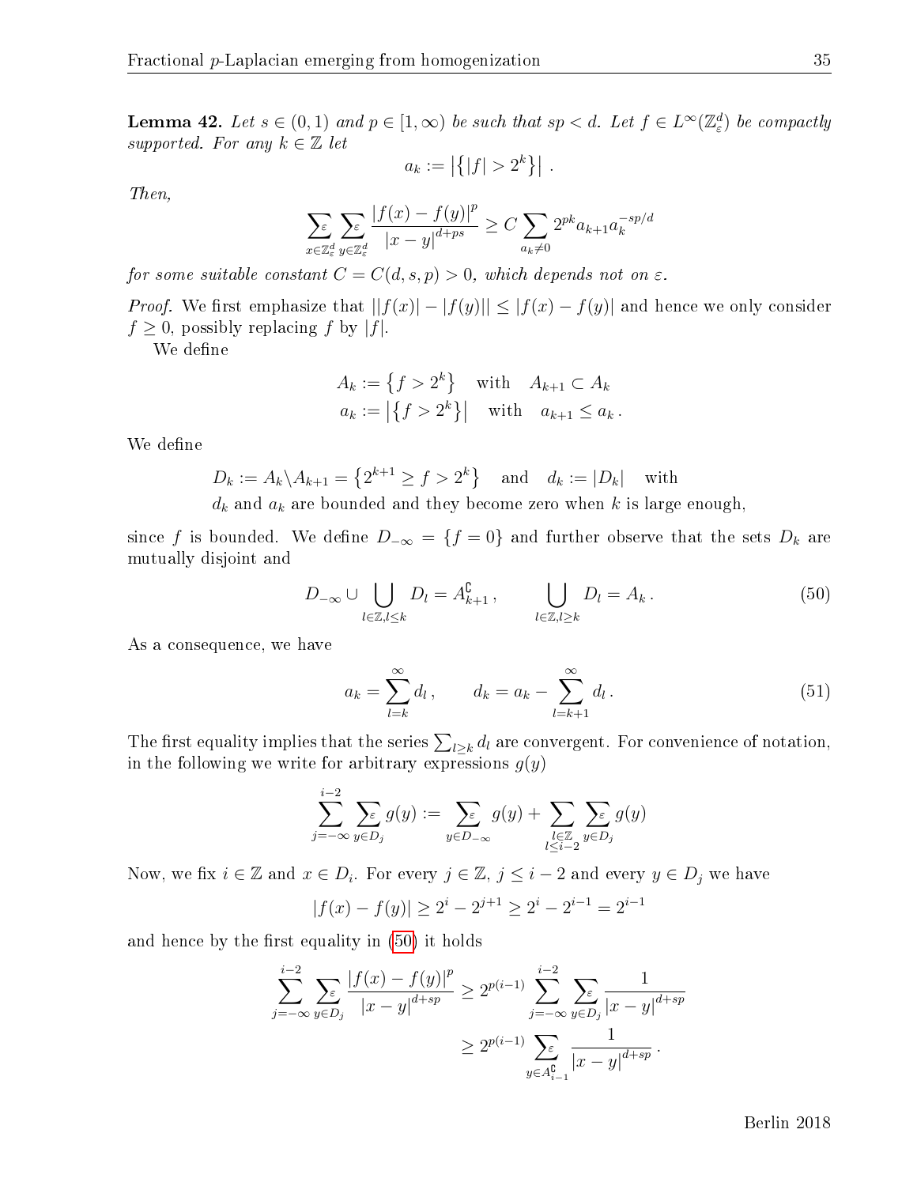**Lemma 42.** *Let $s \in (0,1)$ and $p \in [1,\infty)$ be such that $sp < d$. Let $f \in L^\infty(\mathbb{Z}^d_\varepsilon)$ be compactly supported. For any $k \in \mathbb{Z}$ let*

$$a_k := \left|\left\{|f| > 2^k\right\}\right| .$$

*Then,*

$$\sum_{x\in\mathbb{Z}^d_\varepsilon}^{\varepsilon} \sum_{y\in\mathbb{Z}^d_\varepsilon}^{\varepsilon} \frac{|f(x)-f(y)|^p}{|x-y|^{d+ps}} \geq C \sum_{a_k \neq 0} 2^{pk} a_{k+1} a_k^{-sp/d}$$

*for some suitable constant $C = C(d,s,p) > 0$, which depends not on $\varepsilon$.*

*Proof.* We first emphasize that $||f(x)| - |f(y)|| \leq |f(x) - f(y)|$ and hence we only consider $f \geq 0$, possibly replacing $f$ by $|f|$.

We define

$$\begin{aligned} A_k &:= \left\{f > 2^k\right\} \quad \text{with} \quad A_{k+1} \subset A_k \\ a_k &:= \left|\left\{f > 2^k\right\}\right| \quad \text{with} \quad a_{k+1} \leq a_k \,. \end{aligned}$$

We define

$D_k := A_k \backslash A_{k+1} = \left\{2^{k+1} \geq f > 2^k\right\}$ and $d_k := |D_k|$ with
$d_k$ and $a_k$ are bounded and they become zero when $k$ is large enough,

since $f$ is bounded. We define $D_{-\infty} = \{f = 0\}$ and further observe that the sets $D_k$ are mutually disjoint and

$$D_{-\infty} \cup \bigcup_{l\in\mathbb{Z}, l\leq k} D_l = A_{k+1}^{\complement} \,, \qquad \bigcup_{l\in\mathbb{Z}, l\geq k} D_l = A_k \,. \tag{50}$$

As a consequence, we have

$$a_k = \sum_{l=k}^{\infty} d_l \,, \qquad d_k = a_k - \sum_{l=k+1}^{\infty} d_l \,. \tag{51}$$

The first equality implies that the series $\sum_{l\geq k} d_l$ are convergent. For convenience of notation, in the following we write for arbitrary expressions $g(y)$

$$\sum_{j=-\infty}^{i-2} \sum_{y\in D_j}^{\varepsilon} g(y) := \sum_{y\in D_{-\infty}}^{\varepsilon} g(y) + \sum_{\substack{l\in\mathbb{Z} \\ l\leq i-2}} \sum_{y\in D_j}^{\varepsilon} g(y)$$

Now, we fix $i \in \mathbb{Z}$ and $x \in D_i$. For every $j \in \mathbb{Z}$, $j \leq i-2$ and every $y \in D_j$ we have

$$|f(x) - f(y)| \geq 2^i - 2^{j+1} \geq 2^i - 2^{i-1} = 2^{i-1}$$

and hence by the first equality in (50) it holds

$$\begin{aligned} \sum_{j=-\infty}^{i-2} \sum_{y\in D_j}^{\varepsilon} \frac{|f(x)-f(y)|^p}{|x-y|^{d+sp}} &\geq 2^{p(i-1)} \sum_{j=-\infty}^{i-2} \sum_{y\in D_j}^{\varepsilon} \frac{1}{|x-y|^{d+sp}} \\ &\geq 2^{p(i-1)} \sum_{y\in A_{i-1}^{\complement}}^{\varepsilon} \frac{1}{|x-y|^{d+sp}} \,. \end{aligned}$$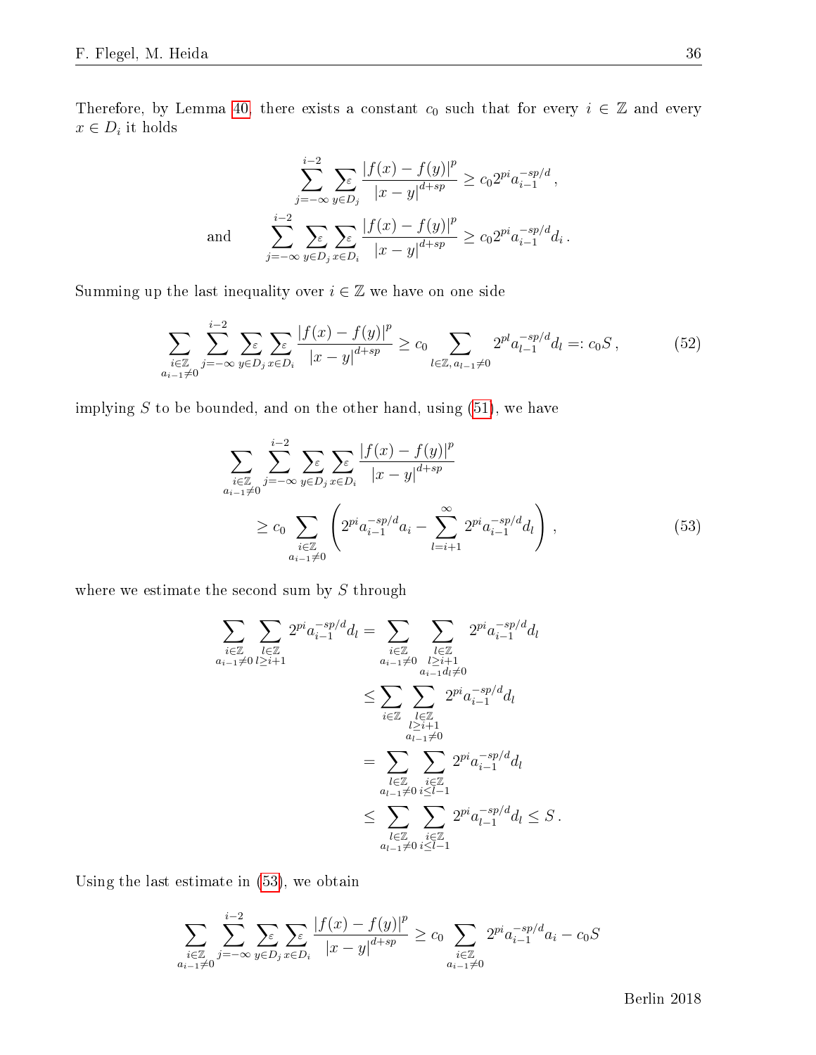Therefore, by Lemma 40, there exists a constant $c_0$ such that for every $i \in \mathbb{Z}$ and every $x \in D_i$ it holds

$$\sum_{j=-\infty}^{i-2} \sum_{y \in D_j}^{\varepsilon} \frac{|f(x)-f(y)|^p}{|x-y|^{d+sp}} \geq c_0 2^{pi} a_{i-1}^{-sp/d} ,$$

$$\text{and} \qquad \sum_{j=-\infty}^{i-2} \sum_{y \in D_j}^{\varepsilon} \sum_{x \in D_i}^{\varepsilon} \frac{|f(x)-f(y)|^p}{|x-y|^{d+sp}} \geq c_0 2^{pi} a_{i-1}^{-sp/d} d_i .$$

Summing up the last inequality over $i \in \mathbb{Z}$ we have on one side

$$\sum_{\substack{i \in \mathbb{Z} \\ a_{i-1} \neq 0}} \sum_{j=-\infty}^{i-2} \sum_{y \in D_j}^{\varepsilon} \sum_{x \in D_i}^{\varepsilon} \frac{|f(x)-f(y)|^p}{|x-y|^{d+sp}} \geq c_0 \sum_{l \in \mathbb{Z},\, a_{l-1} \neq 0} 2^{pl} a_{l-1}^{-sp/d} d_l =: c_0 S , \tag{52}$$

implying $S$ to be bounded, and on the other hand, using (51), we have

$$\sum_{\substack{i \in \mathbb{Z} \\ a_{i-1} \neq 0}} \sum_{j=-\infty}^{i-2} \sum_{y \in D_j}^{\varepsilon} \sum_{x \in D_i}^{\varepsilon} \frac{|f(x)-f(y)|^p}{|x-y|^{d+sp}}$$
$$\geq c_0 \sum_{\substack{i \in \mathbb{Z} \\ a_{i-1} \neq 0}} \left( 2^{pi} a_{i-1}^{-sp/d} a_i - \sum_{l=i+1}^{\infty} 2^{pi} a_{i-1}^{-sp/d} d_l \right) , \tag{53}$$

where we estimate the second sum by $S$ through

$$\begin{aligned}
\sum_{\substack{i \in \mathbb{Z} \\ a_{i-1} \neq 0}} \sum_{\substack{l \in \mathbb{Z} \\ l \geq i+1}} 2^{pi} a_{i-1}^{-sp/d} d_l &= \sum_{\substack{i \in \mathbb{Z} \\ a_{i-1} \neq 0}} \sum_{\substack{l \in \mathbb{Z} \\ l \geq i+1 \\ a_{i-1} d_l \neq 0}} 2^{pi} a_{i-1}^{-sp/d} d_l \\
&\leq \sum_{i \in \mathbb{Z}} \sum_{\substack{l \in \mathbb{Z} \\ l \geq i+1 \\ a_{l-1} \neq 0}} 2^{pi} a_{i-1}^{-sp/d} d_l \\
&= \sum_{\substack{l \in \mathbb{Z} \\ a_{l-1} \neq 0}} \sum_{\substack{i \in \mathbb{Z} \\ i \leq l-1}} 2^{pi} a_{i-1}^{-sp/d} d_l \\
&\leq \sum_{\substack{l \in \mathbb{Z} \\ a_{l-1} \neq 0}} \sum_{\substack{i \in \mathbb{Z} \\ i \leq l-1}} 2^{pi} a_{l-1}^{-sp/d} d_l \leq S .
\end{aligned}$$

Using the last estimate in (53), we obtain

$$\sum_{\substack{i \in \mathbb{Z} \\ a_{i-1} \neq 0}} \sum_{j=-\infty}^{i-2} \sum_{y \in D_j}^{\varepsilon} \sum_{x \in D_i}^{\varepsilon} \frac{|f(x)-f(y)|^p}{|x-y|^{d+sp}} \geq c_0 \sum_{\substack{i \in \mathbb{Z} \\ a_{i-1} \neq 0}} 2^{pi} a_{i-1}^{-sp/d} a_i - c_0 S$$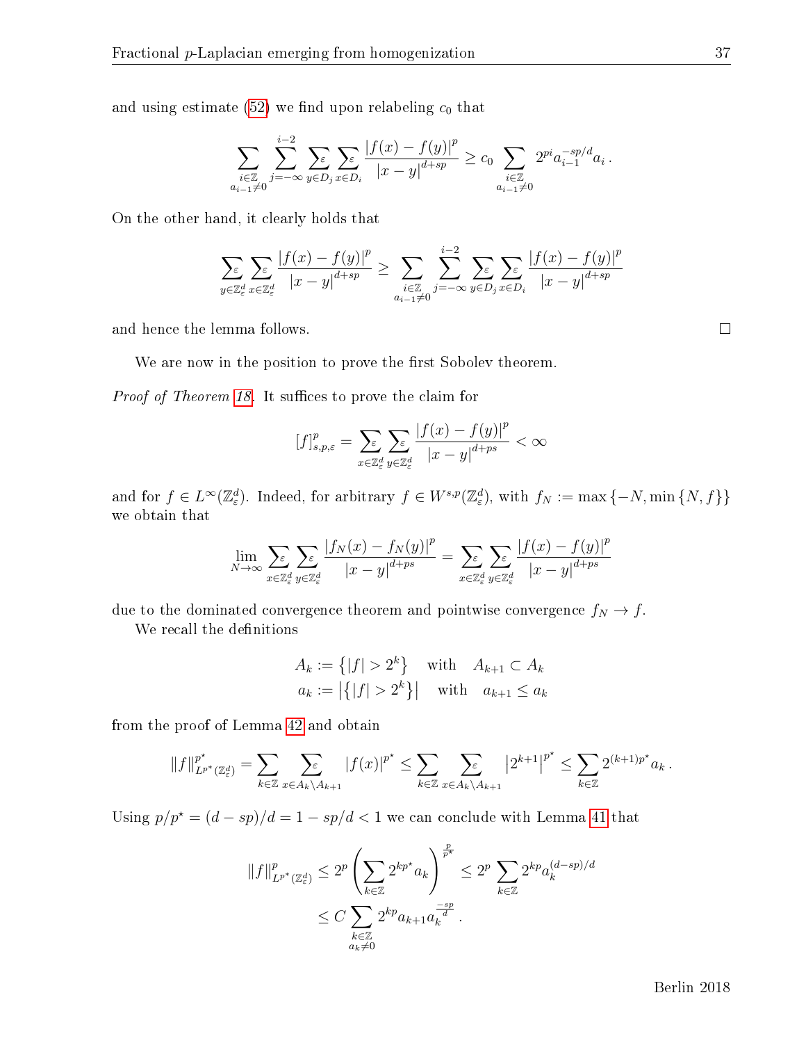and using estimate (52) we find upon relabeling $c_0$ that

$$\sum_{\substack{i\in\mathbb{Z}\\ a_{i-1}\neq 0}} \sum_{j=-\infty}^{i-2} \sum_{y\in D_j}^{\varepsilon} \sum_{x\in D_i}^{\varepsilon} \frac{|f(x)-f(y)|^p}{|x-y|^{d+sp}} \geq c_0 \sum_{\substack{i\in\mathbb{Z}\\ a_{i-1}\neq 0}} 2^{pi} a_{i-1}^{-sp/d} a_i \,.$$

On the other hand, it clearly holds that

$$\sum_{y\in\mathbb{Z}^d_\varepsilon}^{\varepsilon} \sum_{x\in\mathbb{Z}^d_\varepsilon}^{\varepsilon} \frac{|f(x)-f(y)|^p}{|x-y|^{d+sp}} \geq \sum_{\substack{i\in\mathbb{Z}\\ a_{i-1}\neq 0}} \sum_{j=-\infty}^{i-2} \sum_{y\in D_j}^{\varepsilon} \sum_{x\in D_i}^{\varepsilon} \frac{|f(x)-f(y)|^p}{|x-y|^{d+sp}}$$

and hence the lemma follows. $\square$

We are now in the position to prove the first Sobolev theorem.

*Proof of Theorem 18.* It suffices to prove the claim for

$$[f]^p_{s,p,\varepsilon} = \sum_{x\in\mathbb{Z}^d_\varepsilon}^{\varepsilon} \sum_{y\in\mathbb{Z}^d_\varepsilon}^{\varepsilon} \frac{|f(x)-f(y)|^p}{|x-y|^{d+ps}} < \infty$$

and for $f \in L^\infty(\mathbb{Z}^d_\varepsilon)$. Indeed, for arbitrary $f \in W^{s,p}(\mathbb{Z}^d_\varepsilon)$, with $f_N := \max\{-N, \min\{N, f\}\}$ we obtain that

$$\lim_{N\to\infty} \sum_{x\in\mathbb{Z}^d_\varepsilon}^{\varepsilon} \sum_{y\in\mathbb{Z}^d_\varepsilon}^{\varepsilon} \frac{|f_N(x)-f_N(y)|^p}{|x-y|^{d+ps}} = \sum_{x\in\mathbb{Z}^d_\varepsilon}^{\varepsilon} \sum_{y\in\mathbb{Z}^d_\varepsilon}^{\varepsilon} \frac{|f(x)-f(y)|^p}{|x-y|^{d+ps}}$$

due to the dominated convergence theorem and pointwise convergence $f_N \to f$.

We recall the definitions

$$\begin{aligned}
A_k &:= \left\{|f| > 2^k\right\} \quad \text{with} \quad A_{k+1} \subset A_k \\
a_k &:= \left|\left\{|f| > 2^k\right\}\right| \quad \text{with} \quad a_{k+1} \leq a_k
\end{aligned}$$

from the proof of Lemma 42 and obtain

$$\|f\|^{p^\star}_{L^{p^\star}(\mathbb{Z}^d_\varepsilon)} = \sum_{k\in\mathbb{Z}} \sum_{x\in A_k\setminus A_{k+1}}^{\varepsilon} |f(x)|^{p^\star} \leq \sum_{k\in\mathbb{Z}} \sum_{x\in A_k\setminus A_{k+1}}^{\varepsilon} \left|2^{k+1}\right|^{p^\star} \leq \sum_{k\in\mathbb{Z}} 2^{(k+1)p^\star} a_k \,.$$

Using $p/p^\star = (d-sp)/d = 1 - sp/d < 1$ we can conclude with Lemma 41 that

$$\begin{aligned}
\|f\|^p_{L^{p^\star}(\mathbb{Z}^d_\varepsilon)} &\leq 2^p \left(\sum_{k\in\mathbb{Z}} 2^{kp^\star} a_k\right)^{\frac{p}{p^\star}} \leq 2^p \sum_{k\in\mathbb{Z}} 2^{kp} a_k^{(d-sp)/d} \\
&\leq C \sum_{\substack{k\in\mathbb{Z}\\ a_k\neq 0}} 2^{kp} a_{k+1} a_k^{\frac{-sp}{d}} \,.
\end{aligned}$$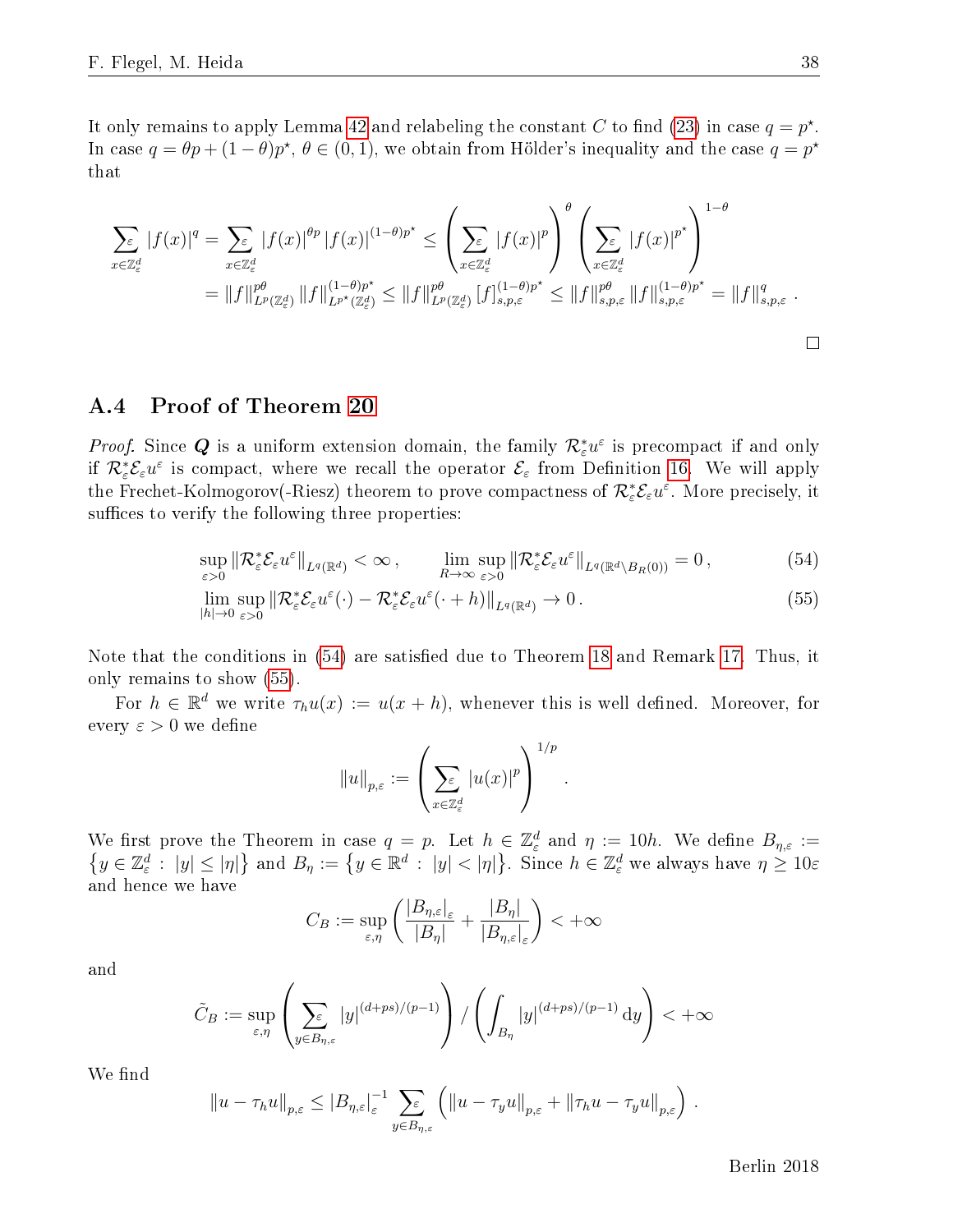It only remains to apply Lemma 42 and relabeling the constant $C$ to find (23) in case $q = p^\star$. In case $q = \theta p + (1-\theta)p^\star$, $\theta \in (0,1)$, we obtain from Hölder's inequality and the case $q = p^\star$ that

$$\sum_{x\in\mathbb{Z}^d_\varepsilon}^{\varepsilon} |f(x)|^q = \sum_{x\in\mathbb{Z}^d_\varepsilon}^{\varepsilon} |f(x)|^{\theta p} |f(x)|^{(1-\theta)p^\star} \le \left(\sum_{x\in\mathbb{Z}^d_\varepsilon}^{\varepsilon} |f(x)|^p\right)^{\theta} \left(\sum_{x\in\mathbb{Z}^d_\varepsilon}^{\varepsilon} |f(x)|^{p^\star}\right)^{1-\theta}$$
$$= \|f\|^{p\theta}_{L^p(\mathbb{Z}^d_\varepsilon)} \|f\|^{(1-\theta)p^\star}_{L^{p^\star}(\mathbb{Z}^d_\varepsilon)} \le \|f\|^{p\theta}_{L^p(\mathbb{Z}^d_\varepsilon)} [f]^{(1-\theta)p^\star}_{s,p,\varepsilon} \le \|f\|^{p\theta}_{s,p,\varepsilon} \|f\|^{(1-\theta)p^\star}_{s,p,\varepsilon} = \|f\|^q_{s,p,\varepsilon}\,.$$

□

### A.4 Proof of Theorem 20

*Proof.* Since $\boldsymbol{Q}$ is a uniform extension domain, the family $\mathcal{R}^*_\varepsilon u^\varepsilon$ is precompact if and only if $\mathcal{R}^*_\varepsilon \mathcal{E}_\varepsilon u^\varepsilon$ is compact, where we recall the operator $\mathcal{E}_\varepsilon$ from Definition 16. We will apply the Frechet-Kolmogorov(-Riesz) theorem to prove compactness of $\mathcal{R}^*_\varepsilon \mathcal{E}_\varepsilon u^\varepsilon$. More precisely, it suffices to verify the following three properties:

$$\sup_{\varepsilon>0} \|\mathcal{R}^*_\varepsilon \mathcal{E}_\varepsilon u^\varepsilon\|_{L^q(\mathbb{R}^d)} < \infty\,, \qquad \lim_{R\to\infty} \sup_{\varepsilon>0} \|\mathcal{R}^*_\varepsilon \mathcal{E}_\varepsilon u^\varepsilon\|_{L^q(\mathbb{R}^d\setminus B_R(0))} = 0\,, \tag{54}$$

$$\lim_{|h|\to 0} \sup_{\varepsilon>0} \|\mathcal{R}^*_\varepsilon \mathcal{E}_\varepsilon u^\varepsilon(\cdot) - \mathcal{R}^*_\varepsilon \mathcal{E}_\varepsilon u^\varepsilon(\cdot + h)\|_{L^q(\mathbb{R}^d)} \to 0\,. \tag{55}$$

Note that the conditions in (54) are satisfied due to Theorem 18 and Remark 17. Thus, it only remains to show (55).

For $h \in \mathbb{R}^d$ we write $\tau_h u(x) := u(x+h)$, whenever this is well defined. Moreover, for every $\varepsilon > 0$ we define

$$\|u\|_{p,\varepsilon} := \left(\sum_{x\in\mathbb{Z}^d_\varepsilon}^{\varepsilon} |u(x)|^p\right)^{1/p}\,.$$

We first prove the Theorem in case $q = p$. Let $h \in \mathbb{Z}^d_\varepsilon$ and $\eta := 10h$. We define $B_{\eta,\varepsilon} := \left\{y \in \mathbb{Z}^d_\varepsilon \,:\, |y| \le |\eta|\right\}$ and $B_\eta := \left\{y \in \mathbb{R}^d \,:\, |y| < |\eta|\right\}$. Since $h \in \mathbb{Z}^d_\varepsilon$ we always have $\eta \ge 10\varepsilon$ and hence we have

$$C_B := \sup_{\varepsilon,\eta} \left(\frac{|B_{\eta,\varepsilon}|_\varepsilon}{|B_\eta|} + \frac{|B_\eta|}{|B_{\eta,\varepsilon}|_\varepsilon}\right) < +\infty$$

and

$$\tilde{C}_B := \sup_{\varepsilon,\eta} \left(\sum_{y\in B_{\eta,\varepsilon}}^{\varepsilon} |y|^{(d+ps)/(p-1)}\right) \Big/ \left(\int_{B_\eta} |y|^{(d+ps)/(p-1)}\,\mathrm{d}y\right) < +\infty$$

We find

$$\|u - \tau_h u\|_{p,\varepsilon} \le |B_{\eta,\varepsilon}|^{-1}_\varepsilon \sum_{y\in B_{\eta,\varepsilon}}^{\varepsilon} \left(\|u - \tau_y u\|_{p,\varepsilon} + \|\tau_h u - \tau_y u\|_{p,\varepsilon}\right)\,.$$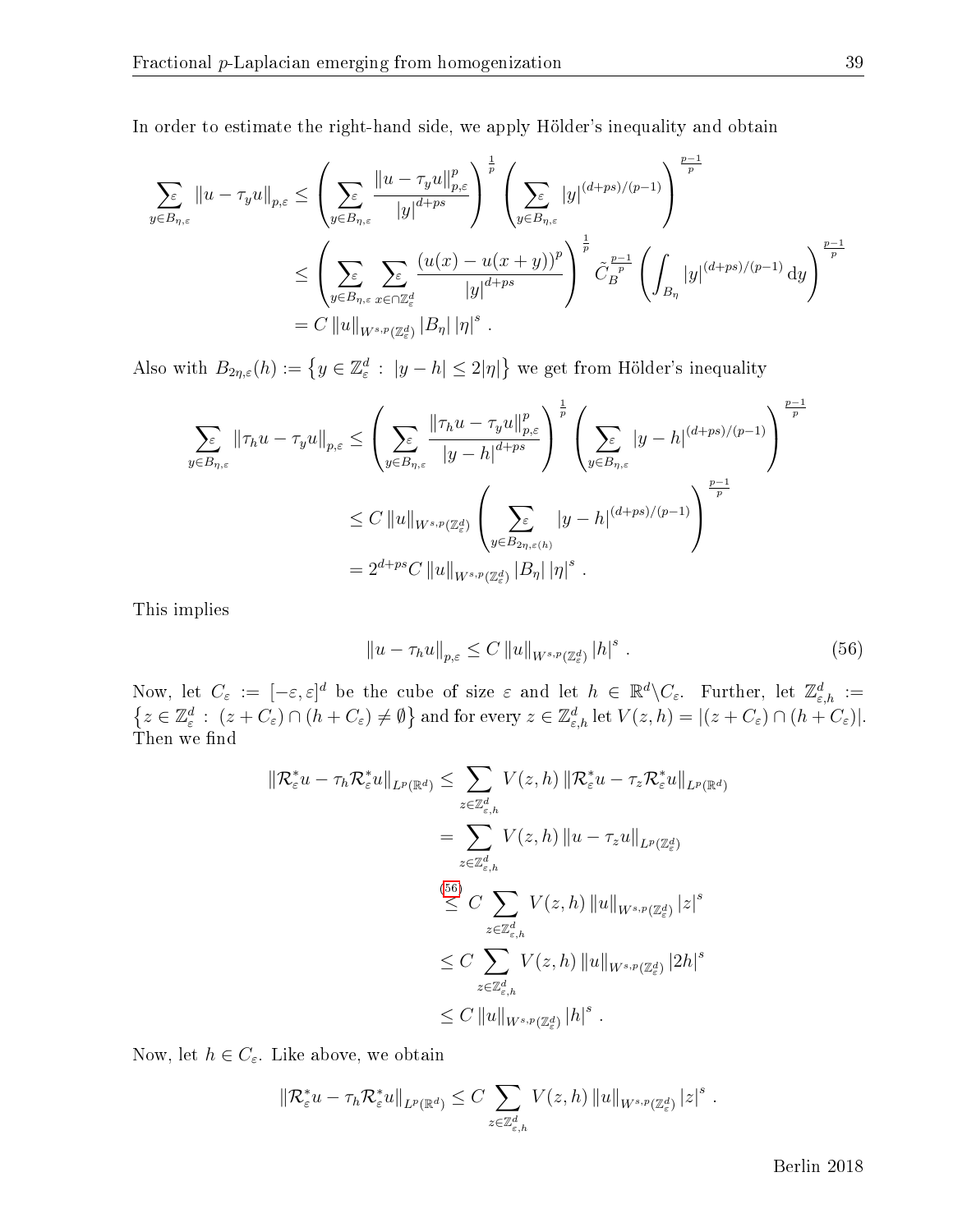In order to estimate the right-hand side, we apply Hölder's inequality and obtain

$$
\begin{aligned}
\sum_{y\in B_{\eta,\varepsilon}}^{\varepsilon} \|u-\tau_y u\|_{p,\varepsilon} &\le \left(\sum_{y\in B_{\eta,\varepsilon}}^{\varepsilon} \frac{\|u-\tau_y u\|_{p,\varepsilon}^p}{|y|^{d+ps}}\right)^{\frac{1}{p}} \left(\sum_{y\in B_{\eta,\varepsilon}}^{\varepsilon} |y|^{(d+ps)/(p-1)}\right)^{\frac{p-1}{p}} \\
&\le \left(\sum_{y\in B_{\eta,\varepsilon}}^{\varepsilon} \sum_{x\in \cap\mathbb{Z}^d_\varepsilon}^{\varepsilon} \frac{(u(x)-u(x+y))^p}{|y|^{d+ps}}\right)^{\frac{1}{p}} \tilde{C}_B^{\frac{p-1}{p}} \left(\int_{B_\eta} |y|^{(d+ps)/(p-1)}\,\mathrm{d}y\right)^{\frac{p-1}{p}} \\
&= C\,\|u\|_{W^{s,p}(\mathbb{Z}^d_\varepsilon)} |B_\eta|\,|\eta|^s\,.
\end{aligned}
$$

Also with $B_{2\eta,\varepsilon}(h) := \left\{y\in\mathbb{Z}^d_\varepsilon \,:\, |y-h|\le 2|\eta|\right\}$ we get from Hölder's inequality

$$
\begin{aligned}
\sum_{y\in B_{\eta,\varepsilon}}^{\varepsilon} \|\tau_h u-\tau_y u\|_{p,\varepsilon} &\le \left(\sum_{y\in B_{\eta,\varepsilon}}^{\varepsilon} \frac{\|\tau_h u-\tau_y u\|_{p,\varepsilon}^p}{|y-h|^{d+ps}}\right)^{\frac{1}{p}} \left(\sum_{y\in B_{\eta,\varepsilon}}^{\varepsilon} |y-h|^{(d+ps)/(p-1)}\right)^{\frac{p-1}{p}} \\
&\le C\,\|u\|_{W^{s,p}(\mathbb{Z}^d_\varepsilon)} \left(\sum_{y\in B_{2\eta,\varepsilon(h)}}^{\varepsilon} |y-h|^{(d+ps)/(p-1)}\right)^{\frac{p-1}{p}} \\
&= 2^{d+ps} C\,\|u\|_{W^{s,p}(\mathbb{Z}^d_\varepsilon)} |B_\eta|\,|\eta|^s\,.
\end{aligned}
$$

This implies

$$
\|u-\tau_h u\|_{p,\varepsilon} \le C\,\|u\|_{W^{s,p}(\mathbb{Z}^d_\varepsilon)} |h|^s\,. \tag{56}
$$

Now, let $C_\varepsilon := [-\varepsilon,\varepsilon]^d$ be the cube of size $\varepsilon$ and let $h\in\mathbb{R}^d\backslash C_\varepsilon$. Further, let $\mathbb{Z}^d_{\varepsilon,h} := \left\{z\in\mathbb{Z}^d_\varepsilon \,:\, (z+C_\varepsilon)\cap(h+C_\varepsilon)\neq\emptyset\right\}$ and for every $z\in\mathbb{Z}^d_{\varepsilon,h}$ let $V(z,h) = |(z+C_\varepsilon)\cap(h+C_\varepsilon)|$. Then we find

$$
\begin{aligned}
\|\mathcal{R}^*_\varepsilon u - \tau_h\mathcal{R}^*_\varepsilon u\|_{L^p(\mathbb{R}^d)} &\le \sum_{z\in\mathbb{Z}^d_{\varepsilon,h}} V(z,h)\,\|\mathcal{R}^*_\varepsilon u - \tau_z\mathcal{R}^*_\varepsilon u\|_{L^p(\mathbb{R}^d)} \\
&= \sum_{z\in\mathbb{Z}^d_{\varepsilon,h}} V(z,h)\,\|u-\tau_z u\|_{L^p(\mathbb{Z}^d_\varepsilon)} \\
&\overset{(56)}{\le} C \sum_{z\in\mathbb{Z}^d_{\varepsilon,h}} V(z,h)\,\|u\|_{W^{s,p}(\mathbb{Z}^d_\varepsilon)} |z|^s \\
&\le C \sum_{z\in\mathbb{Z}^d_{\varepsilon,h}} V(z,h)\,\|u\|_{W^{s,p}(\mathbb{Z}^d_\varepsilon)} |2h|^s \\
&\le C\,\|u\|_{W^{s,p}(\mathbb{Z}^d_\varepsilon)} |h|^s\,.
\end{aligned}
$$

Now, let $h\in C_\varepsilon$. Like above, we obtain

$$
\|\mathcal{R}^*_\varepsilon u - \tau_h\mathcal{R}^*_\varepsilon u\|_{L^p(\mathbb{R}^d)} \le C \sum_{z\in\mathbb{Z}^d_{\varepsilon,h}} V(z,h)\,\|u\|_{W^{s,p}(\mathbb{Z}^d_\varepsilon)} |z|^s\,.
$$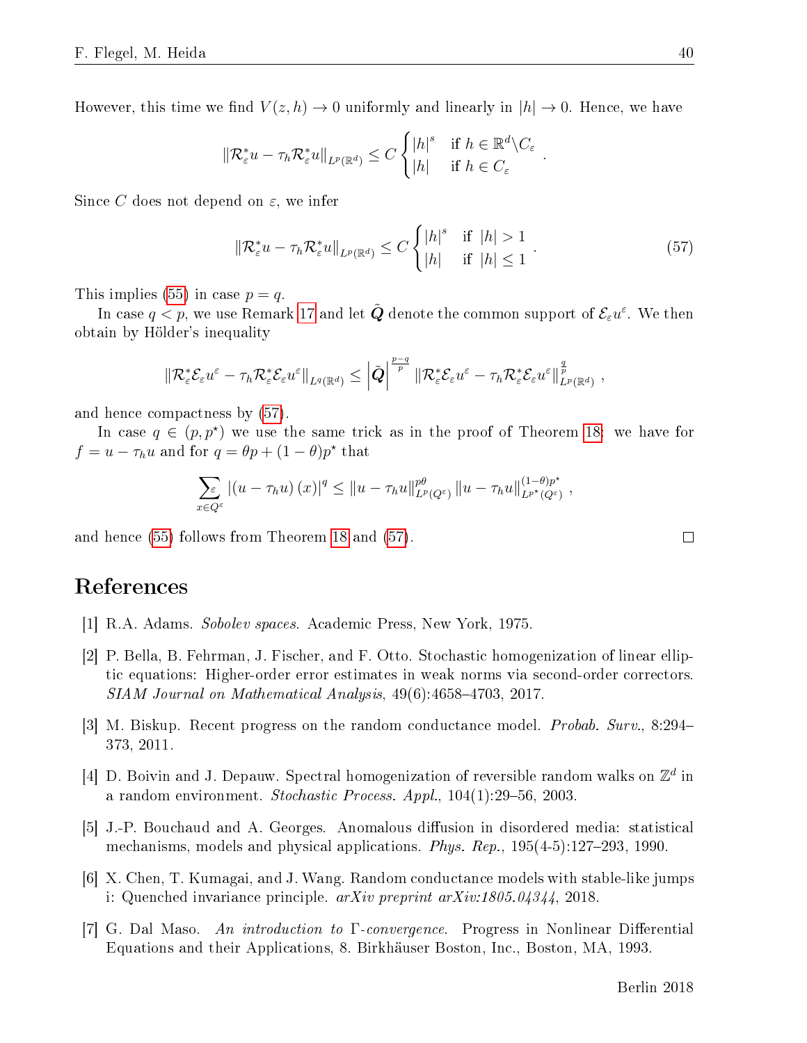However, this time we find $V(z,h) \to 0$ uniformly and linearly in $|h| \to 0$. Hence, we have

$$\|\mathcal{R}_\varepsilon^* u - \tau_h \mathcal{R}_\varepsilon^* u\|_{L^p(\mathbb{R}^d)} \leq C \begin{cases} |h|^s & \text{if } h \in \mathbb{R}^d \backslash C_\varepsilon \\ |h| & \text{if } h \in C_\varepsilon \end{cases} .$$

Since $C$ does not depend on $\varepsilon$, we infer

$$\|\mathcal{R}_\varepsilon^* u - \tau_h \mathcal{R}_\varepsilon^* u\|_{L^p(\mathbb{R}^d)} \leq C \begin{cases} |h|^s & \text{if } |h| > 1 \\ |h| & \text{if } |h| \leq 1 \end{cases} . \tag{57}$$

This implies (55) in case $p = q$.

In case $q < p$, we use Remark 17 and let $\tilde{\boldsymbol{Q}}$ denote the common support of $\mathcal{E}_\varepsilon u^\varepsilon$. We then obtain by Hölder's inequality

$$\|\mathcal{R}_\varepsilon^* \mathcal{E}_\varepsilon u^\varepsilon - \tau_h \mathcal{R}_\varepsilon^* \mathcal{E}_\varepsilon u^\varepsilon\|_{L^q(\mathbb{R}^d)} \leq \left|\tilde{\boldsymbol{Q}}\right|^{\frac{p-q}{p}} \|\mathcal{R}_\varepsilon^* \mathcal{E}_\varepsilon u^\varepsilon - \tau_h \mathcal{R}_\varepsilon^* \mathcal{E}_\varepsilon u^\varepsilon\|_{L^p(\mathbb{R}^d)}^{\frac{q}{p}} ,$$

and hence compactness by (57).

In case $q \in (p, p^\star)$ we use the same trick as in the proof of Theorem 18: we have for $f = u - \tau_h u$ and for $q = \theta p + (1-\theta) p^\star$ that

$$\sum_{x \in Q^\varepsilon}^{\varepsilon} |(u - \tau_h u)(x)|^q \leq \|u - \tau_h u\|_{L^p(Q^\varepsilon)}^{p\theta} \|u - \tau_h u\|_{L^{p^\star}(Q^\varepsilon)}^{(1-\theta)p^\star} ,$$

and hence (55) follows from Theorem 18 and (57). $\square$

# References

[1] R.A. Adams. *Sobolev spaces*. Academic Press, New York, 1975.

[2] P. Bella, B. Fehrman, J. Fischer, and F. Otto. Stochastic homogenization of linear elliptic equations: Higher-order error estimates in weak norms via second-order correctors. *SIAM Journal on Mathematical Analysis*, 49(6):4658–4703, 2017.

[3] M. Biskup. Recent progress on the random conductance model. *Probab. Surv.*, 8:294–373, 2011.

[4] D. Boivin and J. Depauw. Spectral homogenization of reversible random walks on $\mathbb{Z}^d$ in a random environment. *Stochastic Process. Appl.*, 104(1):29–56, 2003.

[5] J.-P. Bouchaud and A. Georges. Anomalous diffusion in disordered media: statistical mechanisms, models and physical applications. *Phys. Rep.*, 195(4-5):127–293, 1990.

[6] X. Chen, T. Kumagai, and J. Wang. Random conductance models with stable-like jumps i: Quenched invariance principle. *arXiv preprint arXiv:1805.04344*, 2018.

[7] G. Dal Maso. *An introduction to Γ-convergence*. Progress in Nonlinear Differential Equations and their Applications, 8. Birkhäuser Boston, Inc., Boston, MA, 1993.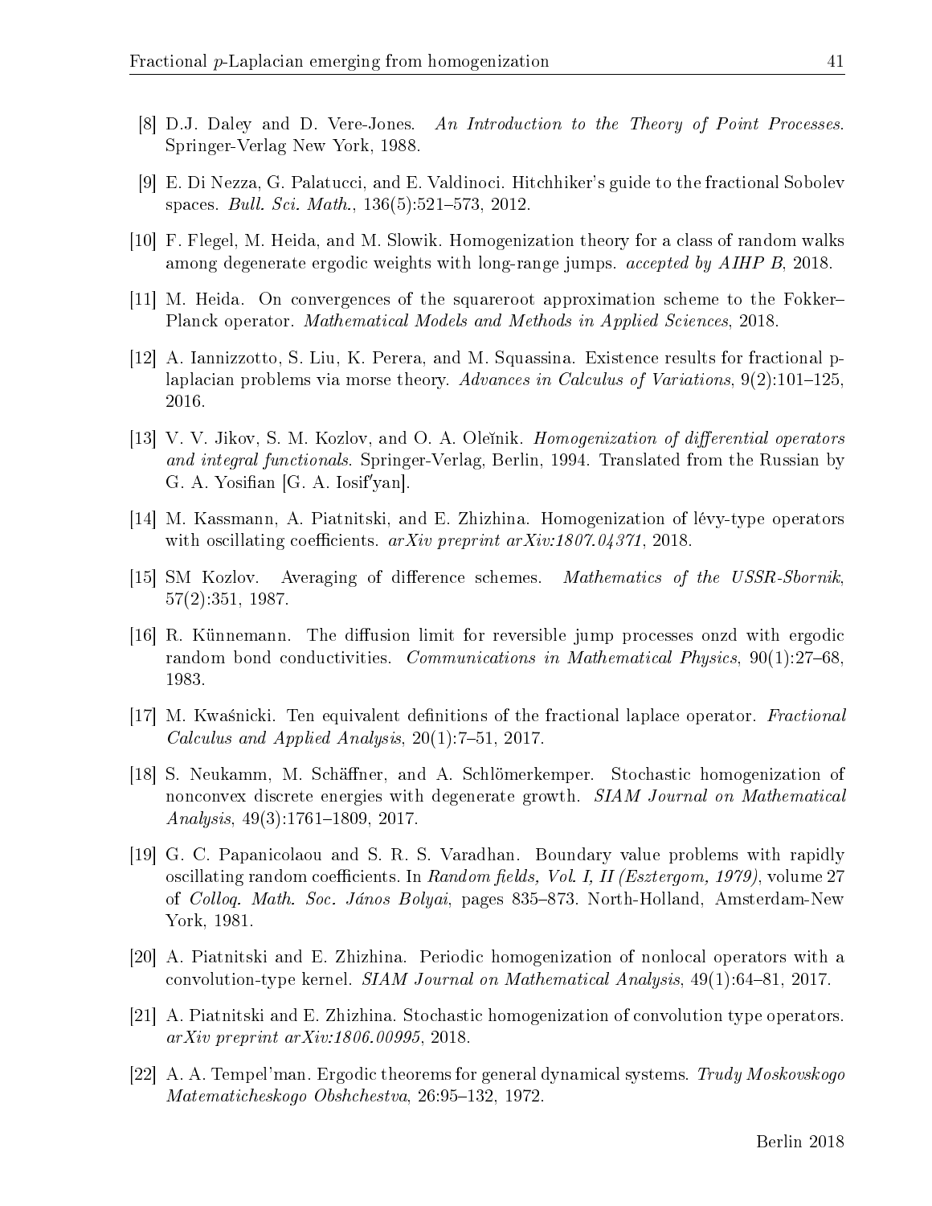[8] D.J. Daley and D. Vere-Jones. *An Introduction to the Theory of Point Processes*. Springer-Verlag New York, 1988.

[9] E. Di Nezza, G. Palatucci, and E. Valdinoci. Hitchhiker's guide to the fractional Sobolev spaces. *Bull. Sci. Math.*, 136(5):521–573, 2012.

[10] F. Flegel, M. Heida, and M. Slowik. Homogenization theory for a class of random walks among degenerate ergodic weights with long-range jumps. *accepted by AIHP B*, 2018.

[11] M. Heida. On convergences of the squareroot approximation scheme to the Fokker–Planck operator. *Mathematical Models and Methods in Applied Sciences*, 2018.

[12] A. Iannizzotto, S. Liu, K. Perera, and M. Squassina. Existence results for fractional p-laplacian problems via morse theory. *Advances in Calculus of Variations*, 9(2):101–125, 2016.

[13] V. V. Jikov, S. M. Kozlov, and O. A. Oleĭnik. *Homogenization of differential operators and integral functionals*. Springer-Verlag, Berlin, 1994. Translated from the Russian by G. A. Yosifian [G. A. Iosif′yan].

[14] M. Kassmann, A. Piatnitski, and E. Zhizhina. Homogenization of lévy-type operators with oscillating coefficients. *arXiv preprint arXiv:1807.04371*, 2018.

[15] SM Kozlov. Averaging of difference schemes. *Mathematics of the USSR-Sbornik*, 57(2):351, 1987.

[16] R. Künnemann. The diffusion limit for reversible jump processes onzd with ergodic random bond conductivities. *Communications in Mathematical Physics*, 90(1):27–68, 1983.

[17] M. Kwaśnicki. Ten equivalent definitions of the fractional laplace operator. *Fractional Calculus and Applied Analysis*, 20(1):7–51, 2017.

[18] S. Neukamm, M. Schäffner, and A. Schlömerkemper. Stochastic homogenization of nonconvex discrete energies with degenerate growth. *SIAM Journal on Mathematical Analysis*, 49(3):1761–1809, 2017.

[19] G. C. Papanicolaou and S. R. S. Varadhan. Boundary value problems with rapidly oscillating random coefficients. In *Random fields, Vol. I, II (Esztergom, 1979)*, volume 27 of *Colloq. Math. Soc. János Bolyai*, pages 835–873. North-Holland, Amsterdam-New York, 1981.

[20] A. Piatnitski and E. Zhizhina. Periodic homogenization of nonlocal operators with a convolution-type kernel. *SIAM Journal on Mathematical Analysis*, 49(1):64–81, 2017.

[21] A. Piatnitski and E. Zhizhina. Stochastic homogenization of convolution type operators. *arXiv preprint arXiv:1806.00995*, 2018.

[22] A. A. Tempel′man. Ergodic theorems for general dynamical systems. *Trudy Moskovskogo Matematicheskogo Obshchestva*, 26:95–132, 1972.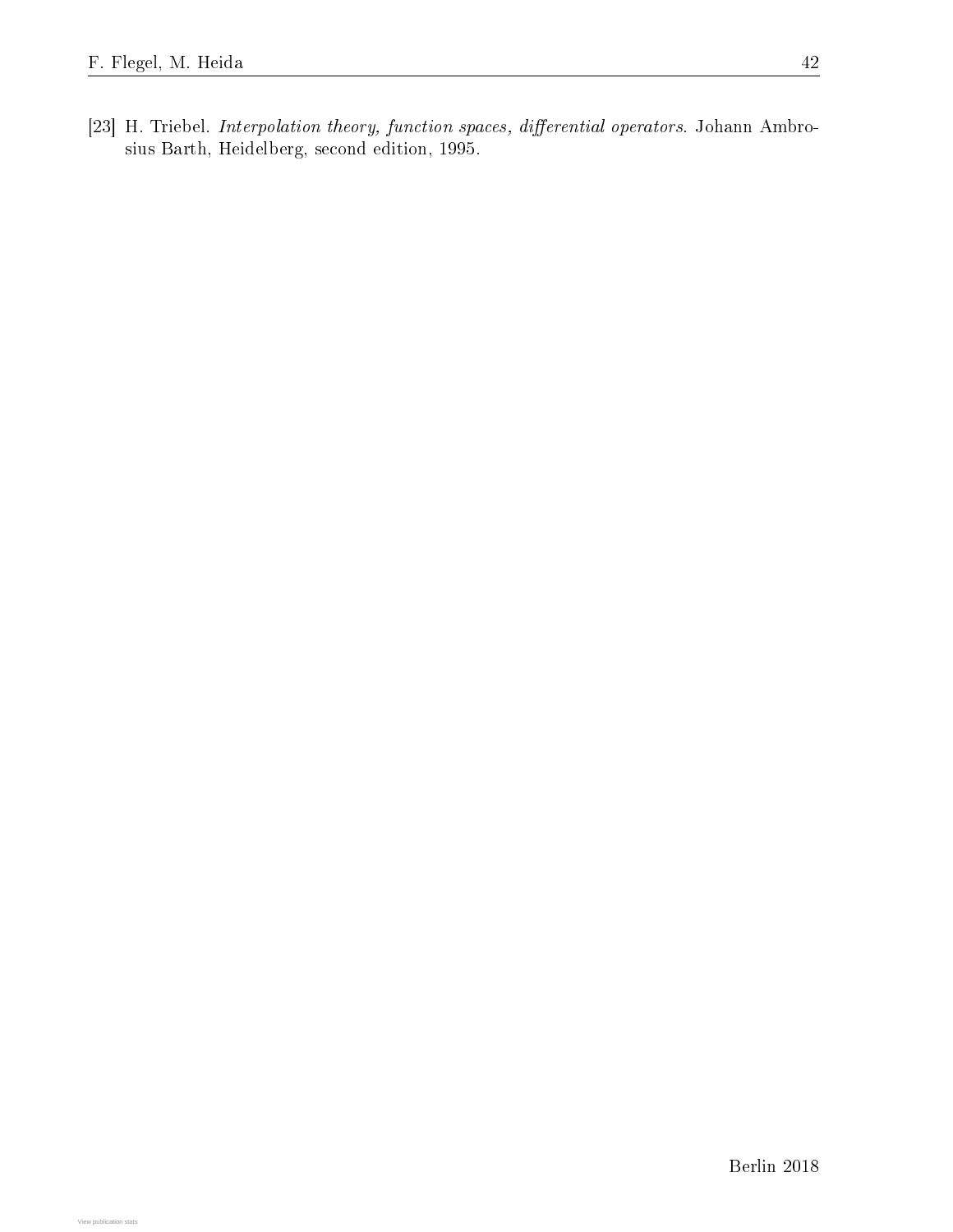[23] H. Triebel. *Interpolation theory, function spaces, differential operators*. Johann Ambrosius Barth, Heidelberg, second edition, 1995.